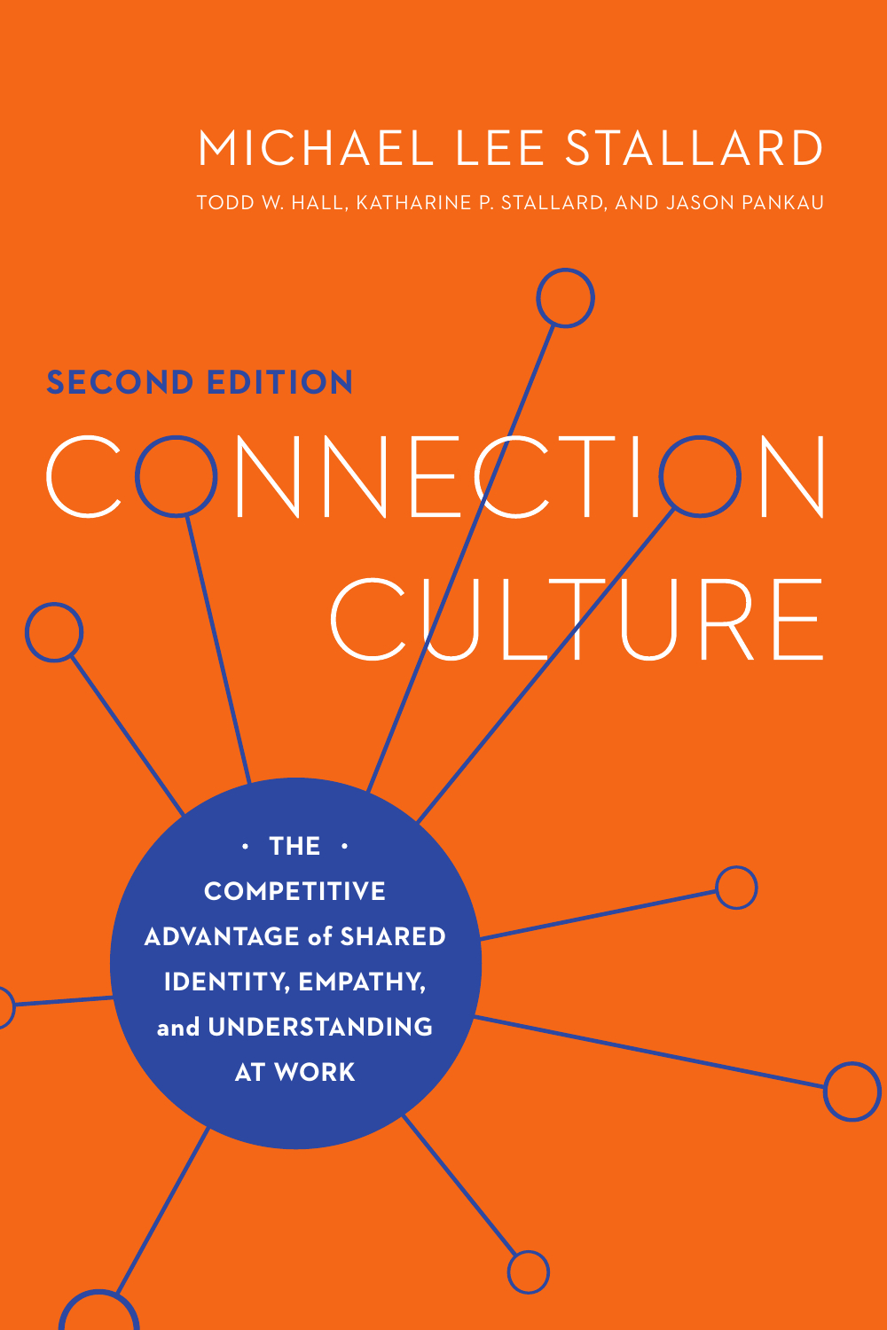MICHAEL LEE STALLARD

TODD W. HALL, KATHARINE P. STALLARD, AND JASON PANKAU

**SECOND EDITION**

# CONNECTION CULTURE

**· THE ·**
**COMPETITIVE ADVANTAGE of SHARED IDENTITY, EMPATHY, and UNDERSTANDING AT WORK**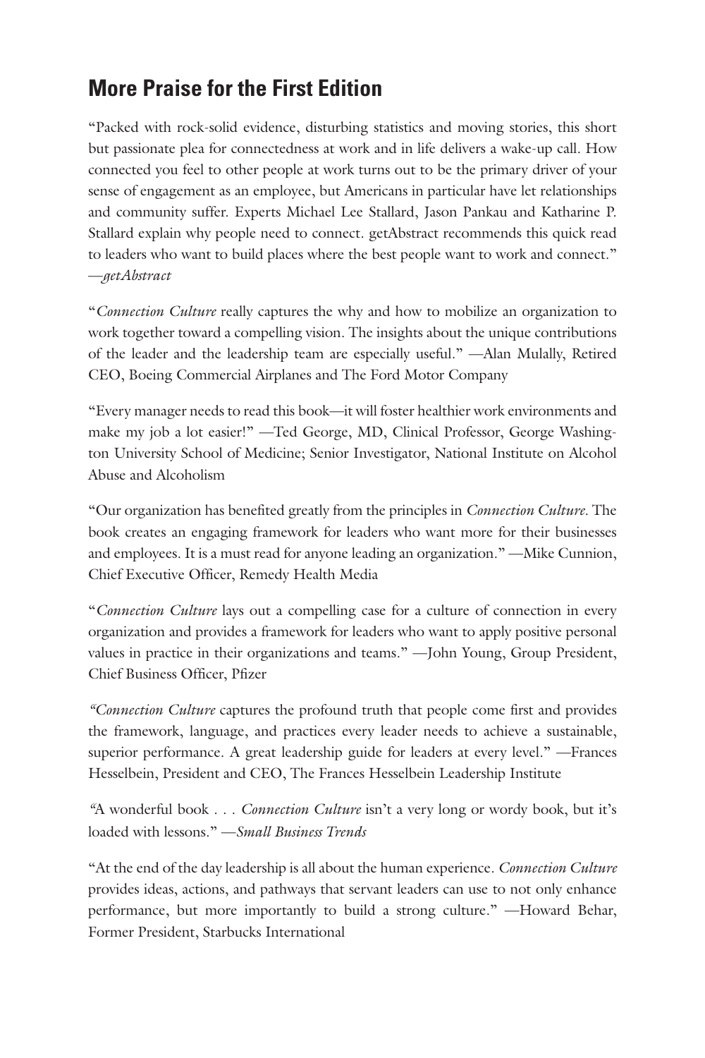## More Praise for the First Edition

"Packed with rock-solid evidence, disturbing statistics and moving stories, this short but passionate plea for connectedness at work and in life delivers a wake-up call. How connected you feel to other people at work turns out to be the primary driver of your sense of engagement as an employee, but Americans in particular have let relationships and community suffer. Experts Michael Lee Stallard, Jason Pankau and Katharine P. Stallard explain why people need to connect. getAbstract recommends this quick read to leaders who want to build places where the best people want to work and connect." —*getAbstract*

"*Connection Culture* really captures the why and how to mobilize an organization to work together toward a compelling vision. The insights about the unique contributions of the leader and the leadership team are especially useful." —Alan Mulally, Retired CEO, Boeing Commercial Airplanes and The Ford Motor Company

"Every manager needs to read this book—it will foster healthier work environments and make my job a lot easier!" —Ted George, MD, Clinical Professor, George Washington University School of Medicine; Senior Investigator, National Institute on Alcohol Abuse and Alcoholism

"Our organization has benefited greatly from the principles in *Connection Culture*. The book creates an engaging framework for leaders who want more for their businesses and employees. It is a must read for anyone leading an organization." —Mike Cunnion, Chief Executive Officer, Remedy Health Media

"*Connection Culture* lays out a compelling case for a culture of connection in every organization and provides a framework for leaders who want to apply positive personal values in practice in their organizations and teams." —John Young, Group President, Chief Business Officer, Pfizer

"*Connection Culture* captures the profound truth that people come first and provides the framework, language, and practices every leader needs to achieve a sustainable, superior performance. A great leadership guide for leaders at every level." —Frances Hesselbein, President and CEO, The Frances Hesselbein Leadership Institute

"A wonderful book . . . *Connection Culture* isn't a very long or wordy book, but it's loaded with lessons." —*Small Business Trends*

"At the end of the day leadership is all about the human experience. *Connection Culture* provides ideas, actions, and pathways that servant leaders can use to not only enhance performance, but more importantly to build a strong culture." —Howard Behar, Former President, Starbucks International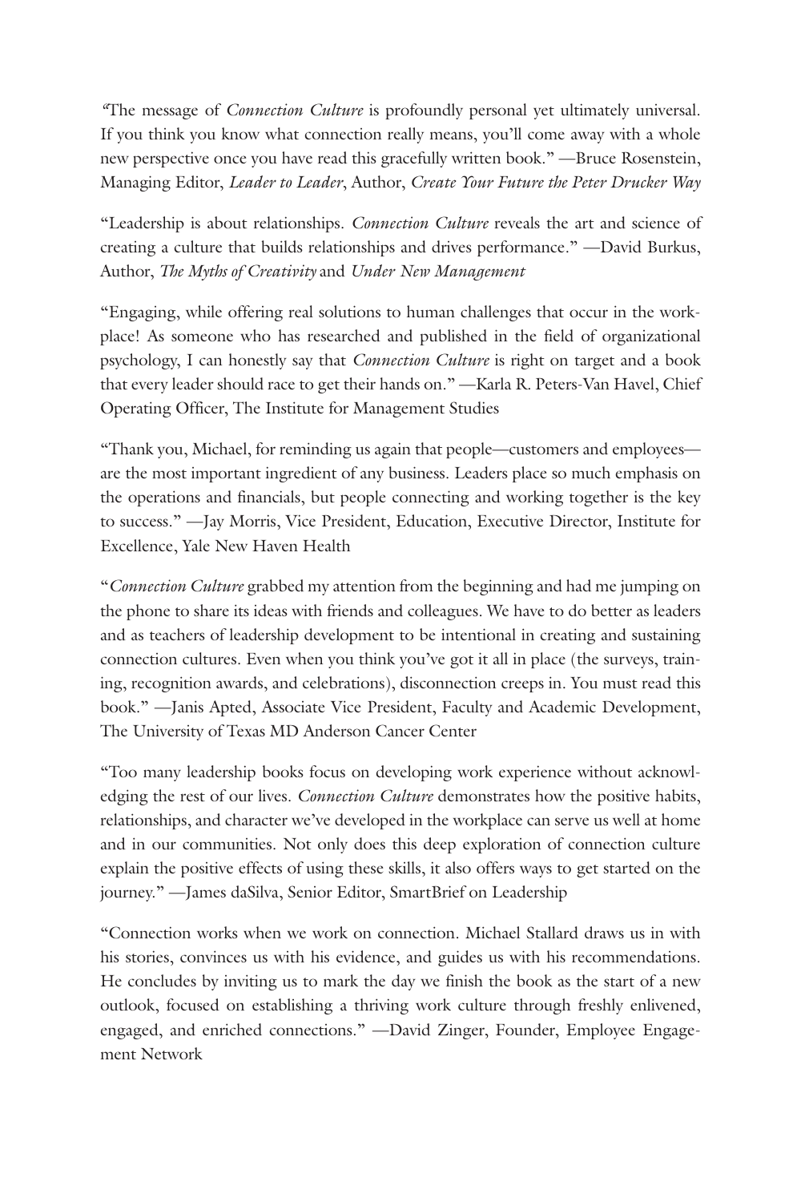"The message of *Connection Culture* is profoundly personal yet ultimately universal. If you think you know what connection really means, you'll come away with a whole new perspective once you have read this gracefully written book." —Bruce Rosenstein, Managing Editor, *Leader to Leader*, Author, *Create Your Future the Peter Drucker Way*

"Leadership is about relationships. *Connection Culture* reveals the art and science of creating a culture that builds relationships and drives performance." —David Burkus, Author, *The Myths of Creativity* and *Under New Management*

"Engaging, while offering real solutions to human challenges that occur in the workplace! As someone who has researched and published in the field of organizational psychology, I can honestly say that *Connection Culture* is right on target and a book that every leader should race to get their hands on." —Karla R. Peters-Van Havel, Chief Operating Officer, The Institute for Management Studies

"Thank you, Michael, for reminding us again that people—customers and employees—are the most important ingredient of any business. Leaders place so much emphasis on the operations and financials, but people connecting and working together is the key to success." —Jay Morris, Vice President, Education, Executive Director, Institute for Excellence, Yale New Haven Health

"*Connection Culture* grabbed my attention from the beginning and had me jumping on the phone to share its ideas with friends and colleagues. We have to do better as leaders and as teachers of leadership development to be intentional in creating and sustaining connection cultures. Even when you think you've got it all in place (the surveys, training, recognition awards, and celebrations), disconnection creeps in. You must read this book." —Janis Apted, Associate Vice President, Faculty and Academic Development, The University of Texas MD Anderson Cancer Center

"Too many leadership books focus on developing work experience without acknowledging the rest of our lives. *Connection Culture* demonstrates how the positive habits, relationships, and character we've developed in the workplace can serve us well at home and in our communities. Not only does this deep exploration of connection culture explain the positive effects of using these skills, it also offers ways to get started on the journey." —James daSilva, Senior Editor, SmartBrief on Leadership

"Connection works when we work on connection. Michael Stallard draws us in with his stories, convinces us with his evidence, and guides us with his recommendations. He concludes by inviting us to mark the day we finish the book as the start of a new outlook, focused on establishing a thriving work culture through freshly enlivened, engaged, and enriched connections." —David Zinger, Founder, Employee Engagement Network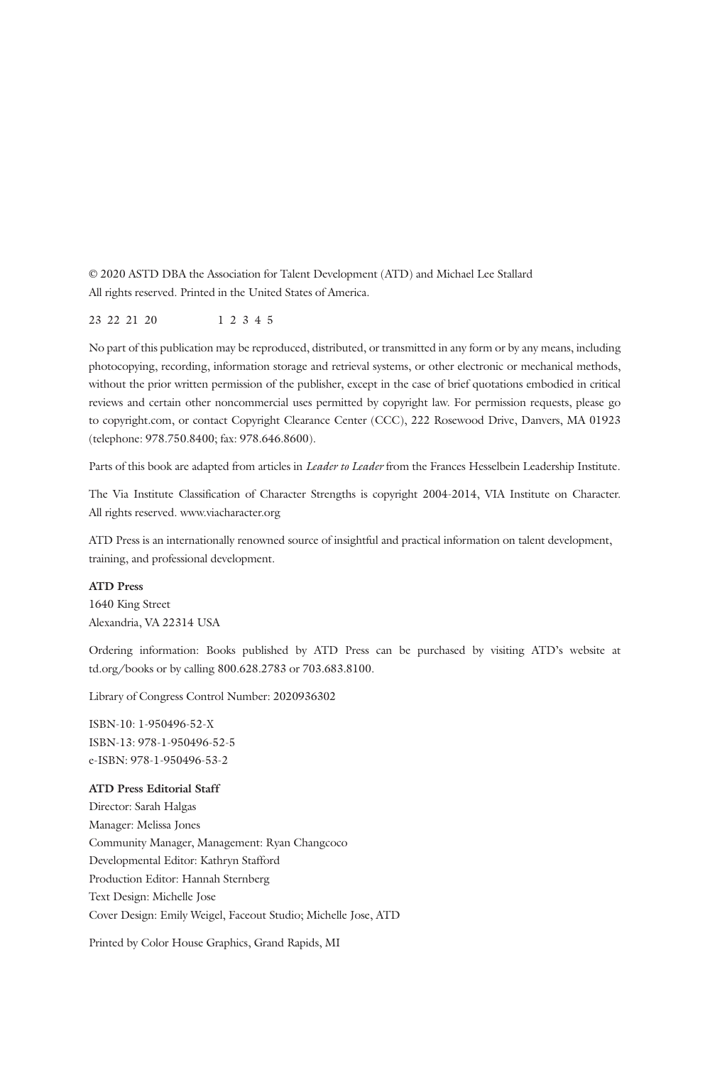© 2020 ASTD DBA the Association for Talent Development (ATD) and Michael Lee Stallard
All rights reserved. Printed in the United States of America.

23 22 21 20        1 2 3 4 5

No part of this publication may be reproduced, distributed, or transmitted in any form or by any means, including photocopying, recording, information storage and retrieval systems, or other electronic or mechanical methods, without the prior written permission of the publisher, except in the case of brief quotations embodied in critical reviews and certain other noncommercial uses permitted by copyright law. For permission requests, please go to copyright.com, or contact Copyright Clearance Center (CCC), 222 Rosewood Drive, Danvers, MA 01923 (telephone: 978.750.8400; fax: 978.646.8600).

Parts of this book are adapted from articles in *Leader to Leader* from the Frances Hesselbein Leadership Institute.

The Via Institute Classification of Character Strengths is copyright 2004-2014, VIA Institute on Character. All rights reserved. www.viacharacter.org

ATD Press is an internationally renowned source of insightful and practical information on talent development, training, and professional development.

**ATD Press**
1640 King Street
Alexandria, VA 22314 USA

Ordering information: Books published by ATD Press can be purchased by visiting ATD's website at td.org/books or by calling 800.628.2783 or 703.683.8100.

Library of Congress Control Number: 2020936302

ISBN-10: 1-950496-52-X
ISBN-13: 978-1-950496-52-5
e-ISBN: 978-1-950496-53-2

**ATD Press Editorial Staff**
Director: Sarah Halgas
Manager: Melissa Jones
Community Manager, Management: Ryan Changcoco
Developmental Editor: Kathryn Stafford
Production Editor: Hannah Sternberg
Text Design: Michelle Jose
Cover Design: Emily Weigel, Faceout Studio; Michelle Jose, ATD

Printed by Color House Graphics, Grand Rapids, MI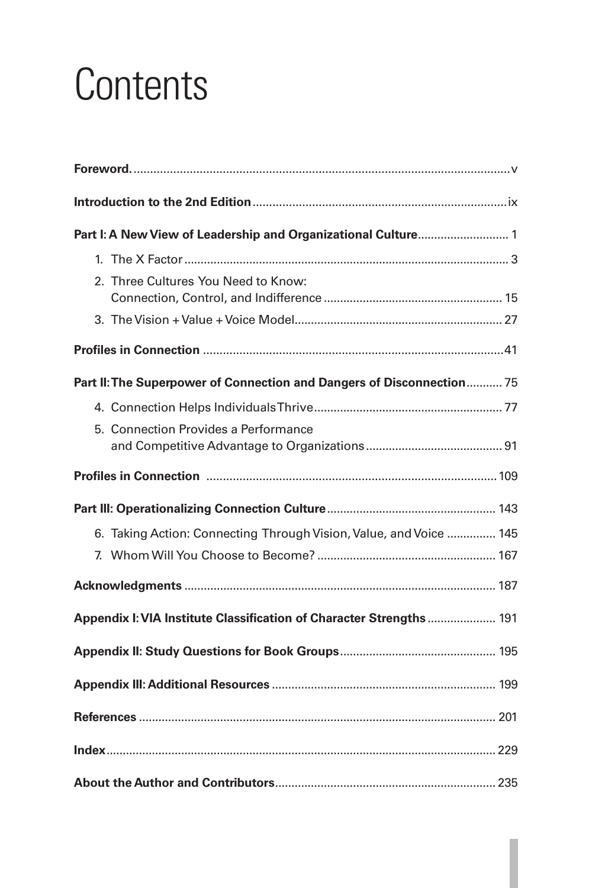# Contents

**Foreword** ..... v

**Introduction to the 2nd Edition** ..... ix

**Part I: A New View of Leadership and Organizational Culture** ..... 1

1. The X Factor ..... 3
2. Three Cultures You Need to Know: Connection, Control, and Indifference ..... 15
3. The Vision + Value + Voice Model ..... 27

**Profiles in Connection** ..... 41

**Part II: The Superpower of Connection and Dangers of Disconnection** ..... 75

4. Connection Helps Individuals Thrive ..... 77
5. Connection Provides a Performance and Competitive Advantage to Organizations ..... 91

**Profiles in Connection** ..... 109

**Part III: Operationalizing Connection Culture** ..... 143

6. Taking Action: Connecting Through Vision, Value, and Voice ..... 145
7. Whom Will You Choose to Become? ..... 167

**Acknowledgments** ..... 187

**Appendix I: VIA Institute Classification of Character Strengths** ..... 191

**Appendix II: Study Questions for Book Groups** ..... 195

**Appendix III: Additional Resources** ..... 199

**References** ..... 201

**Index** ..... 229

**About the Author and Contributors** ..... 235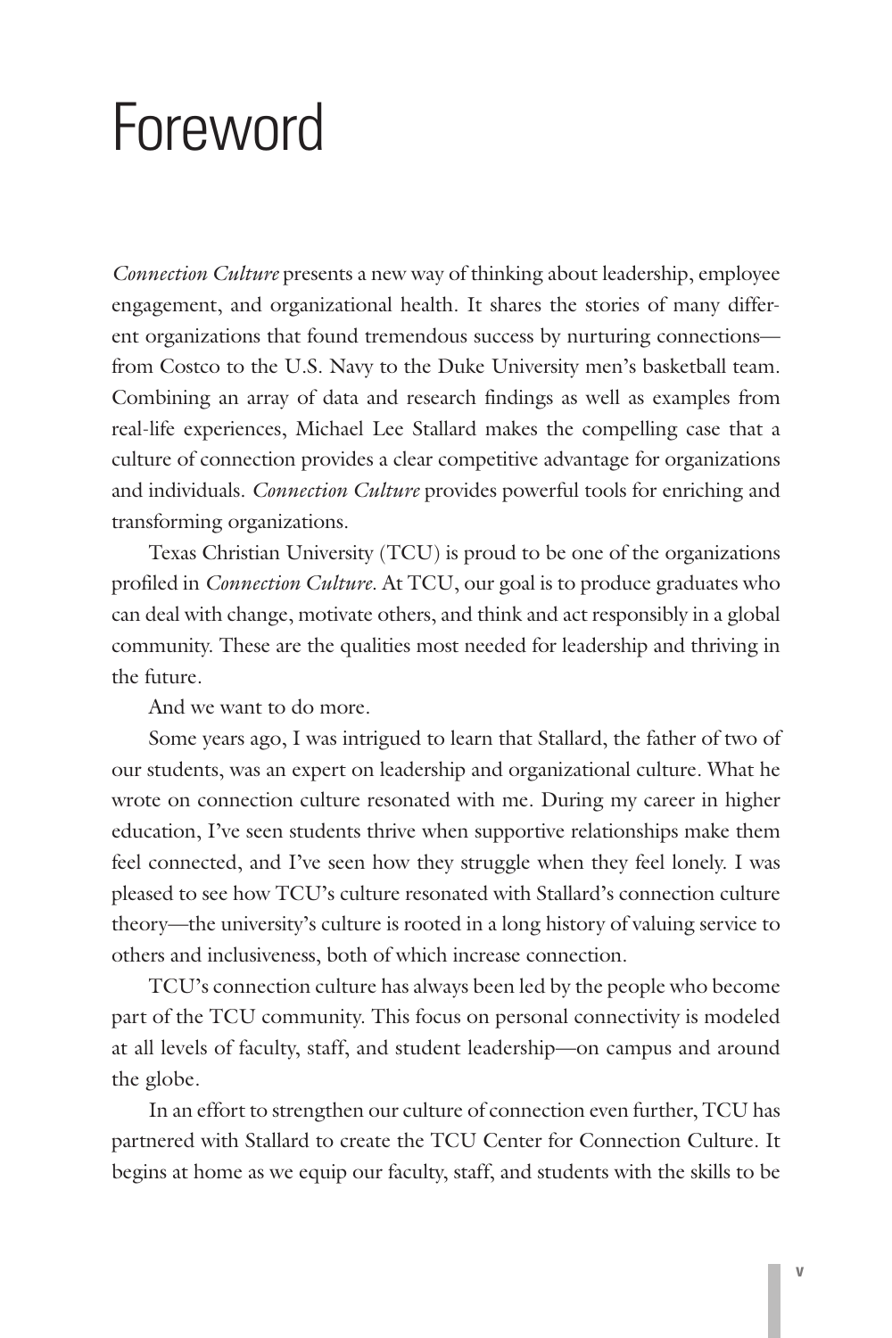# Foreword

*Connection Culture* presents a new way of thinking about leadership, employee engagement, and organizational health. It shares the stories of many different organizations that found tremendous success by nurturing connections—from Costco to the U.S. Navy to the Duke University men's basketball team. Combining an array of data and research findings as well as examples from real-life experiences, Michael Lee Stallard makes the compelling case that a culture of connection provides a clear competitive advantage for organizations and individuals. *Connection Culture* provides powerful tools for enriching and transforming organizations.

Texas Christian University (TCU) is proud to be one of the organizations profiled in *Connection Culture*. At TCU, our goal is to produce graduates who can deal with change, motivate others, and think and act responsibly in a global community. These are the qualities most needed for leadership and thriving in the future.

And we want to do more.

Some years ago, I was intrigued to learn that Stallard, the father of two of our students, was an expert on leadership and organizational culture. What he wrote on connection culture resonated with me. During my career in higher education, I've seen students thrive when supportive relationships make them feel connected, and I've seen how they struggle when they feel lonely. I was pleased to see how TCU's culture resonated with Stallard's connection culture theory—the university's culture is rooted in a long history of valuing service to others and inclusiveness, both of which increase connection.

TCU's connection culture has always been led by the people who become part of the TCU community. This focus on personal connectivity is modeled at all levels of faculty, staff, and student leadership—on campus and around the globe.

In an effort to strengthen our culture of connection even further, TCU has partnered with Stallard to create the TCU Center for Connection Culture. It begins at home as we equip our faculty, staff, and students with the skills to be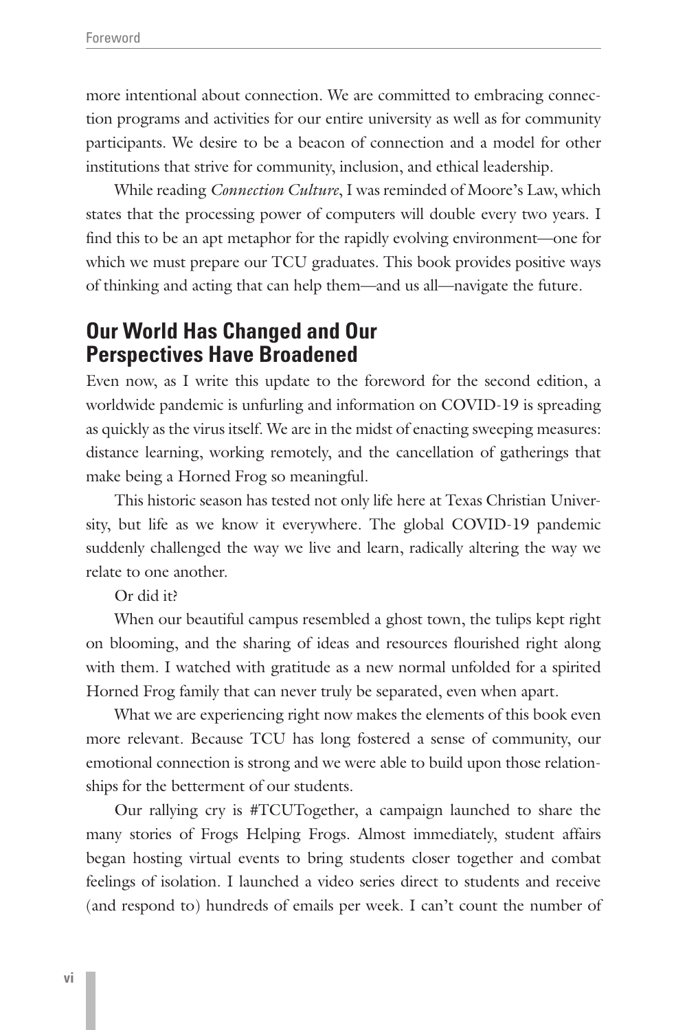more intentional about connection. We are committed to embracing connection programs and activities for our entire university as well as for community participants. We desire to be a beacon of connection and a model for other institutions that strive for community, inclusion, and ethical leadership.

While reading *Connection Culture*, I was reminded of Moore's Law, which states that the processing power of computers will double every two years. I find this to be an apt metaphor for the rapidly evolving environment—one for which we must prepare our TCU graduates. This book provides positive ways of thinking and acting that can help them—and us all—navigate the future.

## Our World Has Changed and Our Perspectives Have Broadened

Even now, as I write this update to the foreword for the second edition, a worldwide pandemic is unfurling and information on COVID-19 is spreading as quickly as the virus itself. We are in the midst of enacting sweeping measures: distance learning, working remotely, and the cancellation of gatherings that make being a Horned Frog so meaningful.

This historic season has tested not only life here at Texas Christian University, but life as we know it everywhere. The global COVID-19 pandemic suddenly challenged the way we live and learn, radically altering the way we relate to one another.

Or did it?

When our beautiful campus resembled a ghost town, the tulips kept right on blooming, and the sharing of ideas and resources flourished right along with them. I watched with gratitude as a new normal unfolded for a spirited Horned Frog family that can never truly be separated, even when apart.

What we are experiencing right now makes the elements of this book even more relevant. Because TCU has long fostered a sense of community, our emotional connection is strong and we were able to build upon those relationships for the betterment of our students.

Our rallying cry is #TCUTogether, a campaign launched to share the many stories of Frogs Helping Frogs. Almost immediately, student affairs began hosting virtual events to bring students closer together and combat feelings of isolation. I launched a video series direct to students and receive (and respond to) hundreds of emails per week. I can't count the number of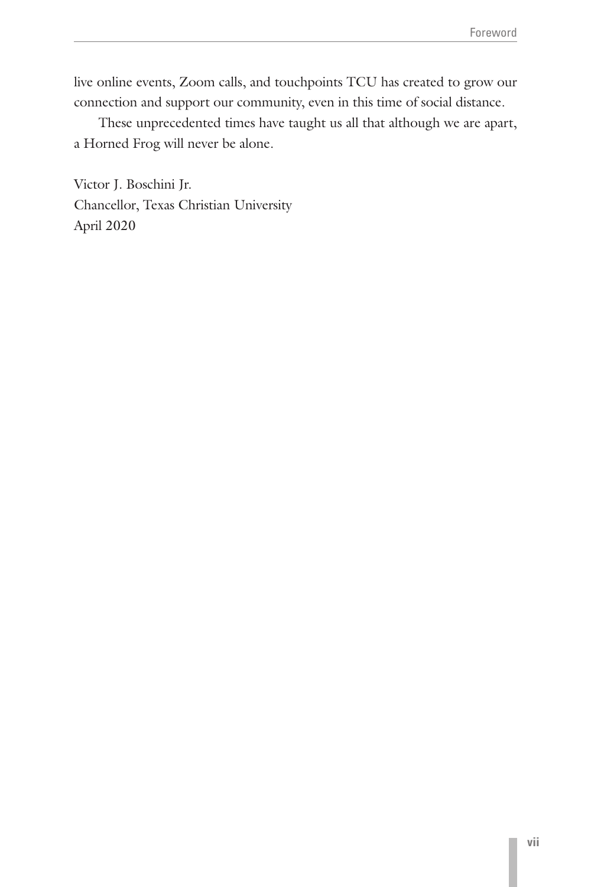live online events, Zoom calls, and touchpoints TCU has created to grow our connection and support our community, even in this time of social distance.

These unprecedented times have taught us all that although we are apart, a Horned Frog will never be alone.

Victor J. Boschini Jr.
Chancellor, Texas Christian University
April 2020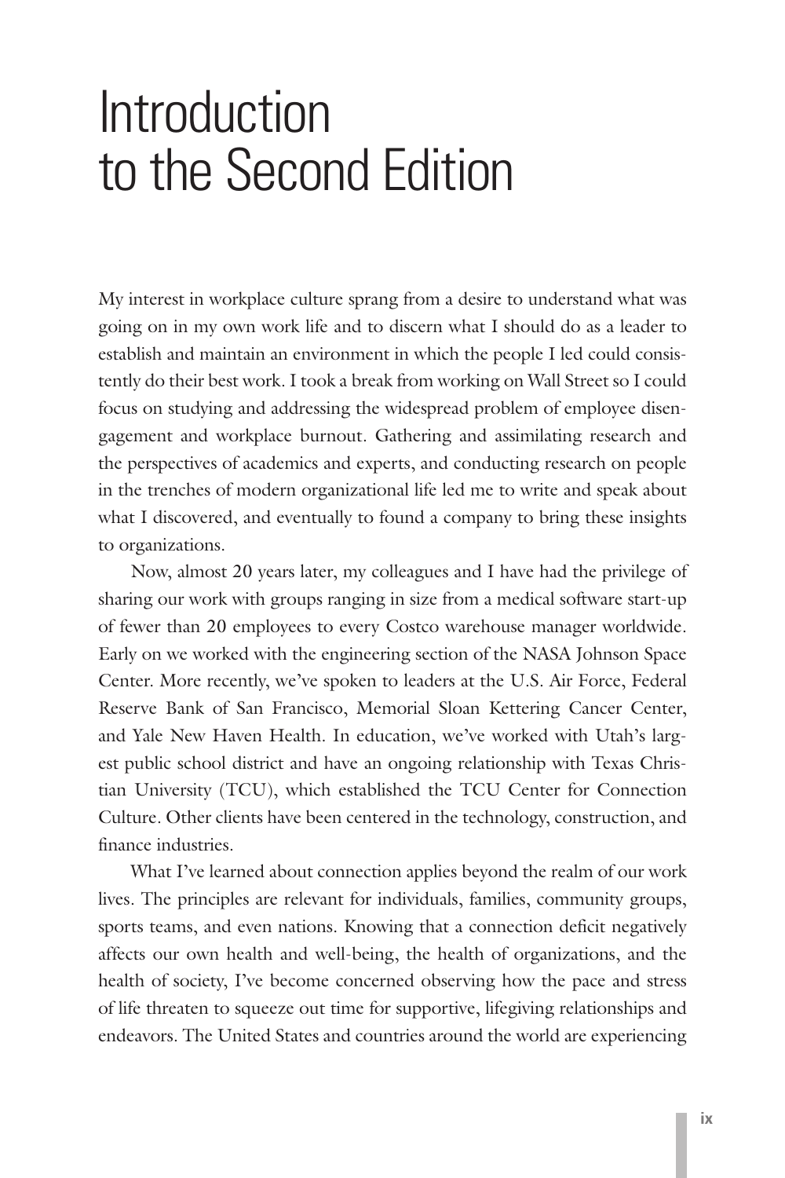# Introduction to the Second Edition

My interest in workplace culture sprang from a desire to understand what was going on in my own work life and to discern what I should do as a leader to establish and maintain an environment in which the people I led could consistently do their best work. I took a break from working on Wall Street so I could focus on studying and addressing the widespread problem of employee disengagement and workplace burnout. Gathering and assimilating research and the perspectives of academics and experts, and conducting research on people in the trenches of modern organizational life led me to write and speak about what I discovered, and eventually to found a company to bring these insights to organizations.

Now, almost 20 years later, my colleagues and I have had the privilege of sharing our work with groups ranging in size from a medical software start-up of fewer than 20 employees to every Costco warehouse manager worldwide. Early on we worked with the engineering section of the NASA Johnson Space Center. More recently, we've spoken to leaders at the U.S. Air Force, Federal Reserve Bank of San Francisco, Memorial Sloan Kettering Cancer Center, and Yale New Haven Health. In education, we've worked with Utah's largest public school district and have an ongoing relationship with Texas Christian University (TCU), which established the TCU Center for Connection Culture. Other clients have been centered in the technology, construction, and finance industries.

What I've learned about connection applies beyond the realm of our work lives. The principles are relevant for individuals, families, community groups, sports teams, and even nations. Knowing that a connection deficit negatively affects our own health and well-being, the health of organizations, and the health of society, I've become concerned observing how the pace and stress of life threaten to squeeze out time for supportive, lifegiving relationships and endeavors. The United States and countries around the world are experiencing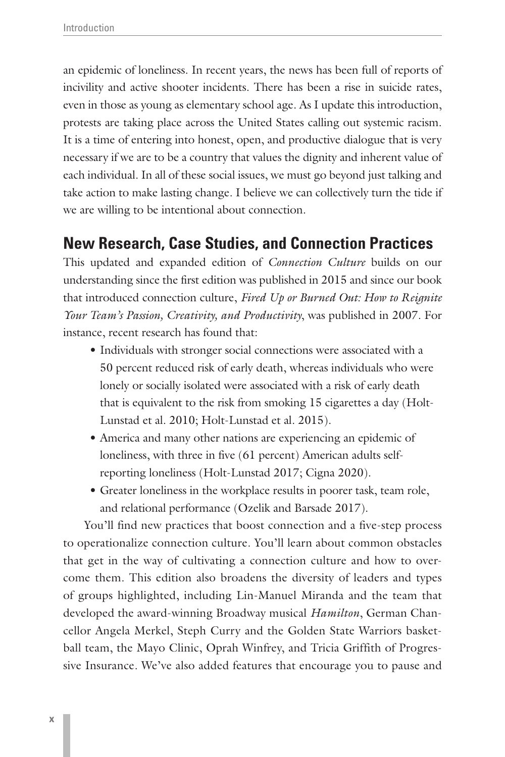an epidemic of loneliness. In recent years, the news has been full of reports of incivility and active shooter incidents. There has been a rise in suicide rates, even in those as young as elementary school age. As I update this introduction, protests are taking place across the United States calling out systemic racism. It is a time of entering into honest, open, and productive dialogue that is very necessary if we are to be a country that values the dignity and inherent value of each individual. In all of these social issues, we must go beyond just talking and take action to make lasting change. I believe we can collectively turn the tide if we are willing to be intentional about connection.

## New Research, Case Studies, and Connection Practices

This updated and expanded edition of *Connection Culture* builds on our understanding since the first edition was published in 2015 and since our book that introduced connection culture, *Fired Up or Burned Out: How to Reignite Your Team's Passion, Creativity, and Productivity*, was published in 2007. For instance, recent research has found that:

- Individuals with stronger social connections were associated with a 50 percent reduced risk of early death, whereas individuals who were lonely or socially isolated were associated with a risk of early death that is equivalent to the risk from smoking 15 cigarettes a day (Holt-Lunstad et al. 2010; Holt-Lunstad et al. 2015).
- America and many other nations are experiencing an epidemic of loneliness, with three in five (61 percent) American adults self-reporting loneliness (Holt-Lunstad 2017; Cigna 2020).
- Greater loneliness in the workplace results in poorer task, team role, and relational performance (Ozelik and Barsade 2017).

You'll find new practices that boost connection and a five-step process to operationalize connection culture. You'll learn about common obstacles that get in the way of cultivating a connection culture and how to overcome them. This edition also broadens the diversity of leaders and types of groups highlighted, including Lin-Manuel Miranda and the team that developed the award-winning Broadway musical *Hamilton*, German Chancellor Angela Merkel, Steph Curry and the Golden State Warriors basketball team, the Mayo Clinic, Oprah Winfrey, and Tricia Griffith of Progressive Insurance. We've also added features that encourage you to pause and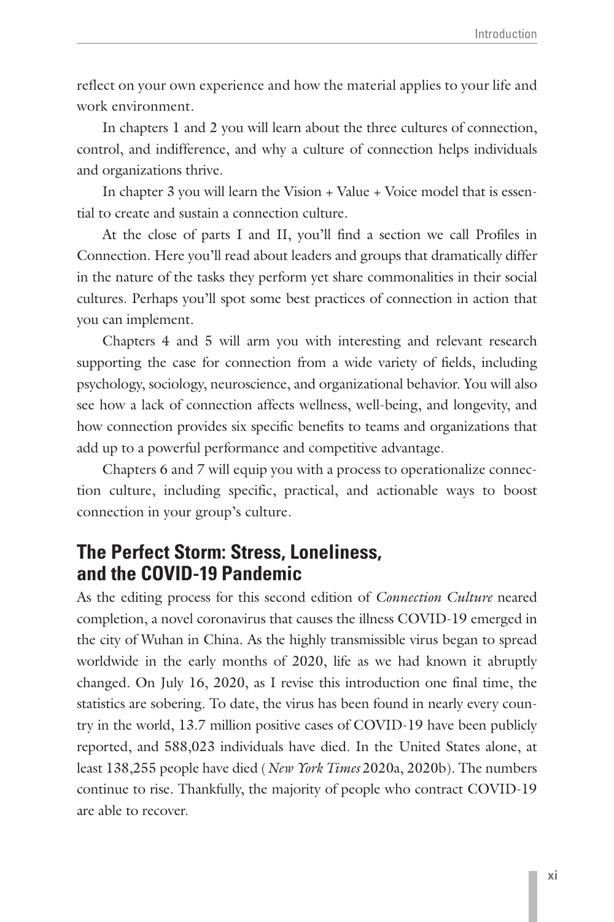reflect on your own experience and how the material applies to your life and work environment.

In chapters 1 and 2 you will learn about the three cultures of connection, control, and indifference, and why a culture of connection helps individuals and organizations thrive.

In chapter 3 you will learn the Vision + Value + Voice model that is essential to create and sustain a connection culture.

At the close of parts I and II, you'll find a section we call Profiles in Connection. Here you'll read about leaders and groups that dramatically differ in the nature of the tasks they perform yet share commonalities in their social cultures. Perhaps you'll spot some best practices of connection in action that you can implement.

Chapters 4 and 5 will arm you with interesting and relevant research supporting the case for connection from a wide variety of fields, including psychology, sociology, neuroscience, and organizational behavior. You will also see how a lack of connection affects wellness, well-being, and longevity, and how connection provides six specific benefits to teams and organizations that add up to a powerful performance and competitive advantage.

Chapters 6 and 7 will equip you with a process to operationalize connection culture, including specific, practical, and actionable ways to boost connection in your group's culture.

## The Perfect Storm: Stress, Loneliness, and the COVID-19 Pandemic

As the editing process for this second edition of *Connection Culture* neared completion, a novel coronavirus that causes the illness COVID-19 emerged in the city of Wuhan in China. As the highly transmissible virus began to spread worldwide in the early months of 2020, life as we had known it abruptly changed. On July 16, 2020, as I revise this introduction one final time, the statistics are sobering. To date, the virus has been found in nearly every country in the world, 13.7 million positive cases of COVID-19 have been publicly reported, and 588,023 individuals have died. In the United States alone, at least 138,255 people have died (*New York Times* 2020a, 2020b). The numbers continue to rise. Thankfully, the majority of people who contract COVID-19 are able to recover.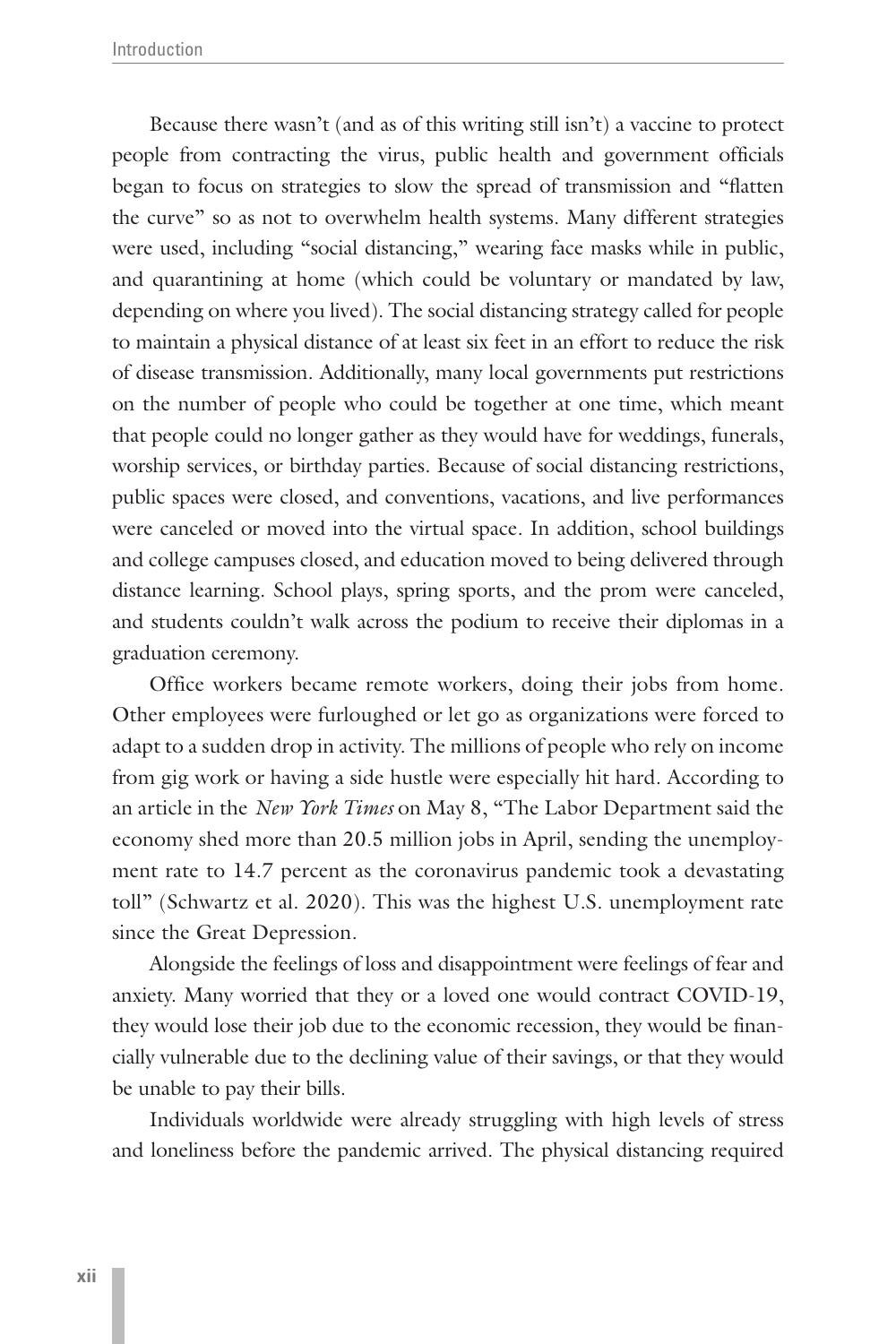Because there wasn't (and as of this writing still isn't) a vaccine to protect people from contracting the virus, public health and government officials began to focus on strategies to slow the spread of transmission and "flatten the curve" so as not to overwhelm health systems. Many different strategies were used, including "social distancing," wearing face masks while in public, and quarantining at home (which could be voluntary or mandated by law, depending on where you lived). The social distancing strategy called for people to maintain a physical distance of at least six feet in an effort to reduce the risk of disease transmission. Additionally, many local governments put restrictions on the number of people who could be together at one time, which meant that people could no longer gather as they would have for weddings, funerals, worship services, or birthday parties. Because of social distancing restrictions, public spaces were closed, and conventions, vacations, and live performances were canceled or moved into the virtual space. In addition, school buildings and college campuses closed, and education moved to being delivered through distance learning. School plays, spring sports, and the prom were canceled, and students couldn't walk across the podium to receive their diplomas in a graduation ceremony.

Office workers became remote workers, doing their jobs from home. Other employees were furloughed or let go as organizations were forced to adapt to a sudden drop in activity. The millions of people who rely on income from gig work or having a side hustle were especially hit hard. According to an article in the *New York Times* on May 8, "The Labor Department said the economy shed more than 20.5 million jobs in April, sending the unemployment rate to 14.7 percent as the coronavirus pandemic took a devastating toll" (Schwartz et al. 2020). This was the highest U.S. unemployment rate since the Great Depression.

Alongside the feelings of loss and disappointment were feelings of fear and anxiety. Many worried that they or a loved one would contract COVID-19, they would lose their job due to the economic recession, they would be financially vulnerable due to the declining value of their savings, or that they would be unable to pay their bills.

Individuals worldwide were already struggling with high levels of stress and loneliness before the pandemic arrived. The physical distancing required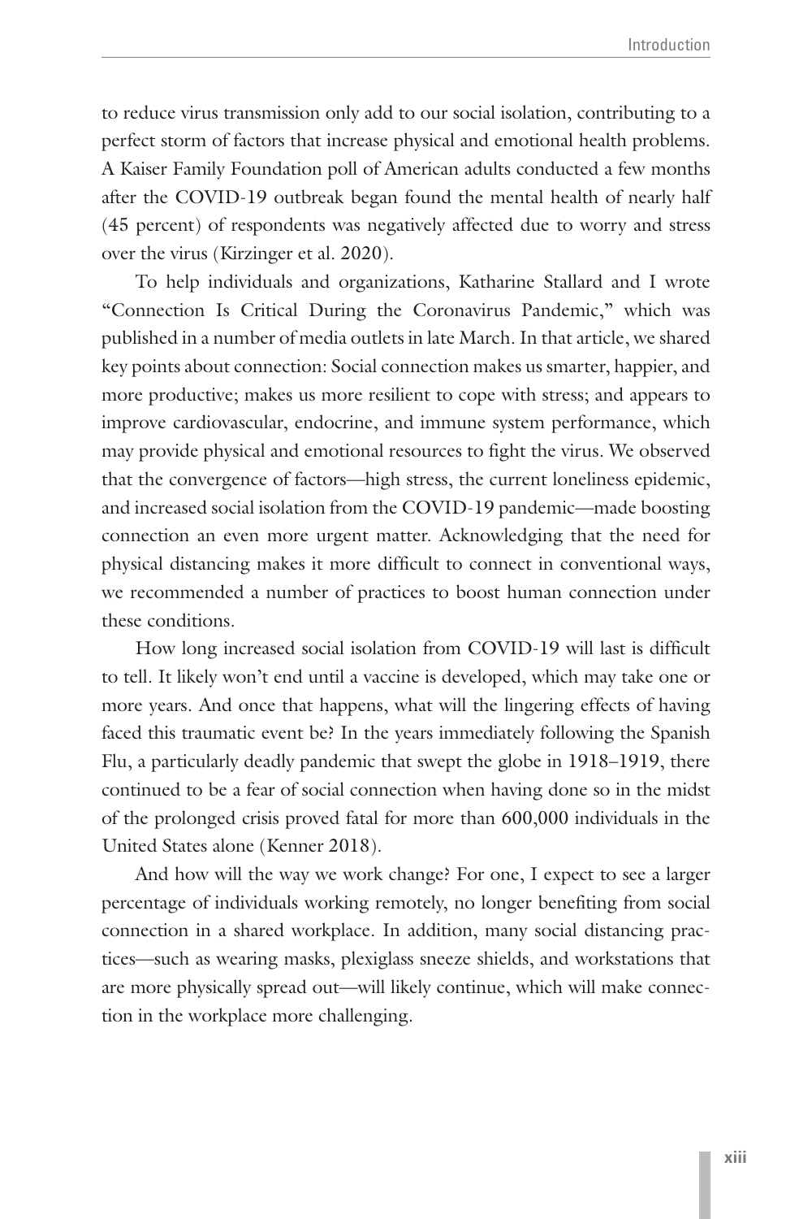to reduce virus transmission only add to our social isolation, contributing to a perfect storm of factors that increase physical and emotional health problems. A Kaiser Family Foundation poll of American adults conducted a few months after the COVID-19 outbreak began found the mental health of nearly half (45 percent) of respondents was negatively affected due to worry and stress over the virus (Kirzinger et al. 2020).

To help individuals and organizations, Katharine Stallard and I wrote "Connection Is Critical During the Coronavirus Pandemic," which was published in a number of media outlets in late March. In that article, we shared key points about connection: Social connection makes us smarter, happier, and more productive; makes us more resilient to cope with stress; and appears to improve cardiovascular, endocrine, and immune system performance, which may provide physical and emotional resources to fight the virus. We observed that the convergence of factors—high stress, the current loneliness epidemic, and increased social isolation from the COVID-19 pandemic—made boosting connection an even more urgent matter. Acknowledging that the need for physical distancing makes it more difficult to connect in conventional ways, we recommended a number of practices to boost human connection under these conditions.

How long increased social isolation from COVID-19 will last is difficult to tell. It likely won't end until a vaccine is developed, which may take one or more years. And once that happens, what will the lingering effects of having faced this traumatic event be? In the years immediately following the Spanish Flu, a particularly deadly pandemic that swept the globe in 1918–1919, there continued to be a fear of social connection when having done so in the midst of the prolonged crisis proved fatal for more than 600,000 individuals in the United States alone (Kenner 2018).

And how will the way we work change? For one, I expect to see a larger percentage of individuals working remotely, no longer benefiting from social connection in a shared workplace. In addition, many social distancing practices—such as wearing masks, plexiglass sneeze shields, and workstations that are more physically spread out—will likely continue, which will make connection in the workplace more challenging.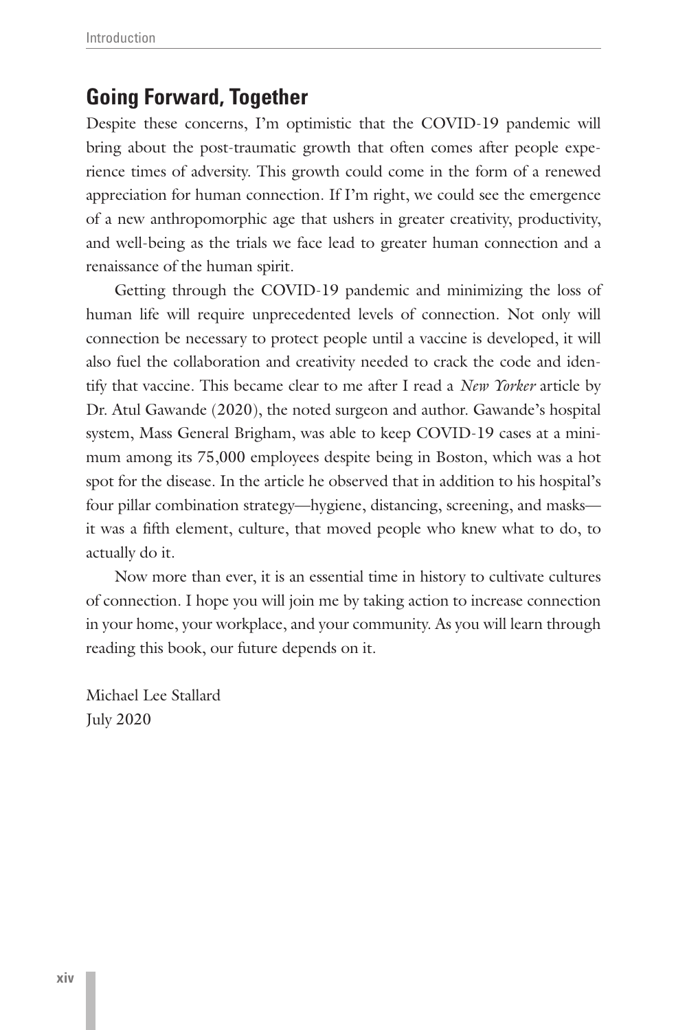## Going Forward, Together

Despite these concerns, I'm optimistic that the COVID-19 pandemic will bring about the post-traumatic growth that often comes after people experience times of adversity. This growth could come in the form of a renewed appreciation for human connection. If I'm right, we could see the emergence of a new anthropomorphic age that ushers in greater creativity, productivity, and well-being as the trials we face lead to greater human connection and a renaissance of the human spirit.

Getting through the COVID-19 pandemic and minimizing the loss of human life will require unprecedented levels of connection. Not only will connection be necessary to protect people until a vaccine is developed, it will also fuel the collaboration and creativity needed to crack the code and identify that vaccine. This became clear to me after I read a *New Yorker* article by Dr. Atul Gawande (2020), the noted surgeon and author. Gawande's hospital system, Mass General Brigham, was able to keep COVID-19 cases at a minimum among its 75,000 employees despite being in Boston, which was a hot spot for the disease. In the article he observed that in addition to his hospital's four pillar combination strategy—hygiene, distancing, screening, and masks—it was a fifth element, culture, that moved people who knew what to do, to actually do it.

Now more than ever, it is an essential time in history to cultivate cultures of connection. I hope you will join me by taking action to increase connection in your home, your workplace, and your community. As you will learn through reading this book, our future depends on it.

Michael Lee Stallard
July 2020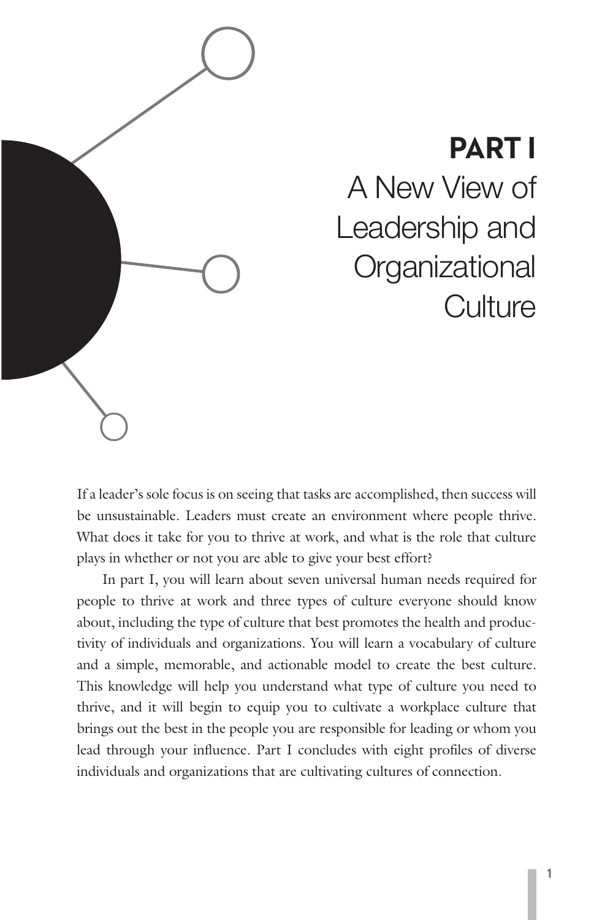# PART I
## A New View of Leadership and Organizational Culture

If a leader's sole focus is on seeing that tasks are accomplished, then success will be unsustainable. Leaders must create an environment where people thrive. What does it take for you to thrive at work, and what is the role that culture plays in whether or not you are able to give your best effort?

In part I, you will learn about seven universal human needs required for people to thrive at work and three types of culture everyone should know about, including the type of culture that best promotes the health and productivity of individuals and organizations. You will learn a vocabulary of culture and a simple, memorable, and actionable model to create the best culture. This knowledge will help you understand what type of culture you need to thrive, and it will begin to equip you to cultivate a workplace culture that brings out the best in the people you are responsible for leading or whom you lead through your influence. Part I concludes with eight profiles of diverse individuals and organizations that are cultivating cultures of connection.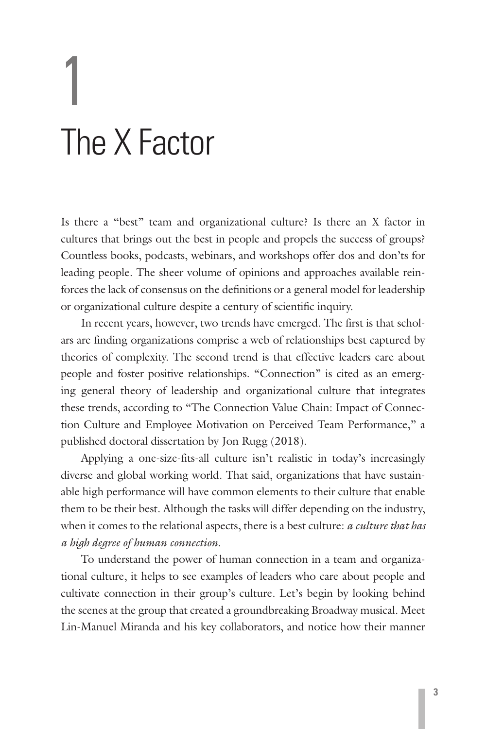# 1

# The X Factor

Is there a "best" team and organizational culture? Is there an X factor in cultures that brings out the best in people and propels the success of groups? Countless books, podcasts, webinars, and workshops offer dos and don'ts for leading people. The sheer volume of opinions and approaches available reinforces the lack of consensus on the definitions or a general model for leadership or organizational culture despite a century of scientific inquiry.

In recent years, however, two trends have emerged. The first is that scholars are finding organizations comprise a web of relationships best captured by theories of complexity. The second trend is that effective leaders care about people and foster positive relationships. "Connection" is cited as an emerging general theory of leadership and organizational culture that integrates these trends, according to "The Connection Value Chain: Impact of Connection Culture and Employee Motivation on Perceived Team Performance," a published doctoral dissertation by Jon Rugg (2018).

Applying a one-size-fits-all culture isn't realistic in today's increasingly diverse and global working world. That said, organizations that have sustainable high performance will have common elements to their culture that enable them to be their best. Although the tasks will differ depending on the industry, when it comes to the relational aspects, there is a best culture: *a culture that has a high degree of human connection.*

To understand the power of human connection in a team and organizational culture, it helps to see examples of leaders who care about people and cultivate connection in their group's culture. Let's begin by looking behind the scenes at the group that created a groundbreaking Broadway musical. Meet Lin-Manuel Miranda and his key collaborators, and notice how their manner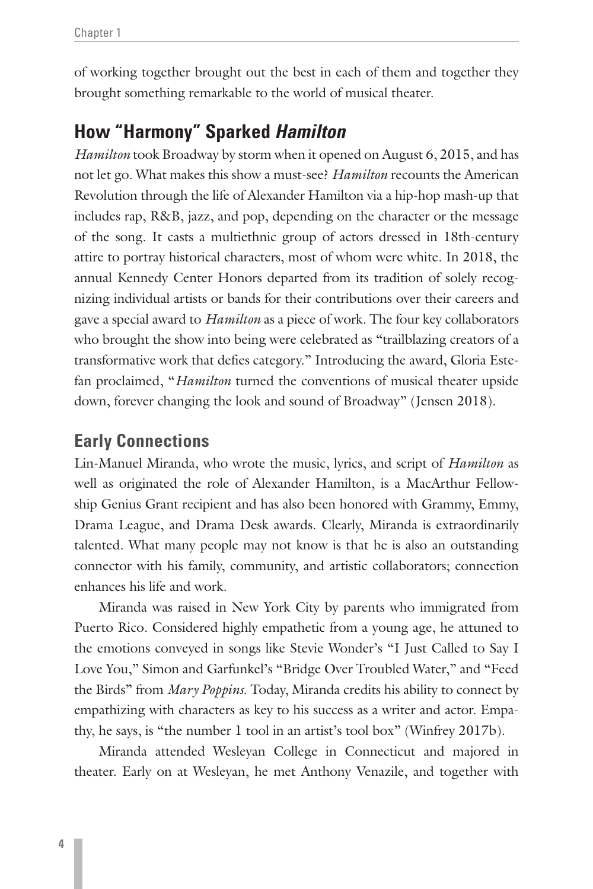of working together brought out the best in each of them and together they brought something remarkable to the world of musical theater.

## How "Harmony" Sparked *Hamilton*

*Hamilton* took Broadway by storm when it opened on August 6, 2015, and has not let go. What makes this show a must-see? *Hamilton* recounts the American Revolution through the life of Alexander Hamilton via a hip-hop mash-up that includes rap, R&B, jazz, and pop, depending on the character or the message of the song. It casts a multiethnic group of actors dressed in 18th-century attire to portray historical characters, most of whom were white. In 2018, the annual Kennedy Center Honors departed from its tradition of solely recognizing individual artists or bands for their contributions over their careers and gave a special award to *Hamilton* as a piece of work. The four key collaborators who brought the show into being were celebrated as "trailblazing creators of a transformative work that defies category." Introducing the award, Gloria Estefan proclaimed, "*Hamilton* turned the conventions of musical theater upside down, forever changing the look and sound of Broadway" (Jensen 2018).

## Early Connections

Lin-Manuel Miranda, who wrote the music, lyrics, and script of *Hamilton* as well as originated the role of Alexander Hamilton, is a MacArthur Fellowship Genius Grant recipient and has also been honored with Grammy, Emmy, Drama League, and Drama Desk awards. Clearly, Miranda is extraordinarily talented. What many people may not know is that he is also an outstanding connector with his family, community, and artistic collaborators; connection enhances his life and work.

Miranda was raised in New York City by parents who immigrated from Puerto Rico. Considered highly empathetic from a young age, he attuned to the emotions conveyed in songs like Stevie Wonder's "I Just Called to Say I Love You," Simon and Garfunkel's "Bridge Over Troubled Water," and "Feed the Birds" from *Mary Poppins.* Today, Miranda credits his ability to connect by empathizing with characters as key to his success as a writer and actor. Empathy, he says, is "the number 1 tool in an artist's tool box" (Winfrey 2017b).

Miranda attended Wesleyan College in Connecticut and majored in theater. Early on at Wesleyan, he met Anthony Venazile, and together with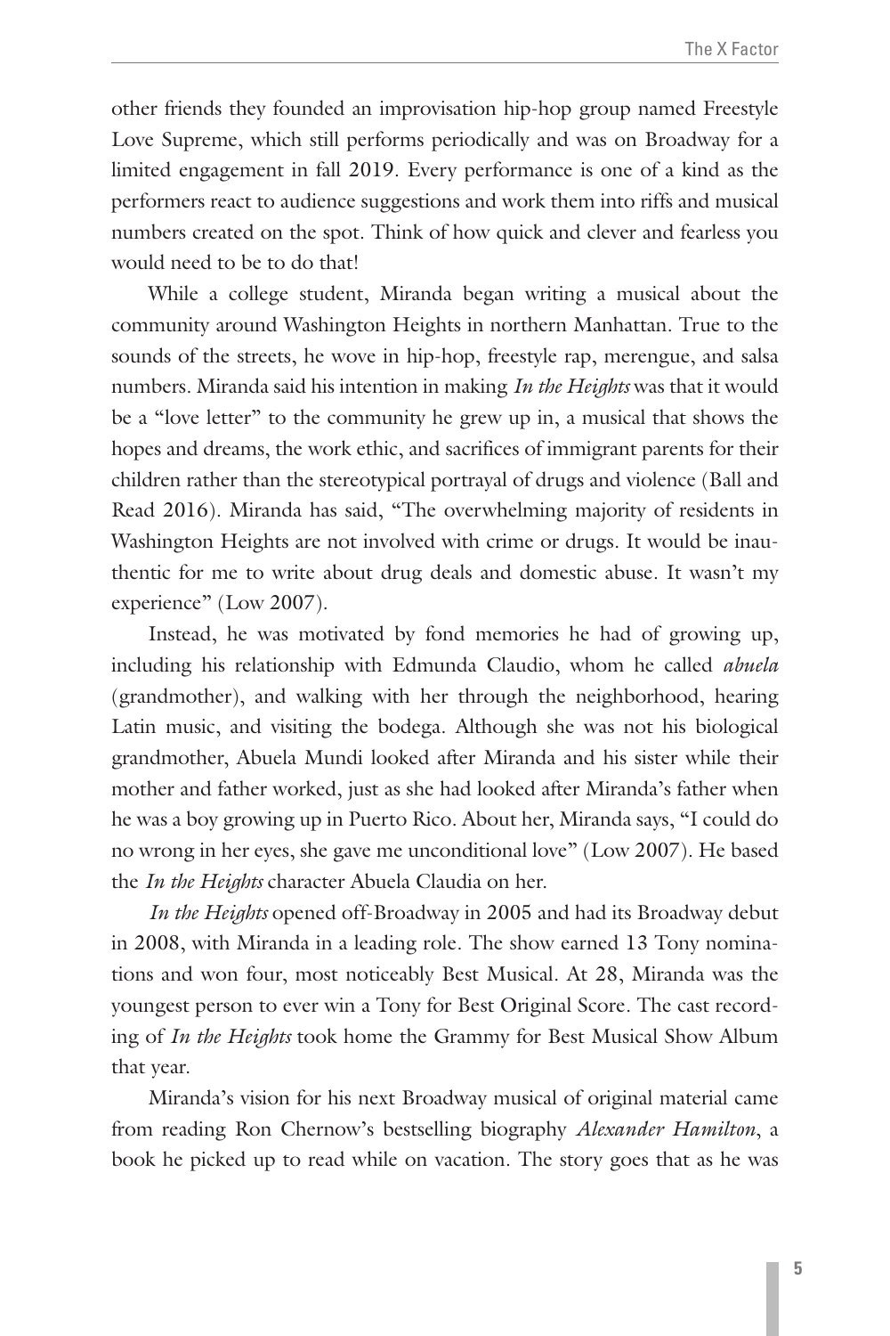other friends they founded an improvisation hip-hop group named Freestyle Love Supreme, which still performs periodically and was on Broadway for a limited engagement in fall 2019. Every performance is one of a kind as the performers react to audience suggestions and work them into riffs and musical numbers created on the spot. Think of how quick and clever and fearless you would need to be to do that!

While a college student, Miranda began writing a musical about the community around Washington Heights in northern Manhattan. True to the sounds of the streets, he wove in hip-hop, freestyle rap, merengue, and salsa numbers. Miranda said his intention in making *In the Heights* was that it would be a "love letter" to the community he grew up in, a musical that shows the hopes and dreams, the work ethic, and sacrifices of immigrant parents for their children rather than the stereotypical portrayal of drugs and violence (Ball and Read 2016). Miranda has said, "The overwhelming majority of residents in Washington Heights are not involved with crime or drugs. It would be inauthentic for me to write about drug deals and domestic abuse. It wasn't my experience" (Low 2007).

Instead, he was motivated by fond memories he had of growing up, including his relationship with Edmunda Claudio, whom he called *abuela* (grandmother), and walking with her through the neighborhood, hearing Latin music, and visiting the bodega. Although she was not his biological grandmother, Abuela Mundi looked after Miranda and his sister while their mother and father worked, just as she had looked after Miranda's father when he was a boy growing up in Puerto Rico. About her, Miranda says, "I could do no wrong in her eyes, she gave me unconditional love" (Low 2007). He based the *In the Heights* character Abuela Claudia on her.

*In the Heights* opened off-Broadway in 2005 and had its Broadway debut in 2008, with Miranda in a leading role. The show earned 13 Tony nominations and won four, most noticeably Best Musical. At 28, Miranda was the youngest person to ever win a Tony for Best Original Score. The cast recording of *In the Heights* took home the Grammy for Best Musical Show Album that year.

Miranda's vision for his next Broadway musical of original material came from reading Ron Chernow's bestselling biography *Alexander Hamilton*, a book he picked up to read while on vacation. The story goes that as he was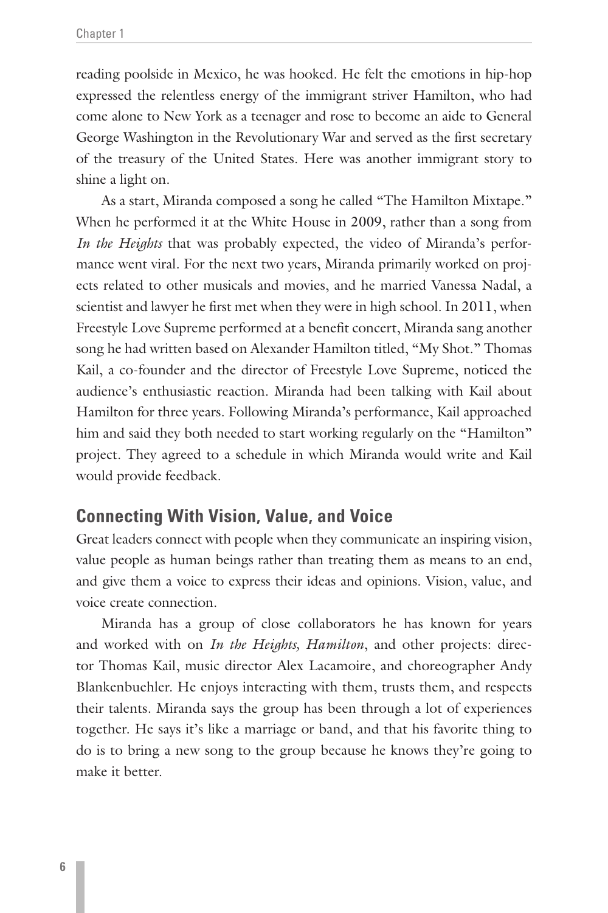reading poolside in Mexico, he was hooked. He felt the emotions in hip-hop expressed the relentless energy of the immigrant striver Hamilton, who had come alone to New York as a teenager and rose to become an aide to General George Washington in the Revolutionary War and served as the first secretary of the treasury of the United States. Here was another immigrant story to shine a light on.

As a start, Miranda composed a song he called "The Hamilton Mixtape." When he performed it at the White House in 2009, rather than a song from *In the Heights* that was probably expected, the video of Miranda's performance went viral. For the next two years, Miranda primarily worked on projects related to other musicals and movies, and he married Vanessa Nadal, a scientist and lawyer he first met when they were in high school. In 2011, when Freestyle Love Supreme performed at a benefit concert, Miranda sang another song he had written based on Alexander Hamilton titled, "My Shot." Thomas Kail, a co-founder and the director of Freestyle Love Supreme, noticed the audience's enthusiastic reaction. Miranda had been talking with Kail about Hamilton for three years. Following Miranda's performance, Kail approached him and said they both needed to start working regularly on the "Hamilton" project. They agreed to a schedule in which Miranda would write and Kail would provide feedback.

## Connecting With Vision, Value, and Voice

Great leaders connect with people when they communicate an inspiring vision, value people as human beings rather than treating them as means to an end, and give them a voice to express their ideas and opinions. Vision, value, and voice create connection.

Miranda has a group of close collaborators he has known for years and worked with on *In the Heights, Hamilton*, and other projects: director Thomas Kail, music director Alex Lacamoire, and choreographer Andy Blankenbuehler. He enjoys interacting with them, trusts them, and respects their talents. Miranda says the group has been through a lot of experiences together. He says it's like a marriage or band, and that his favorite thing to do is to bring a new song to the group because he knows they're going to make it better.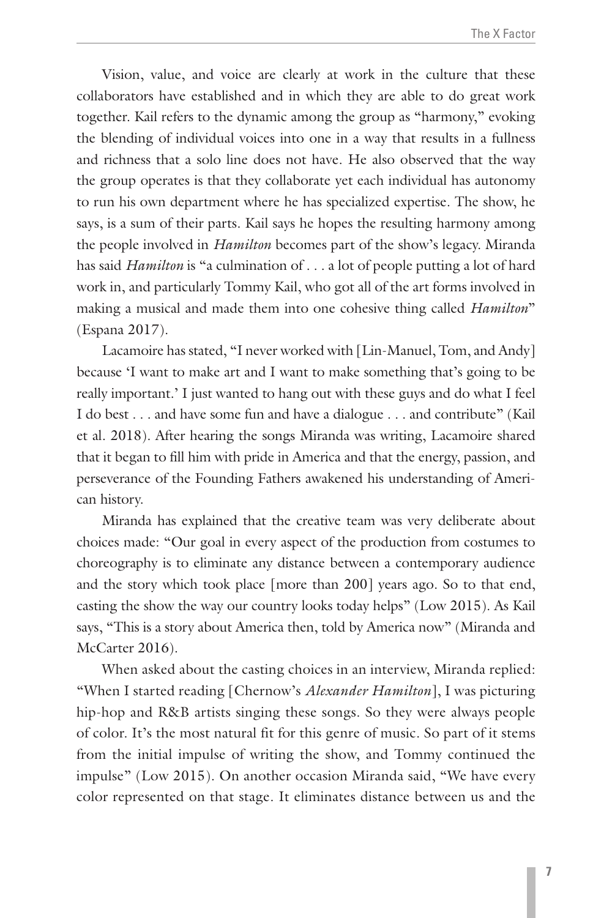Vision, value, and voice are clearly at work in the culture that these collaborators have established and in which they are able to do great work together. Kail refers to the dynamic among the group as "harmony," evoking the blending of individual voices into one in a way that results in a fullness and richness that a solo line does not have. He also observed that the way the group operates is that they collaborate yet each individual has autonomy to run his own department where he has specialized expertise. The show, he says, is a sum of their parts. Kail says he hopes the resulting harmony among the people involved in *Hamilton* becomes part of the show's legacy. Miranda has said *Hamilton* is "a culmination of . . . a lot of people putting a lot of hard work in, and particularly Tommy Kail, who got all of the art forms involved in making a musical and made them into one cohesive thing called *Hamilton*" (Espana 2017).

Lacamoire has stated, "I never worked with [Lin-Manuel, Tom, and Andy] because 'I want to make art and I want to make something that's going to be really important.' I just wanted to hang out with these guys and do what I feel I do best . . . and have some fun and have a dialogue . . . and contribute" (Kail et al. 2018). After hearing the songs Miranda was writing, Lacamoire shared that it began to fill him with pride in America and that the energy, passion, and perseverance of the Founding Fathers awakened his understanding of American history.

Miranda has explained that the creative team was very deliberate about choices made: "Our goal in every aspect of the production from costumes to choreography is to eliminate any distance between a contemporary audience and the story which took place [more than 200] years ago. So to that end, casting the show the way our country looks today helps" (Low 2015). As Kail says, "This is a story about America then, told by America now" (Miranda and McCarter 2016).

When asked about the casting choices in an interview, Miranda replied: "When I started reading [Chernow's *Alexander Hamilton*], I was picturing hip-hop and R&B artists singing these songs. So they were always people of color. It's the most natural fit for this genre of music. So part of it stems from the initial impulse of writing the show, and Tommy continued the impulse" (Low 2015). On another occasion Miranda said, "We have every color represented on that stage. It eliminates distance between us and the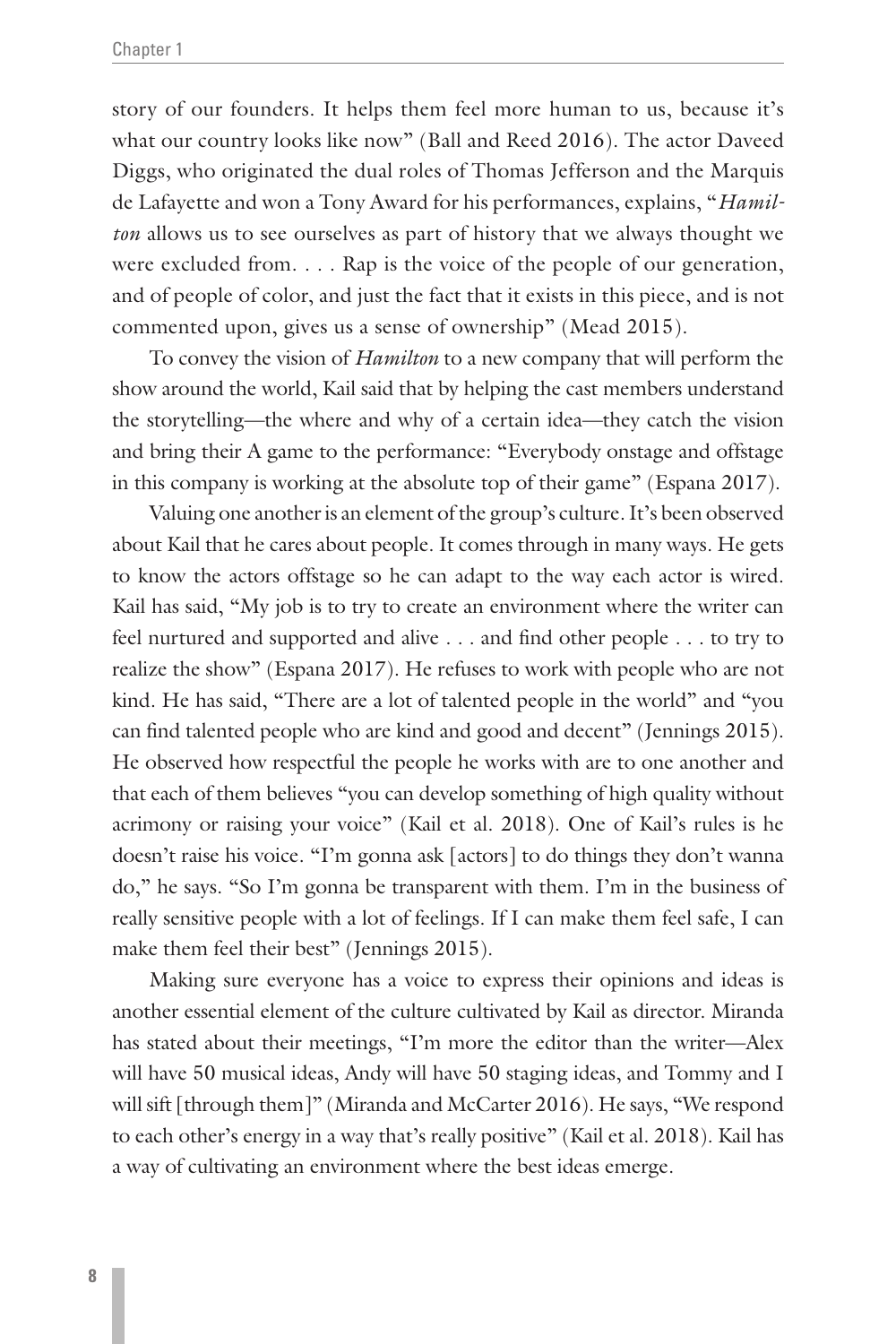story of our founders. It helps them feel more human to us, because it's what our country looks like now" (Ball and Reed 2016). The actor Daveed Diggs, who originated the dual roles of Thomas Jefferson and the Marquis de Lafayette and won a Tony Award for his performances, explains, "*Hamilton* allows us to see ourselves as part of history that we always thought we were excluded from. . . . Rap is the voice of the people of our generation, and of people of color, and just the fact that it exists in this piece, and is not commented upon, gives us a sense of ownership" (Mead 2015).

To convey the vision of *Hamilton* to a new company that will perform the show around the world, Kail said that by helping the cast members understand the storytelling—the where and why of a certain idea—they catch the vision and bring their A game to the performance: "Everybody onstage and offstage in this company is working at the absolute top of their game" (Espana 2017).

Valuing one another is an element of the group's culture. It's been observed about Kail that he cares about people. It comes through in many ways. He gets to know the actors offstage so he can adapt to the way each actor is wired. Kail has said, "My job is to try to create an environment where the writer can feel nurtured and supported and alive . . . and find other people . . . to try to realize the show" (Espana 2017). He refuses to work with people who are not kind. He has said, "There are a lot of talented people in the world" and "you can find talented people who are kind and good and decent" (Jennings 2015). He observed how respectful the people he works with are to one another and that each of them believes "you can develop something of high quality without acrimony or raising your voice" (Kail et al. 2018). One of Kail's rules is he doesn't raise his voice. "I'm gonna ask [actors] to do things they don't wanna do," he says. "So I'm gonna be transparent with them. I'm in the business of really sensitive people with a lot of feelings. If I can make them feel safe, I can make them feel their best" (Jennings 2015).

Making sure everyone has a voice to express their opinions and ideas is another essential element of the culture cultivated by Kail as director. Miranda has stated about their meetings, "I'm more the editor than the writer—Alex will have 50 musical ideas, Andy will have 50 staging ideas, and Tommy and I will sift [through them]" (Miranda and McCarter 2016). He says, "We respond to each other's energy in a way that's really positive" (Kail et al. 2018). Kail has a way of cultivating an environment where the best ideas emerge.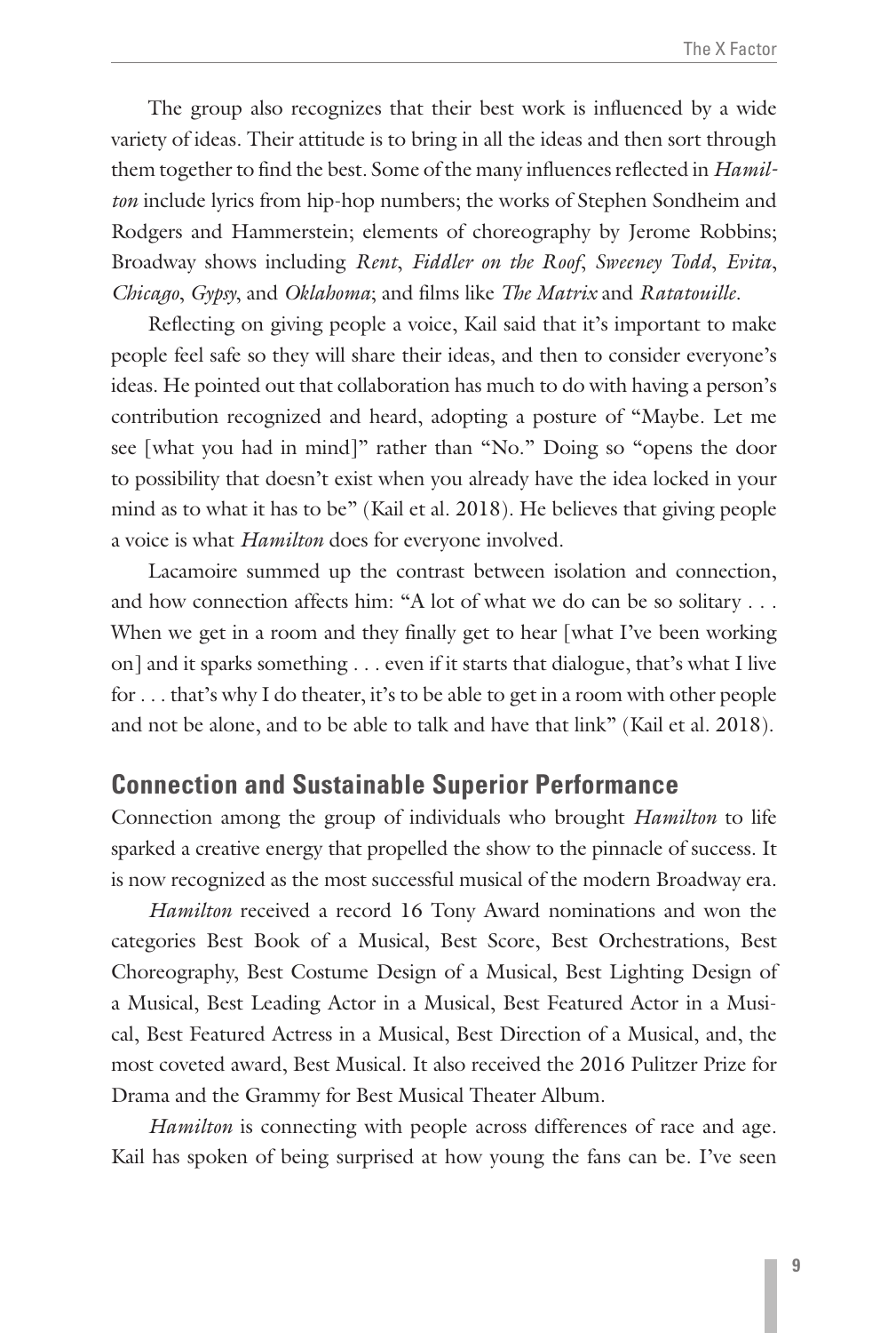The group also recognizes that their best work is influenced by a wide variety of ideas. Their attitude is to bring in all the ideas and then sort through them together to find the best. Some of the many influences reflected in *Hamilton* include lyrics from hip-hop numbers; the works of Stephen Sondheim and Rodgers and Hammerstein; elements of choreography by Jerome Robbins; Broadway shows including *Rent*, *Fiddler on the Roof*, *Sweeney Todd*, *Evita*, *Chicago*, *Gypsy*, and *Oklahoma*; and films like *The Matrix* and *Ratatouille*.

Reflecting on giving people a voice, Kail said that it's important to make people feel safe so they will share their ideas, and then to consider everyone's ideas. He pointed out that collaboration has much to do with having a person's contribution recognized and heard, adopting a posture of "Maybe. Let me see [what you had in mind]" rather than "No." Doing so "opens the door to possibility that doesn't exist when you already have the idea locked in your mind as to what it has to be" (Kail et al. 2018). He believes that giving people a voice is what *Hamilton* does for everyone involved.

Lacamoire summed up the contrast between isolation and connection, and how connection affects him: "A lot of what we do can be so solitary . . . When we get in a room and they finally get to hear [what I've been working on] and it sparks something . . . even if it starts that dialogue, that's what I live for . . . that's why I do theater, it's to be able to get in a room with other people and not be alone, and to be able to talk and have that link" (Kail et al. 2018).

## Connection and Sustainable Superior Performance

Connection among the group of individuals who brought *Hamilton* to life sparked a creative energy that propelled the show to the pinnacle of success. It is now recognized as the most successful musical of the modern Broadway era.

*Hamilton* received a record 16 Tony Award nominations and won the categories Best Book of a Musical, Best Score, Best Orchestrations, Best Choreography, Best Costume Design of a Musical, Best Lighting Design of a Musical, Best Leading Actor in a Musical, Best Featured Actor in a Musical, Best Featured Actress in a Musical, Best Direction of a Musical, and, the most coveted award, Best Musical. It also received the 2016 Pulitzer Prize for Drama and the Grammy for Best Musical Theater Album.

*Hamilton* is connecting with people across differences of race and age. Kail has spoken of being surprised at how young the fans can be. I've seen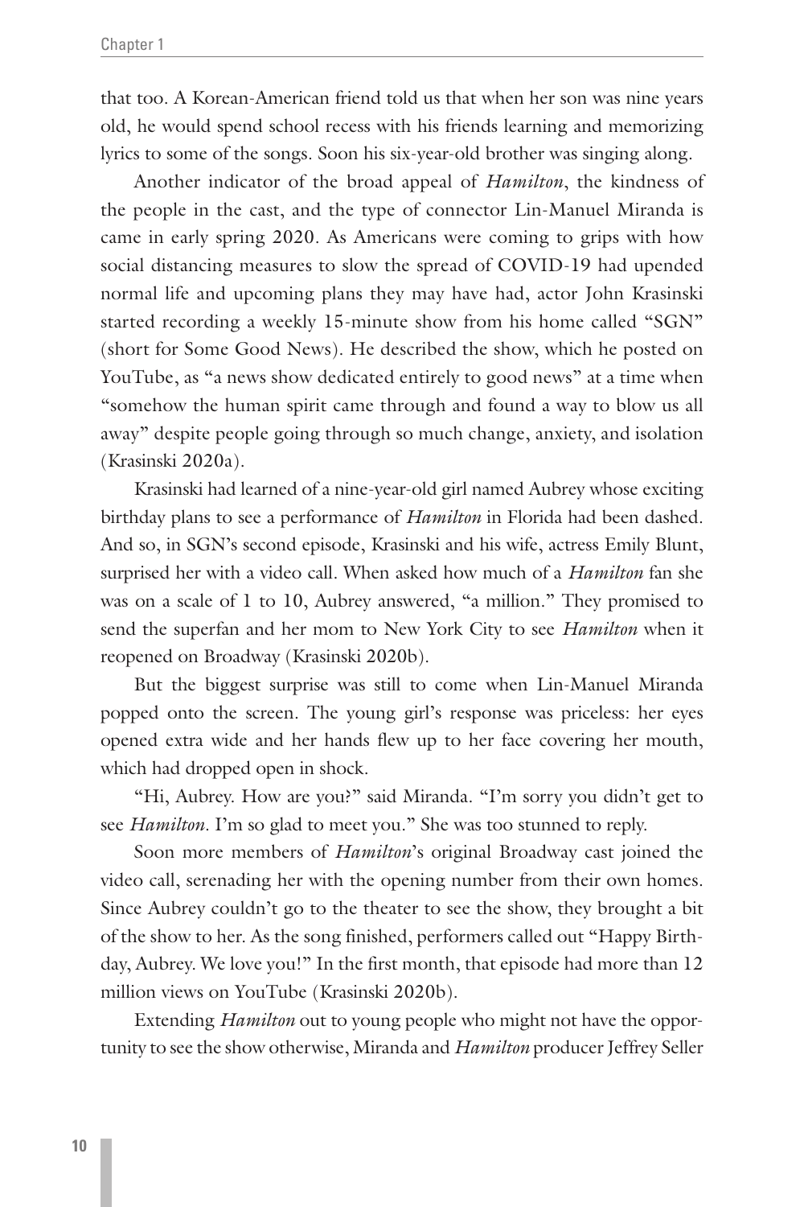that too. A Korean-American friend told us that when her son was nine years old, he would spend school recess with his friends learning and memorizing lyrics to some of the songs. Soon his six-year-old brother was singing along.

Another indicator of the broad appeal of *Hamilton*, the kindness of the people in the cast, and the type of connector Lin-Manuel Miranda is came in early spring 2020. As Americans were coming to grips with how social distancing measures to slow the spread of COVID-19 had upended normal life and upcoming plans they may have had, actor John Krasinski started recording a weekly 15-minute show from his home called "SGN" (short for Some Good News). He described the show, which he posted on YouTube, as "a news show dedicated entirely to good news" at a time when "somehow the human spirit came through and found a way to blow us all away" despite people going through so much change, anxiety, and isolation (Krasinski 2020a).

Krasinski had learned of a nine-year-old girl named Aubrey whose exciting birthday plans to see a performance of *Hamilton* in Florida had been dashed. And so, in SGN's second episode, Krasinski and his wife, actress Emily Blunt, surprised her with a video call. When asked how much of a *Hamilton* fan she was on a scale of 1 to 10, Aubrey answered, "a million." They promised to send the superfan and her mom to New York City to see *Hamilton* when it reopened on Broadway (Krasinski 2020b).

But the biggest surprise was still to come when Lin-Manuel Miranda popped onto the screen. The young girl's response was priceless: her eyes opened extra wide and her hands flew up to her face covering her mouth, which had dropped open in shock.

"Hi, Aubrey. How are you?" said Miranda. "I'm sorry you didn't get to see *Hamilton*. I'm so glad to meet you." She was too stunned to reply.

Soon more members of *Hamilton*'s original Broadway cast joined the video call, serenading her with the opening number from their own homes. Since Aubrey couldn't go to the theater to see the show, they brought a bit of the show to her. As the song finished, performers called out "Happy Birthday, Aubrey. We love you!" In the first month, that episode had more than 12 million views on YouTube (Krasinski 2020b).

Extending *Hamilton* out to young people who might not have the opportunity to see the show otherwise, Miranda and *Hamilton* producer Jeffrey Seller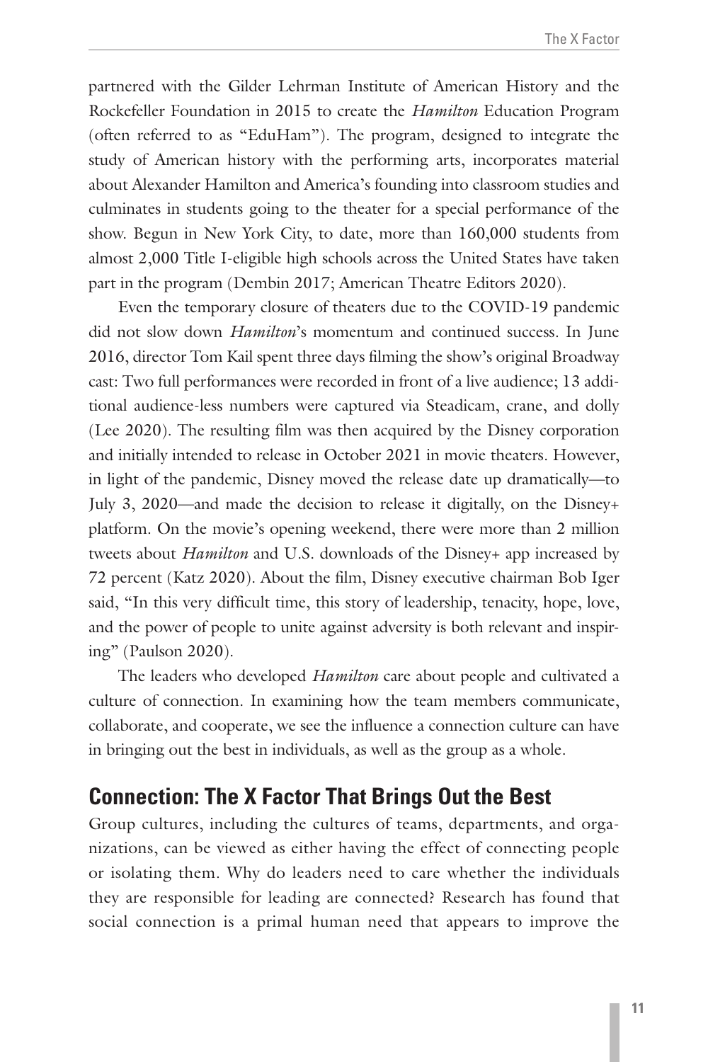partnered with the Gilder Lehrman Institute of American History and the Rockefeller Foundation in 2015 to create the *Hamilton* Education Program (often referred to as "EduHam"). The program, designed to integrate the study of American history with the performing arts, incorporates material about Alexander Hamilton and America's founding into classroom studies and culminates in students going to the theater for a special performance of the show. Begun in New York City, to date, more than 160,000 students from almost 2,000 Title I-eligible high schools across the United States have taken part in the program (Dembin 2017; American Theatre Editors 2020).

Even the temporary closure of theaters due to the COVID-19 pandemic did not slow down *Hamilton*'s momentum and continued success. In June 2016, director Tom Kail spent three days filming the show's original Broadway cast: Two full performances were recorded in front of a live audience; 13 additional audience-less numbers were captured via Steadicam, crane, and dolly (Lee 2020). The resulting film was then acquired by the Disney corporation and initially intended to release in October 2021 in movie theaters. However, in light of the pandemic, Disney moved the release date up dramatically—to July 3, 2020—and made the decision to release it digitally, on the Disney+ platform. On the movie's opening weekend, there were more than 2 million tweets about *Hamilton* and U.S. downloads of the Disney+ app increased by 72 percent (Katz 2020). About the film, Disney executive chairman Bob Iger said, "In this very difficult time, this story of leadership, tenacity, hope, love, and the power of people to unite against adversity is both relevant and inspiring" (Paulson 2020).

The leaders who developed *Hamilton* care about people and cultivated a culture of connection. In examining how the team members communicate, collaborate, and cooperate, we see the influence a connection culture can have in bringing out the best in individuals, as well as the group as a whole.

## Connection: The X Factor That Brings Out the Best

Group cultures, including the cultures of teams, departments, and organizations, can be viewed as either having the effect of connecting people or isolating them. Why do leaders need to care whether the individuals they are responsible for leading are connected? Research has found that social connection is a primal human need that appears to improve the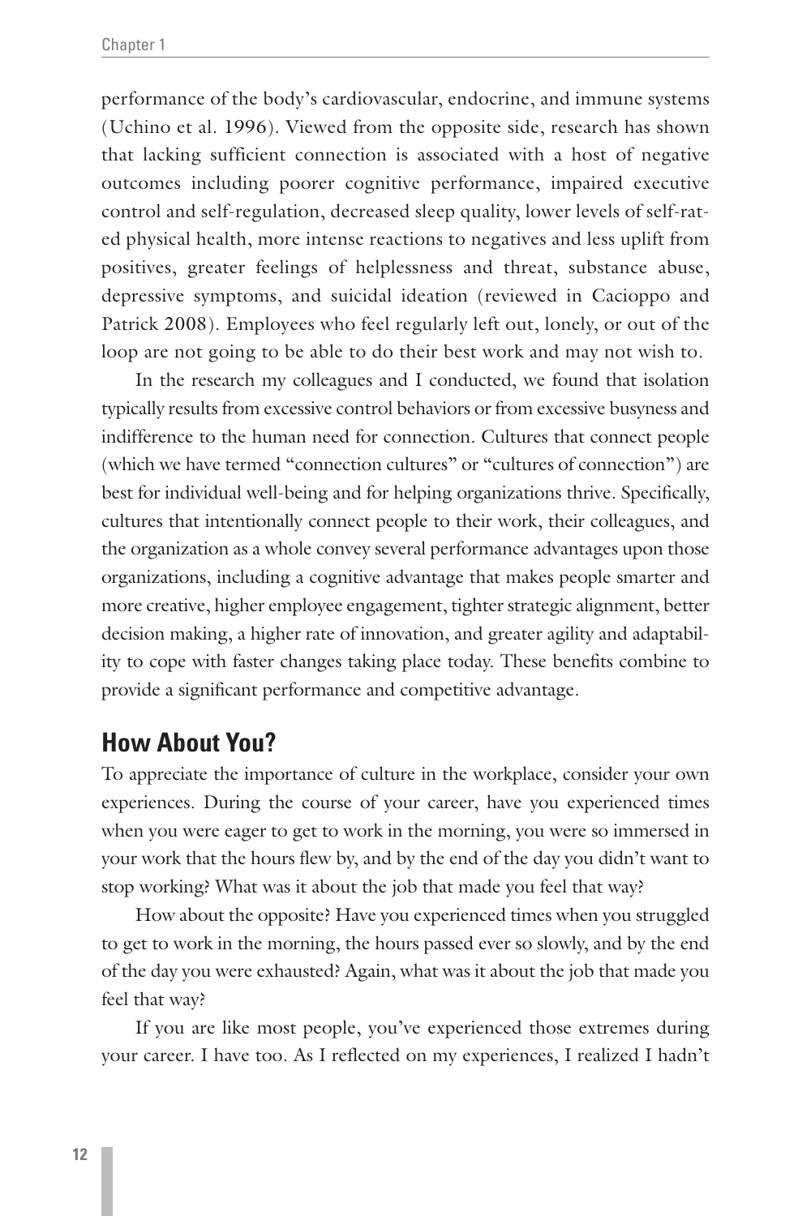performance of the body's cardiovascular, endocrine, and immune systems (Uchino et al. 1996). Viewed from the opposite side, research has shown that lacking sufficient connection is associated with a host of negative outcomes including poorer cognitive performance, impaired executive control and self-regulation, decreased sleep quality, lower levels of self-rated physical health, more intense reactions to negatives and less uplift from positives, greater feelings of helplessness and threat, substance abuse, depressive symptoms, and suicidal ideation (reviewed in Cacioppo and Patrick 2008). Employees who feel regularly left out, lonely, or out of the loop are not going to be able to do their best work and may not wish to.

In the research my colleagues and I conducted, we found that isolation typically results from excessive control behaviors or from excessive busyness and indifference to the human need for connection. Cultures that connect people (which we have termed "connection cultures" or "cultures of connection") are best for individual well-being and for helping organizations thrive. Specifically, cultures that intentionally connect people to their work, their colleagues, and the organization as a whole convey several performance advantages upon those organizations, including a cognitive advantage that makes people smarter and more creative, higher employee engagement, tighter strategic alignment, better decision making, a higher rate of innovation, and greater agility and adaptability to cope with faster changes taking place today. These benefits combine to provide a significant performance and competitive advantage.

## How About You?

To appreciate the importance of culture in the workplace, consider your own experiences. During the course of your career, have you experienced times when you were eager to get to work in the morning, you were so immersed in your work that the hours flew by, and by the end of the day you didn't want to stop working? What was it about the job that made you feel that way?

How about the opposite? Have you experienced times when you struggled to get to work in the morning, the hours passed ever so slowly, and by the end of the day you were exhausted? Again, what was it about the job that made you feel that way?

If you are like most people, you've experienced those extremes during your career. I have too. As I reflected on my experiences, I realized I hadn't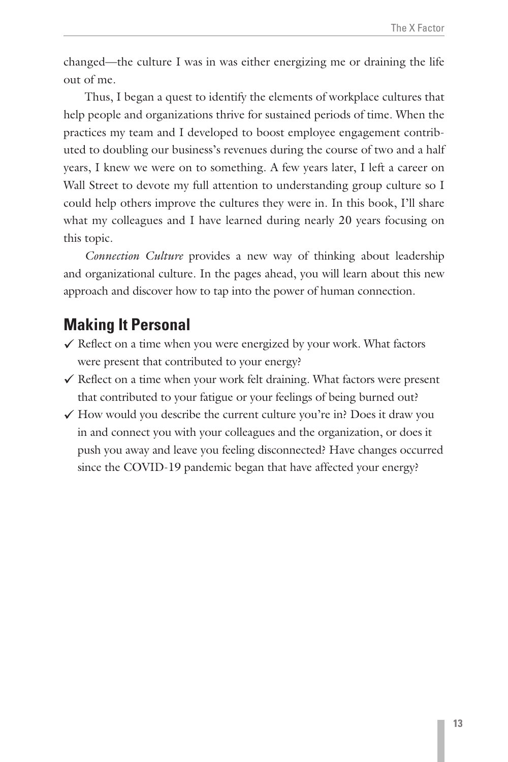changed—the culture I was in was either energizing me or draining the life out of me.

Thus, I began a quest to identify the elements of workplace cultures that help people and organizations thrive for sustained periods of time. When the practices my team and I developed to boost employee engagement contributed to doubling our business's revenues during the course of two and a half years, I knew we were on to something. A few years later, I left a career on Wall Street to devote my full attention to understanding group culture so I could help others improve the cultures they were in. In this book, I'll share what my colleagues and I have learned during nearly 20 years focusing on this topic.

*Connection Culture* provides a new way of thinking about leadership and organizational culture. In the pages ahead, you will learn about this new approach and discover how to tap into the power of human connection.

## Making It Personal

- ✓ Reflect on a time when you were energized by your work. What factors were present that contributed to your energy?
- ✓ Reflect on a time when your work felt draining. What factors were present that contributed to your fatigue or your feelings of being burned out?
- ✓ How would you describe the current culture you're in? Does it draw you in and connect you with your colleagues and the organization, or does it push you away and leave you feeling disconnected? Have changes occurred since the COVID-19 pandemic began that have affected your energy?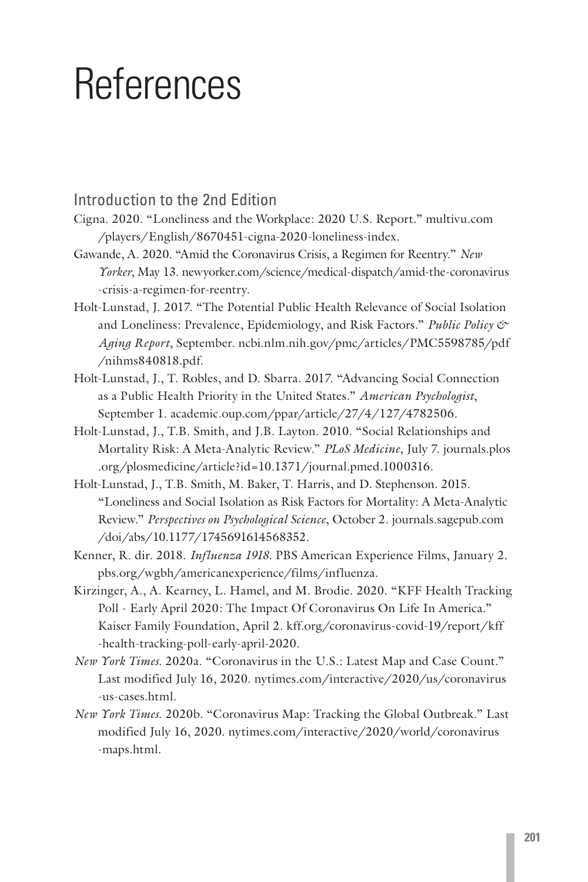# References

## Introduction to the 2nd Edition

Cigna. 2020. "Loneliness and the Workplace: 2020 U.S. Report." multivu.com/players/English/8670451-cigna-2020-loneliness-index.

Gawande, A. 2020. "Amid the Coronavirus Crisis, a Regimen for Reentry." *New Yorker*, May 13. newyorker.com/science/medical-dispatch/amid-the-coronavirus-crisis-a-regimen-for-reentry.

Holt-Lunstad, J. 2017. "The Potential Public Health Relevance of Social Isolation and Loneliness: Prevalence, Epidemiology, and Risk Factors." *Public Policy & Aging Report*, September. ncbi.nlm.nih.gov/pmc/articles/PMC5598785/pdf/nihms840818.pdf.

Holt-Lunstad, J., T. Robles, and D. Sbarra. 2017. "Advancing Social Connection as a Public Health Priority in the United States." *American Psychologist*, September 1. academic.oup.com/ppar/article/27/4/127/4782506.

Holt-Lunstad, J., T.B. Smith, and J.B. Layton. 2010. "Social Relationships and Mortality Risk: A Meta-Analytic Review." *PLoS Medicine*, July 7. journals.plos.org/plosmedicine/article?id=10.1371/journal.pmed.1000316.

Holt-Lunstad, J., T.B. Smith, M. Baker, T. Harris, and D. Stephenson. 2015. "Loneliness and Social Isolation as Risk Factors for Mortality: A Meta-Analytic Review." *Perspectives on Psychological Science*, October 2. journals.sagepub.com/doi/abs/10.1177/1745691614568352.

Kenner, R. dir. 2018. *Influenza 1918*. PBS American Experience Films, January 2. pbs.org/wgbh/americanexperience/films/influenza.

Kirzinger, A., A. Kearney, L. Hamel, and M. Brodie. 2020. "KFF Health Tracking Poll - Early April 2020: The Impact Of Coronavirus On Life In America." Kaiser Family Foundation, April 2. kff.org/coronavirus-covid-19/report/kff-health-tracking-poll-early-april-2020.

*New York Times*. 2020a. "Coronavirus in the U.S.: Latest Map and Case Count." Last modified July 16, 2020. nytimes.com/interactive/2020/us/coronavirus-us-cases.html.

*New York Times*. 2020b. "Coronavirus Map: Tracking the Global Outbreak." Last modified July 16, 2020. nytimes.com/interactive/2020/world/coronavirus-maps.html.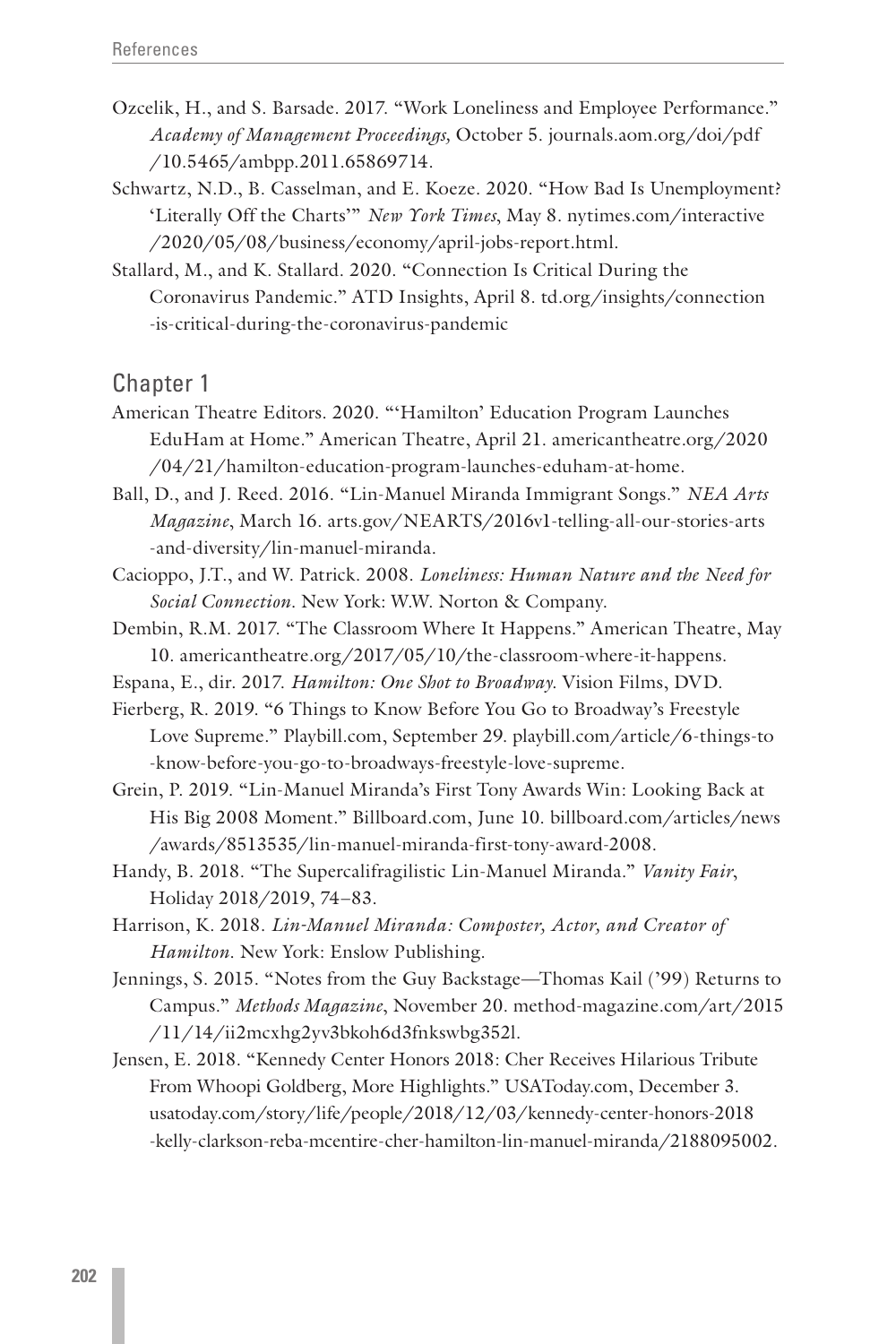Ozcelik, H., and S. Barsade. 2017. "Work Loneliness and Employee Performance." *Academy of Management Proceedings,* October 5. journals.aom.org/doi/pdf/10.5465/ambpp.2011.65869714.

Schwartz, N.D., B. Casselman, and E. Koeze. 2020. "How Bad Is Unemployment? 'Literally Off the Charts'" *New York Times*, May 8. nytimes.com/interactive/2020/05/08/business/economy/april-jobs-report.html.

Stallard, M., and K. Stallard. 2020. "Connection Is Critical During the Coronavirus Pandemic." ATD Insights, April 8. td.org/insights/connection-is-critical-during-the-coronavirus-pandemic

## Chapter 1

American Theatre Editors. 2020. "'Hamilton' Education Program Launches EduHam at Home." American Theatre, April 21. americantheatre.org/2020/04/21/hamilton-education-program-launches-eduham-at-home.

Ball, D., and J. Reed. 2016. "Lin-Manuel Miranda Immigrant Songs." *NEA Arts Magazine*, March 16. arts.gov/NEARTS/2016v1-telling-all-our-stories-arts-and-diversity/lin-manuel-miranda.

Cacioppo, J.T., and W. Patrick. 2008. *Loneliness: Human Nature and the Need for Social Connection*. New York: W.W. Norton & Company.

Dembin, R.M. 2017. "The Classroom Where It Happens." American Theatre, May 10. americantheatre.org/2017/05/10/the-classroom-where-it-happens.

Espana, E., dir. 2017. *Hamilton: One Shot to Broadway*. Vision Films, DVD.

Fierberg, R. 2019. "6 Things to Know Before You Go to Broadway's Freestyle Love Supreme." Playbill.com, September 29. playbill.com/article/6-things-to-know-before-you-go-to-broadways-freestyle-love-supreme.

Grein, P. 2019. "Lin-Manuel Miranda's First Tony Awards Win: Looking Back at His Big 2008 Moment." Billboard.com, June 10. billboard.com/articles/news/awards/8513535/lin-manuel-miranda-first-tony-award-2008.

Handy, B. 2018. "The Supercalifragilistic Lin-Manuel Miranda." *Vanity Fair*, Holiday 2018/2019, 74–83.

Harrison, K. 2018. *Lin-Manuel Miranda: Composter, Actor, and Creator of Hamilton*. New York: Enslow Publishing.

Jennings, S. 2015. "Notes from the Guy Backstage—Thomas Kail ('99) Returns to Campus." *Methods Magazine*, November 20. method-magazine.com/art/2015/11/14/ii2mcxhg2yv3bkoh6d3fnkswbg352l.

Jensen, E. 2018. "Kennedy Center Honors 2018: Cher Receives Hilarious Tribute From Whoopi Goldberg, More Highlights." USAToday.com, December 3. usatoday.com/story/life/people/2018/12/03/kennedy-center-honors-2018-kelly-clarkson-reba-mcentire-cher-hamilton-lin-manuel-miranda/2188095002.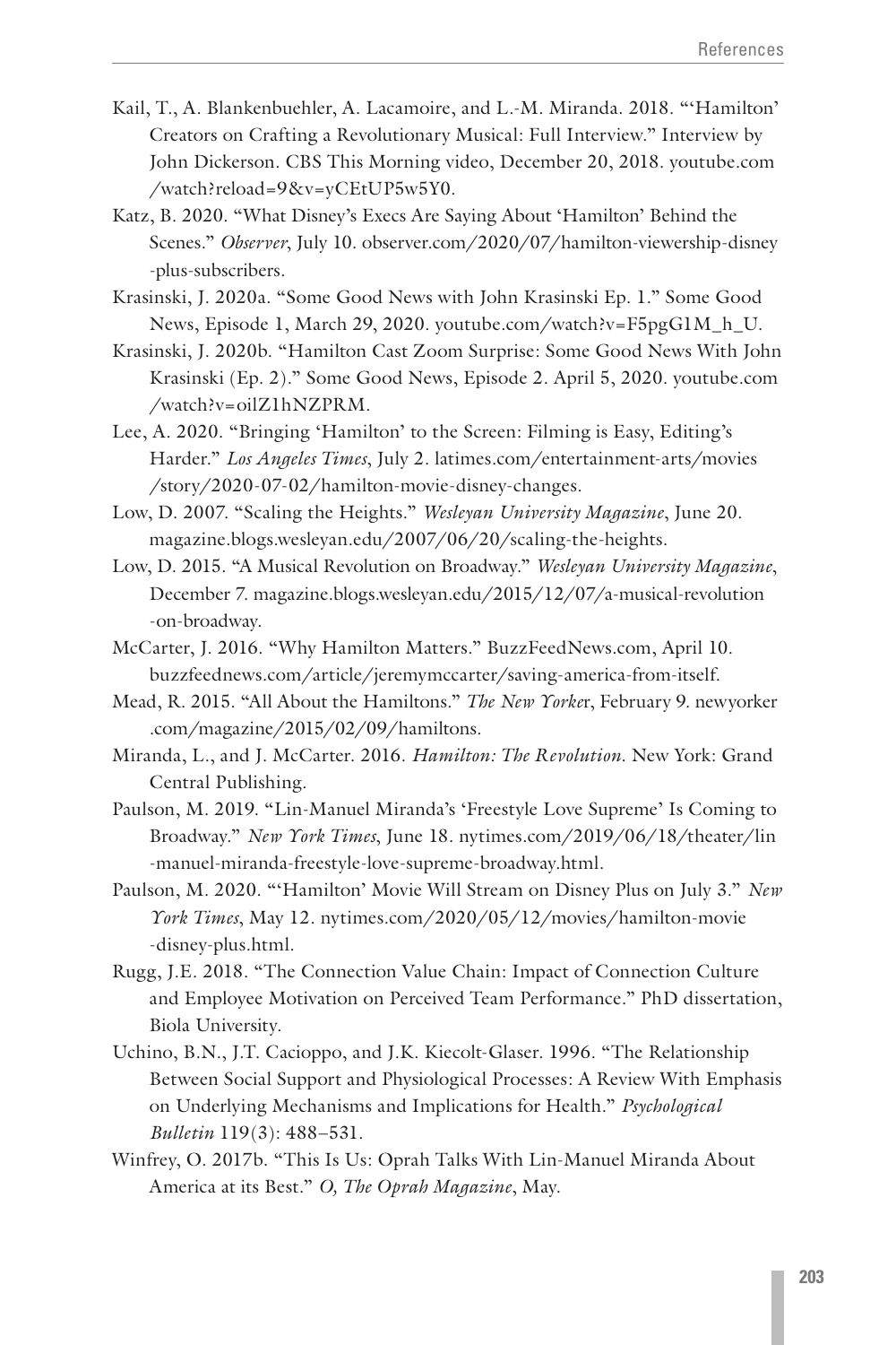Kail, T., A. Blankenbuehler, A. Lacamoire, and L.-M. Miranda. 2018. "'Hamilton' Creators on Crafting a Revolutionary Musical: Full Interview." Interview by John Dickerson. CBS This Morning video, December 20, 2018. youtube.com/watch?reload=9&v=yCEtUP5w5Y0.

Katz, B. 2020. "What Disney's Execs Are Saying About 'Hamilton' Behind the Scenes." *Observer*, July 10. observer.com/2020/07/hamilton-viewership-disney-plus-subscribers.

Krasinski, J. 2020a. "Some Good News with John Krasinski Ep. 1." Some Good News, Episode 1, March 29, 2020. youtube.com/watch?v=F5pgG1M_h_U.

Krasinski, J. 2020b. "Hamilton Cast Zoom Surprise: Some Good News With John Krasinski (Ep. 2)." Some Good News, Episode 2. April 5, 2020. youtube.com/watch?v=oilZ1hNZPRM.

Lee, A. 2020. "Bringing 'Hamilton' to the Screen: Filming is Easy, Editing's Harder." *Los Angeles Times*, July 2. latimes.com/entertainment-arts/movies/story/2020-07-02/hamilton-movie-disney-changes.

Low, D. 2007. "Scaling the Heights." *Wesleyan University Magazine*, June 20. magazine.blogs.wesleyan.edu/2007/06/20/scaling-the-heights.

Low, D. 2015. "A Musical Revolution on Broadway." *Wesleyan University Magazine*, December 7. magazine.blogs.wesleyan.edu/2015/12/07/a-musical-revolution-on-broadway.

McCarter, J. 2016. "Why Hamilton Matters." BuzzFeedNews.com, April 10. buzzfeednews.com/article/jeremymccarter/saving-america-from-itself.

Mead, R. 2015. "All About the Hamiltons." *The New Yorker*, February 9. newyorker.com/magazine/2015/02/09/hamiltons.

Miranda, L., and J. McCarter. 2016. *Hamilton: The Revolution*. New York: Grand Central Publishing.

Paulson, M. 2019. "Lin-Manuel Miranda's 'Freestyle Love Supreme' Is Coming to Broadway." *New York Times*, June 18. nytimes.com/2019/06/18/theater/lin-manuel-miranda-freestyle-love-supreme-broadway.html.

Paulson, M. 2020. "'Hamilton' Movie Will Stream on Disney Plus on July 3." *New York Times*, May 12. nytimes.com/2020/05/12/movies/hamilton-movie-disney-plus.html.

Rugg, J.E. 2018. "The Connection Value Chain: Impact of Connection Culture and Employee Motivation on Perceived Team Performance." PhD dissertation, Biola University.

Uchino, B.N., J.T. Cacioppo, and J.K. Kiecolt-Glaser. 1996. "The Relationship Between Social Support and Physiological Processes: A Review With Emphasis on Underlying Mechanisms and Implications for Health." *Psychological Bulletin* 119(3): 488–531.

Winfrey, O. 2017b. "This Is Us: Oprah Talks With Lin-Manuel Miranda About America at its Best." *O, The Oprah Magazine*, May.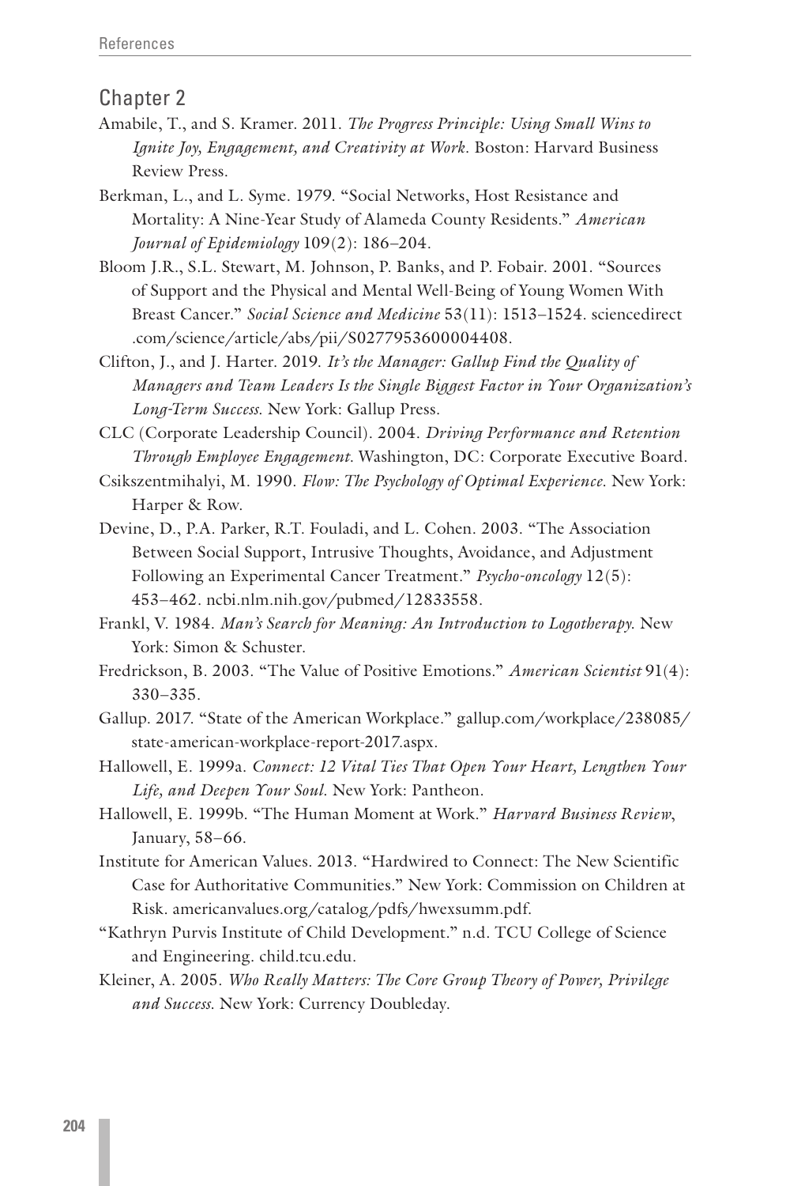## Chapter 2

Amabile, T., and S. Kramer. 2011. *The Progress Principle: Using Small Wins to Ignite Joy, Engagement, and Creativity at Work*. Boston: Harvard Business Review Press.

Berkman, L., and L. Syme. 1979. "Social Networks, Host Resistance and Mortality: A Nine-Year Study of Alameda County Residents." *American Journal of Epidemiology* 109(2): 186–204.

Bloom J.R., S.L. Stewart, M. Johnson, P. Banks, and P. Fobair. 2001. "Sources of Support and the Physical and Mental Well-Being of Young Women With Breast Cancer." *Social Science and Medicine* 53(11): 1513–1524. sciencedirect.com/science/article/abs/pii/S0277953600004408.

Clifton, J., and J. Harter. 2019. *It's the Manager: Gallup Find the Quality of Managers and Team Leaders Is the Single Biggest Factor in Your Organization's Long-Term Success.* New York: Gallup Press.

CLC (Corporate Leadership Council). 2004. *Driving Performance and Retention Through Employee Engagement.* Washington, DC: Corporate Executive Board.

Csikszentmihalyi, M. 1990. *Flow: The Psychology of Optimal Experience.* New York: Harper & Row.

Devine, D., P.A. Parker, R.T. Fouladi, and L. Cohen. 2003. "The Association Between Social Support, Intrusive Thoughts, Avoidance, and Adjustment Following an Experimental Cancer Treatment." *Psycho-oncology* 12(5): 453–462. ncbi.nlm.nih.gov/pubmed/12833558.

Frankl, V. 1984. *Man's Search for Meaning: An Introduction to Logotherapy.* New York: Simon & Schuster.

Fredrickson, B. 2003. "The Value of Positive Emotions." *American Scientist* 91(4): 330–335.

Gallup. 2017. "State of the American Workplace." gallup.com/workplace/238085/state-american-workplace-report-2017.aspx.

Hallowell, E. 1999a. *Connect: 12 Vital Ties That Open Your Heart, Lengthen Your Life, and Deepen Your Soul*. New York: Pantheon.

Hallowell, E. 1999b. "The Human Moment at Work." *Harvard Business Review*, January, 58–66.

Institute for American Values. 2013. "Hardwired to Connect: The New Scientific Case for Authoritative Communities." New York: Commission on Children at Risk. americanvalues.org/catalog/pdfs/hwexsumm.pdf.

"Kathryn Purvis Institute of Child Development." n.d. TCU College of Science and Engineering. child.tcu.edu.

Kleiner, A. 2005. *Who Really Matters: The Core Group Theory of Power, Privilege and Success.* New York: Currency Doubleday.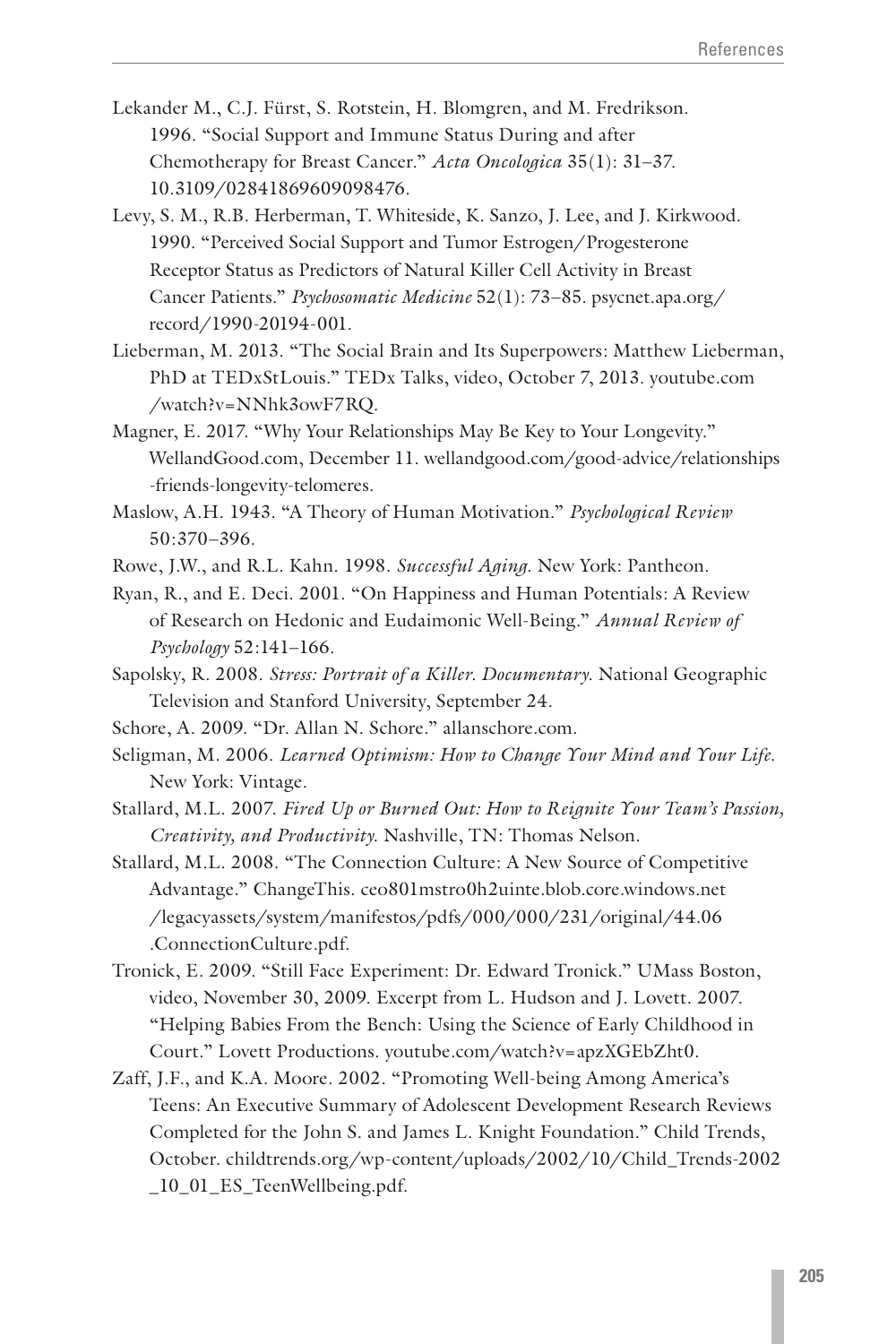Lekander M., C.J. Fürst, S. Rotstein, H. Blomgren, and M. Fredrikson. 1996. "Social Support and Immune Status During and after Chemotherapy for Breast Cancer." *Acta Oncologica* 35(1): 31–37. 10.3109/02841869609098476.

Levy, S. M., R.B. Herberman, T. Whiteside, K. Sanzo, J. Lee, and J. Kirkwood. 1990. "Perceived Social Support and Tumor Estrogen/Progesterone Receptor Status as Predictors of Natural Killer Cell Activity in Breast Cancer Patients." *Psychosomatic Medicine* 52(1): 73–85. psycnet.apa.org/record/1990-20194-001.

Lieberman, M. 2013. "The Social Brain and Its Superpowers: Matthew Lieberman, PhD at TEDxStLouis." TEDx Talks, video, October 7, 2013. youtube.com/watch?v=NNhk3owF7RQ.

Magner, E. 2017. "Why Your Relationships May Be Key to Your Longevity." WellandGood.com, December 11. wellandgood.com/good-advice/relationships-friends-longevity-telomeres.

Maslow, A.H. 1943. "A Theory of Human Motivation." *Psychological Review* 50:370–396.

Rowe, J.W., and R.L. Kahn. 1998. *Successful Aging*. New York: Pantheon.

Ryan, R., and E. Deci. 2001. "On Happiness and Human Potentials: A Review of Research on Hedonic and Eudaimonic Well-Being." *Annual Review of Psychology* 52:141–166.

Sapolsky, R. 2008. *Stress: Portrait of a Killer. Documentary*. National Geographic Television and Stanford University, September 24.

Schore, A. 2009. "Dr. Allan N. Schore." allanschore.com.

Seligman, M. 2006. *Learned Optimism: How to Change Your Mind and Your Life*. New York: Vintage.

Stallard, M.L. 2007. *Fired Up or Burned Out: How to Reignite Your Team's Passion, Creativity, and Productivity*. Nashville, TN: Thomas Nelson.

Stallard, M.L. 2008. "The Connection Culture: A New Source of Competitive Advantage." ChangeThis. ceo801mstro0h2uinte.blob.core.windows.net/legacyassets/system/manifestos/pdfs/000/000/231/original/44.06.ConnectionCulture.pdf.

Tronick, E. 2009. "Still Face Experiment: Dr. Edward Tronick." UMass Boston, video, November 30, 2009. Excerpt from L. Hudson and J. Lovett. 2007. "Helping Babies From the Bench: Using the Science of Early Childhood in Court." Lovett Productions. youtube.com/watch?v=apzXGEbZht0.

Zaff, J.F., and K.A. Moore. 2002. "Promoting Well-being Among America's Teens: An Executive Summary of Adolescent Development Research Reviews Completed for the John S. and James L. Knight Foundation." Child Trends, October. childtrends.org/wp-content/uploads/2002/10/Child_Trends-2002_10_01_ES_TeenWellbeing.pdf.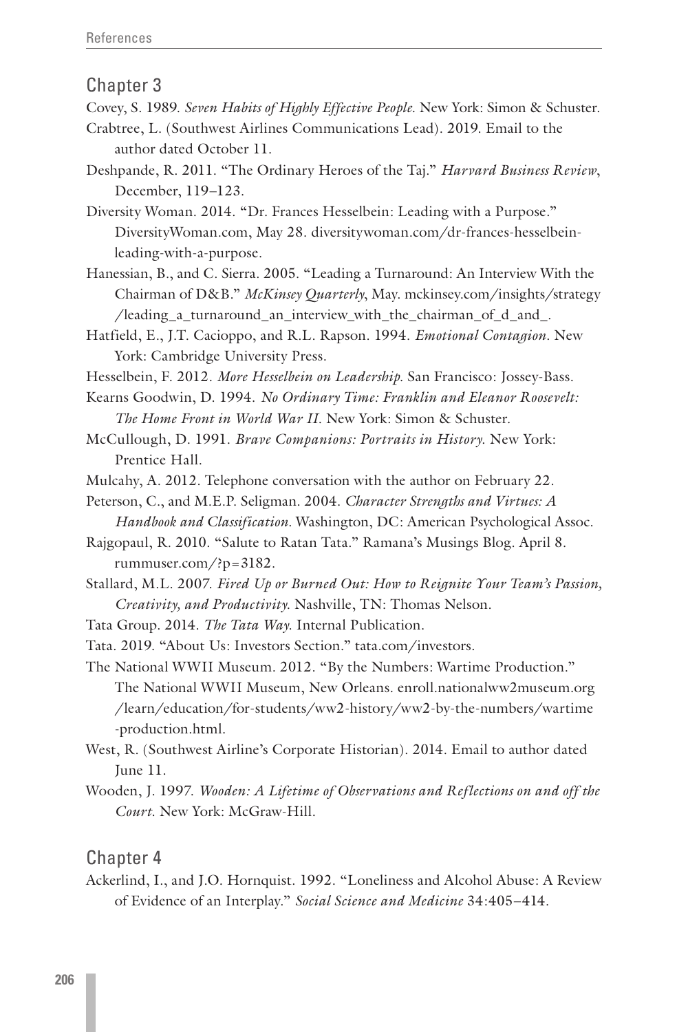## Chapter 3

Covey, S. 1989. *Seven Habits of Highly Effective People.* New York: Simon & Schuster.

Crabtree, L. (Southwest Airlines Communications Lead). 2019. Email to the author dated October 11.

Deshpande, R. 2011. "The Ordinary Heroes of the Taj." *Harvard Business Review*, December, 119–123.

Diversity Woman. 2014. "Dr. Frances Hesselbein: Leading with a Purpose." DiversityWoman.com, May 28. diversitywoman.com/dr-frances-hesselbein-leading-with-a-purpose.

Hanessian, B., and C. Sierra. 2005. "Leading a Turnaround: An Interview With the Chairman of D&B." *McKinsey Quarterly*, May. mckinsey.com/insights/strategy/leading_a_turnaround_an_interview_with_the_chairman_of_d_and_.

Hatfield, E., J.T. Cacioppo, and R.L. Rapson. 1994. *Emotional Contagion*. New York: Cambridge University Press.

Hesselbein, F. 2012. *More Hesselbein on Leadership.* San Francisco: Jossey-Bass.

Kearns Goodwin, D. 1994. *No Ordinary Time: Franklin and Eleanor Roosevelt: The Home Front in World War II.* New York: Simon & Schuster.

McCullough, D. 1991. *Brave Companions: Portraits in History.* New York: Prentice Hall.

Mulcahy, A. 2012. Telephone conversation with the author on February 22.

Peterson, C., and M.E.P. Seligman. 2004. *Character Strengths and Virtues: A Handbook and Classification.* Washington, DC: American Psychological Assoc.

Rajgopaul, R. 2010. "Salute to Ratan Tata." Ramana's Musings Blog. April 8. rummuser.com/?p=3182.

Stallard, M.L. 2007. *Fired Up or Burned Out: How to Reignite Your Team's Passion, Creativity, and Productivity.* Nashville, TN: Thomas Nelson.

Tata Group. 2014. *The Tata Way.* Internal Publication.

Tata. 2019. "About Us: Investors Section." tata.com/investors.

The National WWII Museum. 2012. "By the Numbers: Wartime Production." The National WWII Museum, New Orleans. enroll.nationalww2museum.org/learn/education/for-students/ww2-history/ww2-by-the-numbers/wartime-production.html.

West, R. (Southwest Airline's Corporate Historian). 2014. Email to author dated June 11.

Wooden, J. 1997. *Wooden: A Lifetime of Observations and Reflections on and off the Court.* New York: McGraw-Hill.

## Chapter 4

Ackerlind, I., and J.O. Hornquist. 1992. "Loneliness and Alcohol Abuse: A Review of Evidence of an Interplay." *Social Science and Medicine* 34:405–414.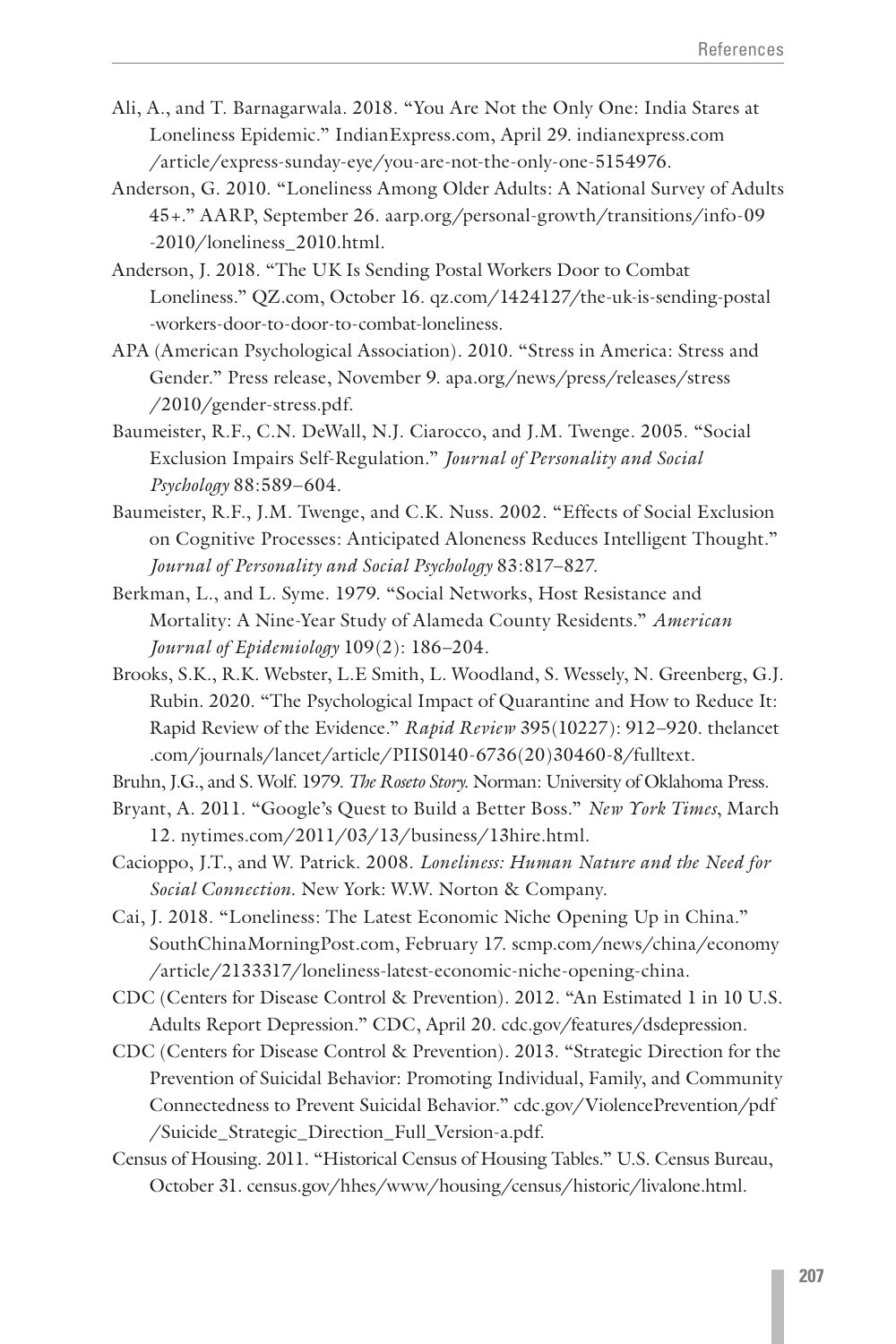Ali, A., and T. Barnagarwala. 2018. "You Are Not the Only One: India Stares at Loneliness Epidemic." IndianExpress.com, April 29. indianexpress.com/article/express-sunday-eye/you-are-not-the-only-one-5154976.

Anderson, G. 2010. "Loneliness Among Older Adults: A National Survey of Adults 45+." AARP, September 26. aarp.org/personal-growth/transitions/info-09-2010/loneliness_2010.html.

Anderson, J. 2018. "The UK Is Sending Postal Workers Door to Combat Loneliness." QZ.com, October 16. qz.com/1424127/the-uk-is-sending-postal-workers-door-to-door-to-combat-loneliness.

APA (American Psychological Association). 2010. "Stress in America: Stress and Gender." Press release, November 9. apa.org/news/press/releases/stress/2010/gender-stress.pdf.

Baumeister, R.F., C.N. DeWall, N.J. Ciarocco, and J.M. Twenge. 2005. "Social Exclusion Impairs Self-Regulation." *Journal of Personality and Social Psychology* 88:589–604.

Baumeister, R.F., J.M. Twenge, and C.K. Nuss. 2002. "Effects of Social Exclusion on Cognitive Processes: Anticipated Aloneness Reduces Intelligent Thought." *Journal of Personality and Social Psychology* 83:817–827.

Berkman, L., and L. Syme. 1979. "Social Networks, Host Resistance and Mortality: A Nine-Year Study of Alameda County Residents." *American Journal of Epidemiology* 109(2): 186–204.

Brooks, S.K., R.K. Webster, L.E Smith, L. Woodland, S. Wessely, N. Greenberg, G.J. Rubin. 2020. "The Psychological Impact of Quarantine and How to Reduce It: Rapid Review of the Evidence." *Rapid Review* 395(10227): 912–920. thelancet.com/journals/lancet/article/PIIS0140-6736(20)30460-8/fulltext.

Bruhn, J.G., and S. Wolf. 1979. *The Roseto Story.* Norman: University of Oklahoma Press.

Bryant, A. 2011. "Google's Quest to Build a Better Boss." *New York Times*, March 12. nytimes.com/2011/03/13/business/13hire.html.

Cacioppo, J.T., and W. Patrick. 2008. *Loneliness: Human Nature and the Need for Social Connection.* New York: W.W. Norton & Company.

Cai, J. 2018. "Loneliness: The Latest Economic Niche Opening Up in China." SouthChinaMorningPost.com, February 17. scmp.com/news/china/economy/article/2133317/loneliness-latest-economic-niche-opening-china.

CDC (Centers for Disease Control & Prevention). 2012. "An Estimated 1 in 10 U.S. Adults Report Depression." CDC, April 20. cdc.gov/features/dsdepression.

CDC (Centers for Disease Control & Prevention). 2013. "Strategic Direction for the Prevention of Suicidal Behavior: Promoting Individual, Family, and Community Connectedness to Prevent Suicidal Behavior." cdc.gov/ViolencePrevention/pdf/Suicide_Strategic_Direction_Full_Version-a.pdf.

Census of Housing. 2011. "Historical Census of Housing Tables." U.S. Census Bureau, October 31. census.gov/hhes/www/housing/census/historic/livalone.html.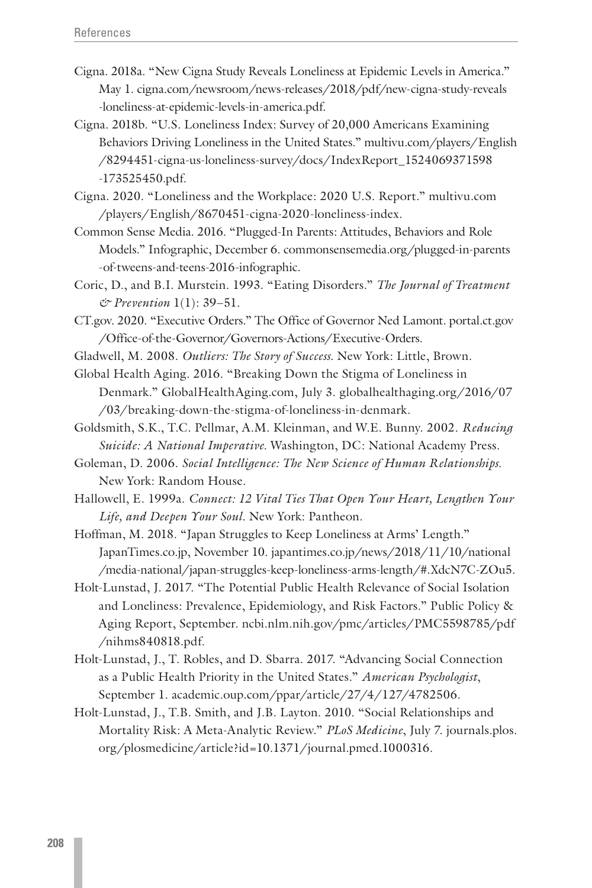Cigna. 2018a. "New Cigna Study Reveals Loneliness at Epidemic Levels in America." May 1. cigna.com/newsroom/news-releases/2018/pdf/new-cigna-study-reveals-loneliness-at-epidemic-levels-in-america.pdf.

Cigna. 2018b. "U.S. Loneliness Index: Survey of 20,000 Americans Examining Behaviors Driving Loneliness in the United States." multivu.com/players/English/8294451-cigna-us-loneliness-survey/docs/IndexReport_1524069371598-173525450.pdf.

Cigna. 2020. "Loneliness and the Workplace: 2020 U.S. Report." multivu.com/players/English/8670451-cigna-2020-loneliness-index.

Common Sense Media. 2016. "Plugged-In Parents: Attitudes, Behaviors and Role Models." Infographic, December 6. commonsensemedia.org/plugged-in-parents-of-tweens-and-teens-2016-infographic.

Coric, D., and B.I. Murstein. 1993. "Eating Disorders." *The Journal of Treatment & Prevention* 1(1): 39–51.

CT.gov. 2020. "Executive Orders." The Office of Governor Ned Lamont. portal.ct.gov/Office-of-the-Governor/Governors-Actions/Executive-Orders.

Gladwell, M. 2008. *Outliers: The Story of Success*. New York: Little, Brown.

Global Health Aging. 2016. "Breaking Down the Stigma of Loneliness in Denmark." GlobalHealthAging.com, July 3. globalhealthaging.org/2016/07/03/breaking-down-the-stigma-of-loneliness-in-denmark.

Goldsmith, S.K., T.C. Pellmar, A.M. Kleinman, and W.E. Bunny. 2002. *Reducing Suicide: A National Imperative*. Washington, DC: National Academy Press.

Goleman, D. 2006. *Social Intelligence: The New Science of Human Relationships*. New York: Random House.

Hallowell, E. 1999a. *Connect: 12 Vital Ties That Open Your Heart, Lengthen Your Life, and Deepen Your Soul*. New York: Pantheon.

Hoffman, M. 2018. "Japan Struggles to Keep Loneliness at Arms' Length." JapanTimes.co.jp, November 10. japantimes.co.jp/news/2018/11/10/national/media-national/japan-struggles-keep-loneliness-arms-length/#.XdcN7C-ZOu5.

Holt-Lunstad, J. 2017. "The Potential Public Health Relevance of Social Isolation and Loneliness: Prevalence, Epidemiology, and Risk Factors." Public Policy & Aging Report, September. ncbi.nlm.nih.gov/pmc/articles/PMC5598785/pdf/nihms840818.pdf.

Holt-Lunstad, J., T. Robles, and D. Sbarra. 2017. "Advancing Social Connection as a Public Health Priority in the United States." *American Psychologist*, September 1. academic.oup.com/ppar/article/27/4/127/4782506.

Holt-Lunstad, J., T.B. Smith, and J.B. Layton. 2010. "Social Relationships and Mortality Risk: A Meta-Analytic Review." *PLoS Medicine*, July 7. journals.plos.org/plosmedicine/article?id=10.1371/journal.pmed.1000316.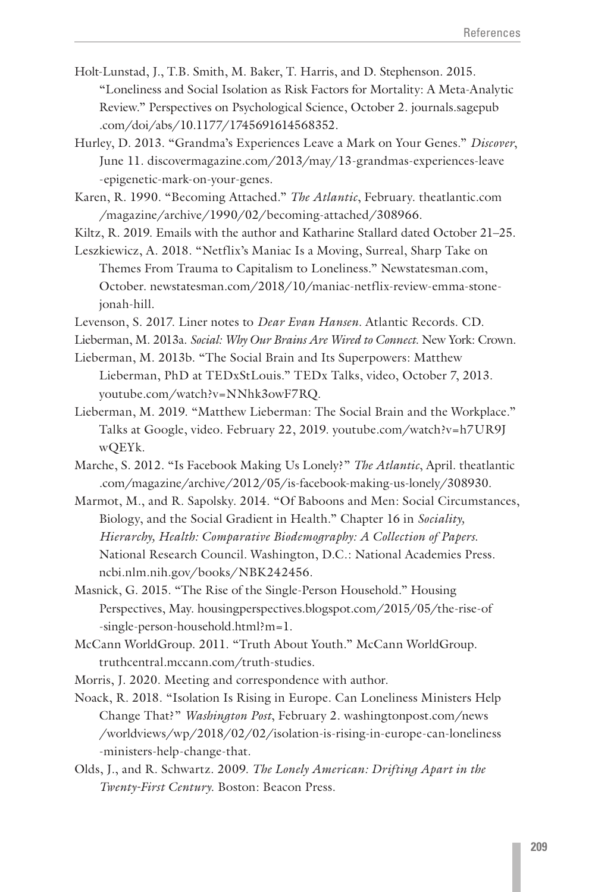Holt-Lunstad, J., T.B. Smith, M. Baker, T. Harris, and D. Stephenson. 2015. "Loneliness and Social Isolation as Risk Factors for Mortality: A Meta-Analytic Review." Perspectives on Psychological Science, October 2. journals.sagepub.com/doi/abs/10.1177/1745691614568352.

Hurley, D. 2013. "Grandma's Experiences Leave a Mark on Your Genes." *Discover*, June 11. discovermagazine.com/2013/may/13-grandmas-experiences-leave-epigenetic-mark-on-your-genes.

Karen, R. 1990. "Becoming Attached." *The Atlantic*, February. theatlantic.com/magazine/archive/1990/02/becoming-attached/308966.

Kiltz, R. 2019. Emails with the author and Katharine Stallard dated October 21–25.

Leszkiewicz, A. 2018. "Netflix's Maniac Is a Moving, Surreal, Sharp Take on Themes From Trauma to Capitalism to Loneliness." Newstatesman.com, October. newstatesman.com/2018/10/maniac-netflix-review-emma-stone-jonah-hill.

Levenson, S. 2017. Liner notes to *Dear Evan Hansen*. Atlantic Records. CD.

Lieberman, M. 2013a. *Social: Why Our Brains Are Wired to Connect.* New York: Crown.

Lieberman, M. 2013b. "The Social Brain and Its Superpowers: Matthew Lieberman, PhD at TEDxStLouis." TEDx Talks, video, October 7, 2013. youtube.com/watch?v=NNhk3owF7RQ.

Lieberman, M. 2019. "Matthew Lieberman: The Social Brain and the Workplace." Talks at Google, video. February 22, 2019. youtube.com/watch?v=h7UR9JwQEYk.

Marche, S. 2012. "Is Facebook Making Us Lonely?" *The Atlantic*, April. theatlantic.com/magazine/archive/2012/05/is-facebook-making-us-lonely/308930.

Marmot, M., and R. Sapolsky. 2014. "Of Baboons and Men: Social Circumstances, Biology, and the Social Gradient in Health." Chapter 16 in *Sociality, Hierarchy, Health: Comparative Biodemography: A Collection of Papers.* National Research Council. Washington, D.C.: National Academies Press. ncbi.nlm.nih.gov/books/NBK242456.

Masnick, G. 2015. "The Rise of the Single-Person Household." Housing Perspectives, May. housingperspectives.blogspot.com/2015/05/the-rise-of-single-person-household.html?m=1.

McCann WorldGroup. 2011. "Truth About Youth." McCann WorldGroup. truthcentral.mccann.com/truth-studies.

Morris, J. 2020. Meeting and correspondence with author.

Noack, R. 2018. "Isolation Is Rising in Europe. Can Loneliness Ministers Help Change That?" *Washington Post*, February 2. washingtonpost.com/news/worldviews/wp/2018/02/02/isolation-is-rising-in-europe-can-loneliness-ministers-help-change-that.

Olds, J., and R. Schwartz. 2009. *The Lonely American: Drifting Apart in the Twenty-First Century.* Boston: Beacon Press.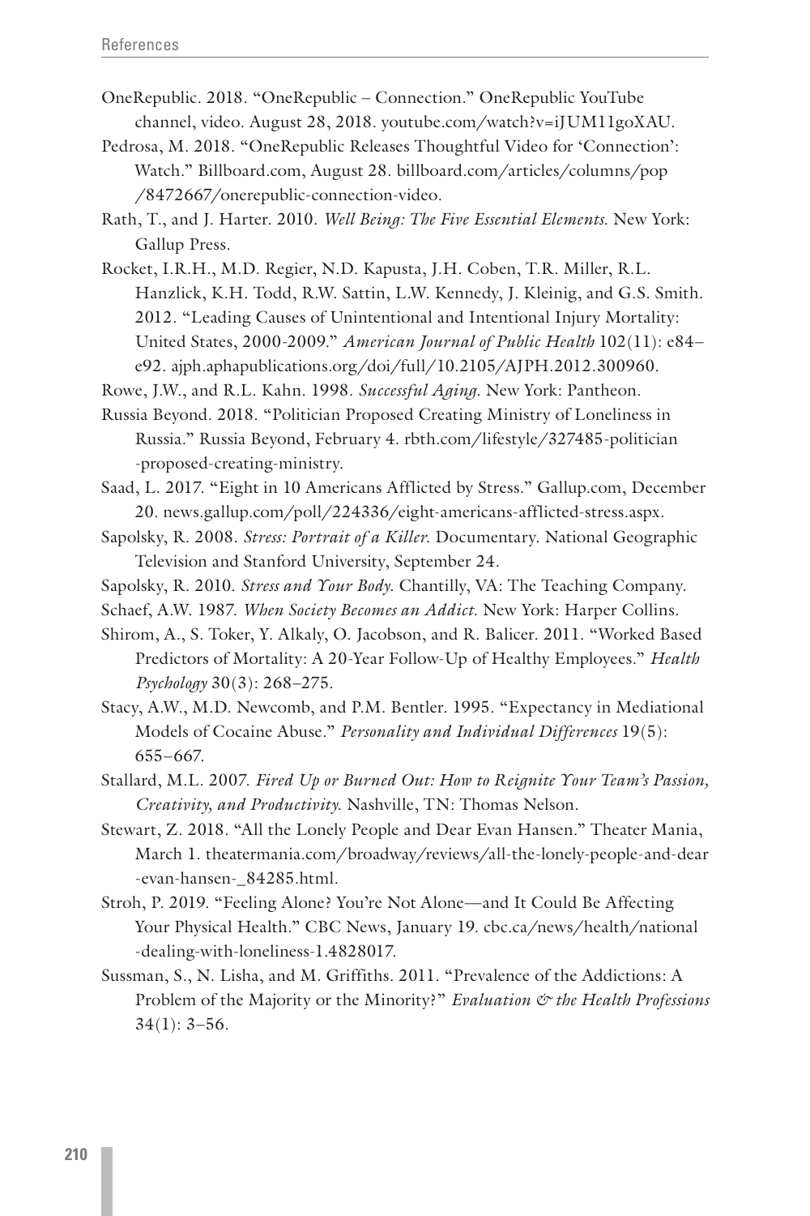OneRepublic. 2018. "OneRepublic – Connection." OneRepublic YouTube channel, video. August 28, 2018. youtube.com/watch?v=iJUM11goXAU.

Pedrosa, M. 2018. "OneRepublic Releases Thoughtful Video for 'Connection': Watch." Billboard.com, August 28. billboard.com/articles/columns/pop/8472667/onerepublic-connection-video.

Rath, T., and J. Harter. 2010. *Well Being: The Five Essential Elements.* New York: Gallup Press.

Rocket, I.R.H., M.D. Regier, N.D. Kapusta, J.H. Coben, T.R. Miller, R.L. Hanzlick, K.H. Todd, R.W. Sattin, L.W. Kennedy, J. Kleinig, and G.S. Smith. 2012. "Leading Causes of Unintentional and Intentional Injury Mortality: United States, 2000-2009." *American Journal of Public Health* 102(11): e84–e92. ajph.aphapublications.org/doi/full/10.2105/AJPH.2012.300960.

Rowe, J.W., and R.L. Kahn. 1998. *Successful Aging.* New York: Pantheon.

Russia Beyond. 2018. "Politician Proposed Creating Ministry of Loneliness in Russia." Russia Beyond, February 4. rbth.com/lifestyle/327485-politician-proposed-creating-ministry.

Saad, L. 2017. "Eight in 10 Americans Afflicted by Stress." Gallup.com, December 20. news.gallup.com/poll/224336/eight-americans-afflicted-stress.aspx.

Sapolsky, R. 2008. *Stress: Portrait of a Killer.* Documentary. National Geographic Television and Stanford University, September 24.

Sapolsky, R. 2010. *Stress and Your Body.* Chantilly, VA: The Teaching Company.

Schaef, A.W. 1987. *When Society Becomes an Addict.* New York: Harper Collins.

Shirom, A., S. Toker, Y. Alkaly, O. Jacobson, and R. Balicer. 2011. "Worked Based Predictors of Mortality: A 20-Year Follow-Up of Healthy Employees." *Health Psychology* 30(3): 268–275.

Stacy, A.W., M.D. Newcomb, and P.M. Bentler. 1995. "Expectancy in Mediational Models of Cocaine Abuse." *Personality and Individual Differences* 19(5): 655–667.

Stallard, M.L. 2007. *Fired Up or Burned Out: How to Reignite Your Team's Passion, Creativity, and Productivity.* Nashville, TN: Thomas Nelson.

Stewart, Z. 2018. "All the Lonely People and Dear Evan Hansen." Theater Mania, March 1. theatermania.com/broadway/reviews/all-the-lonely-people-and-dear-evan-hansen-_84285.html.

Stroh, P. 2019. "Feeling Alone? You're Not Alone—and It Could Be Affecting Your Physical Health." CBC News, January 19. cbc.ca/news/health/national-dealing-with-loneliness-1.4828017.

Sussman, S., N. Lisha, and M. Griffiths. 2011. "Prevalence of the Addictions: A Problem of the Majority or the Minority?" *Evaluation & the Health Professions* 34(1): 3–56.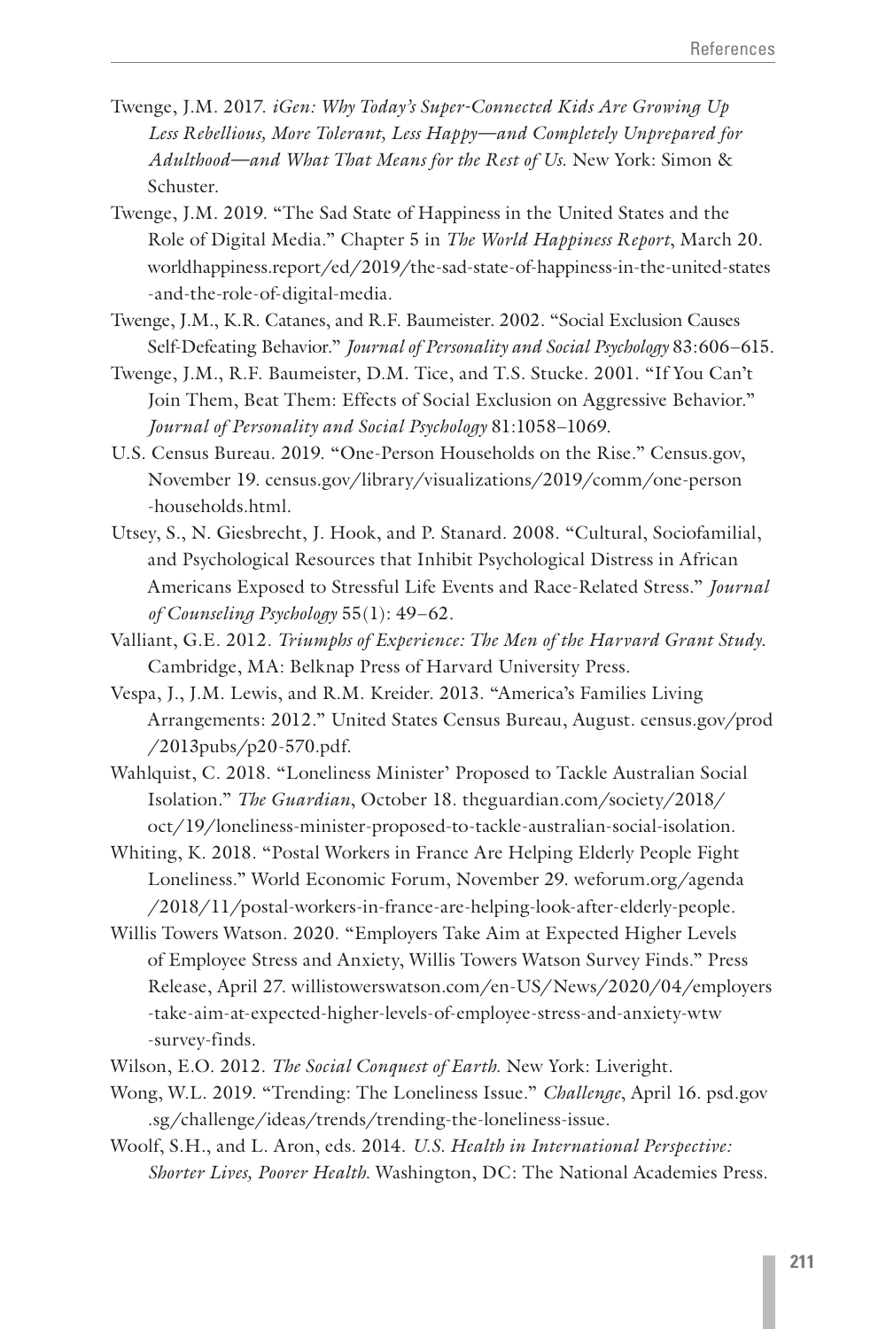Twenge, J.M. 2017. *iGen: Why Today's Super-Connected Kids Are Growing Up Less Rebellious, More Tolerant, Less Happy—and Completely Unprepared for Adulthood—and What That Means for the Rest of Us.* New York: Simon & Schuster.

Twenge, J.M. 2019. "The Sad State of Happiness in the United States and the Role of Digital Media." Chapter 5 in *The World Happiness Report*, March 20. worldhappiness.report/ed/2019/the-sad-state-of-happiness-in-the-united-states-and-the-role-of-digital-media.

Twenge, J.M., K.R. Catanes, and R.F. Baumeister. 2002. "Social Exclusion Causes Self-Defeating Behavior." *Journal of Personality and Social Psychology* 83:606–615.

Twenge, J.M., R.F. Baumeister, D.M. Tice, and T.S. Stucke. 2001. "If You Can't Join Them, Beat Them: Effects of Social Exclusion on Aggressive Behavior." *Journal of Personality and Social Psychology* 81:1058–1069.

U.S. Census Bureau. 2019. "One-Person Households on the Rise." Census.gov, November 19. census.gov/library/visualizations/2019/comm/one-person-households.html.

Utsey, S., N. Giesbrecht, J. Hook, and P. Stanard. 2008. "Cultural, Sociofamilial, and Psychological Resources that Inhibit Psychological Distress in African Americans Exposed to Stressful Life Events and Race-Related Stress." *Journal of Counseling Psychology* 55(1): 49–62.

Valliant, G.E. 2012. *Triumphs of Experience: The Men of the Harvard Grant Study.* Cambridge, MA: Belknap Press of Harvard University Press.

Vespa, J., J.M. Lewis, and R.M. Kreider. 2013. "America's Families Living Arrangements: 2012." United States Census Bureau, August. census.gov/prod/2013pubs/p20-570.pdf.

Wahlquist, C. 2018. "Loneliness Minister' Proposed to Tackle Australian Social Isolation." *The Guardian*, October 18. theguardian.com/society/2018/oct/19/loneliness-minister-proposed-to-tackle-australian-social-isolation.

Whiting, K. 2018. "Postal Workers in France Are Helping Elderly People Fight Loneliness." World Economic Forum, November 29. weforum.org/agenda/2018/11/postal-workers-in-france-are-helping-look-after-elderly-people.

Willis Towers Watson. 2020. "Employers Take Aim at Expected Higher Levels of Employee Stress and Anxiety, Willis Towers Watson Survey Finds." Press Release, April 27. willistowerswatson.com/en-US/News/2020/04/employers-take-aim-at-expected-higher-levels-of-employee-stress-and-anxiety-wtw-survey-finds.

Wilson, E.O. 2012. *The Social Conquest of Earth.* New York: Liveright.

Wong, W.L. 2019. "Trending: The Loneliness Issue." *Challenge*, April 16. psd.gov.sg/challenge/ideas/trends/trending-the-loneliness-issue.

Woolf, S.H., and L. Aron, eds. 2014. *U.S. Health in International Perspective: Shorter Lives, Poorer Health.* Washington, DC: The National Academies Press.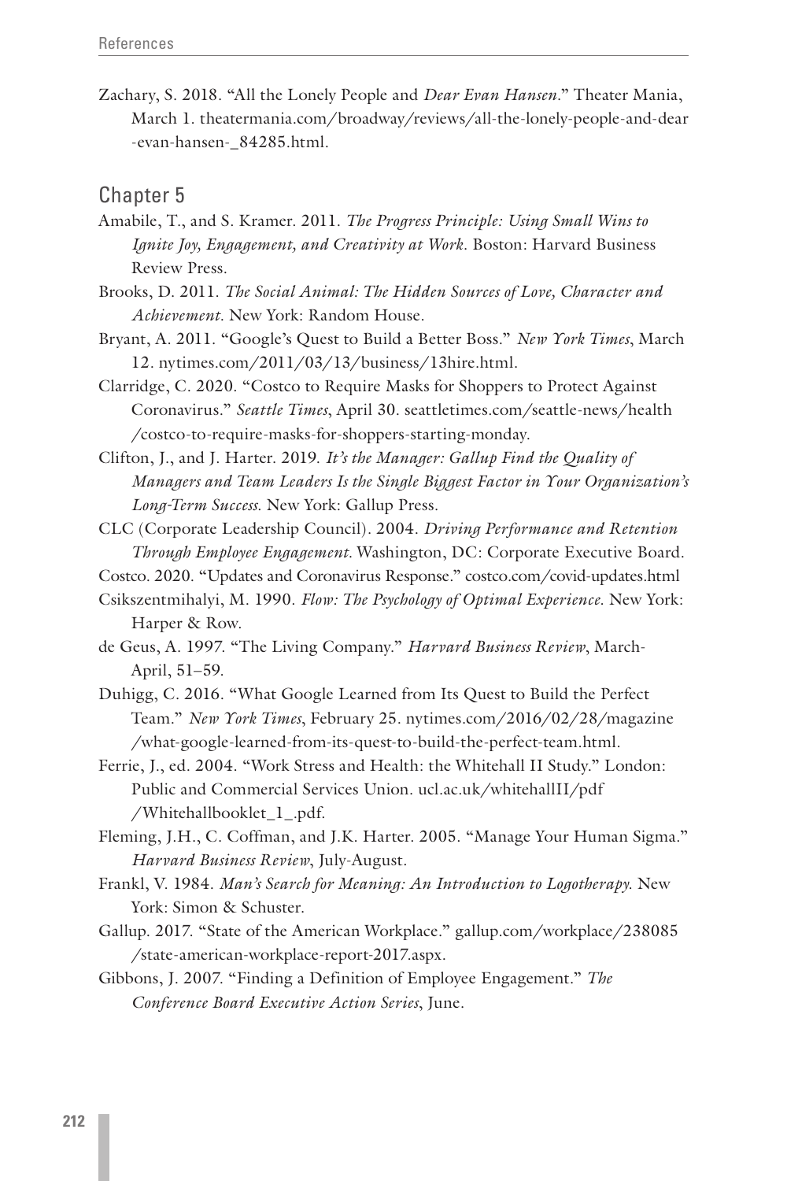Zachary, S. 2018. "All the Lonely People and *Dear Evan Hansen*." Theater Mania, March 1. theatermania.com/broadway/reviews/all-the-lonely-people-and-dear-evan-hansen-_84285.html.

## Chapter 5

Amabile, T., and S. Kramer. 2011. *The Progress Principle: Using Small Wins to Ignite Joy, Engagement, and Creativity at Work*. Boston: Harvard Business Review Press.

Brooks, D. 2011. *The Social Animal: The Hidden Sources of Love, Character and Achievement*. New York: Random House.

Bryant, A. 2011. "Google's Quest to Build a Better Boss." *New York Times*, March 12. nytimes.com/2011/03/13/business/13hire.html.

Clarridge, C. 2020. "Costco to Require Masks for Shoppers to Protect Against Coronavirus." *Seattle Times*, April 30. seattletimes.com/seattle-news/health/costco-to-require-masks-for-shoppers-starting-monday.

Clifton, J., and J. Harter. 2019. *It's the Manager: Gallup Find the Quality of Managers and Team Leaders Is the Single Biggest Factor in Your Organization's Long-Term Success*. New York: Gallup Press.

CLC (Corporate Leadership Council). 2004. *Driving Performance and Retention Through Employee Engagement*. Washington, DC: Corporate Executive Board.

Costco. 2020. "Updates and Coronavirus Response." costco.com/covid-updates.html

Csikszentmihalyi, M. 1990. *Flow: The Psychology of Optimal Experience*. New York: Harper & Row.

de Geus, A. 1997. "The Living Company." *Harvard Business Review*, March-April, 51–59.

Duhigg, C. 2016. "What Google Learned from Its Quest to Build the Perfect Team." *New York Times*, February 25. nytimes.com/2016/02/28/magazine/what-google-learned-from-its-quest-to-build-the-perfect-team.html.

Ferrie, J., ed. 2004. "Work Stress and Health: the Whitehall II Study." London: Public and Commercial Services Union. ucl.ac.uk/whitehallII/pdf/Whitehallbooklet_1_.pdf.

Fleming, J.H., C. Coffman, and J.K. Harter. 2005. "Manage Your Human Sigma." *Harvard Business Review*, July-August.

Frankl, V. 1984. *Man's Search for Meaning: An Introduction to Logotherapy*. New York: Simon & Schuster.

Gallup. 2017. "State of the American Workplace." gallup.com/workplace/238085/state-american-workplace-report-2017.aspx.

Gibbons, J. 2007. "Finding a Definition of Employee Engagement." *The Conference Board Executive Action Series*, June.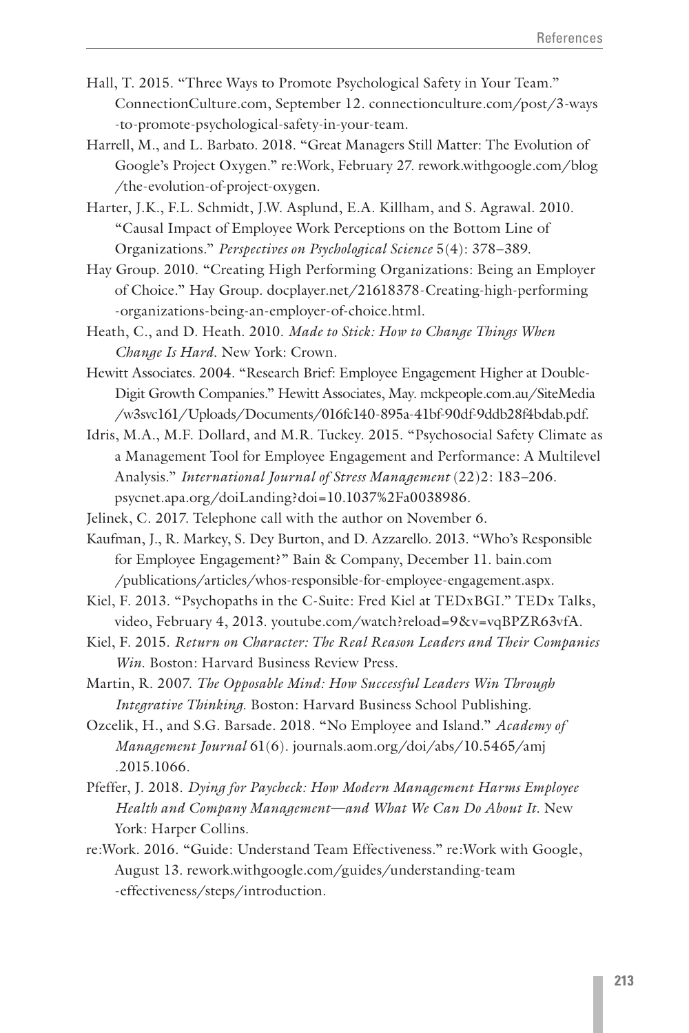Hall, T. 2015. "Three Ways to Promote Psychological Safety in Your Team." ConnectionCulture.com, September 12. connectionculture.com/post/3-ways-to-promote-psychological-safety-in-your-team.

Harrell, M., and L. Barbato. 2018. "Great Managers Still Matter: The Evolution of Google's Project Oxygen." re:Work, February 27. rework.withgoogle.com/blog/the-evolution-of-project-oxygen.

Harter, J.K., F.L. Schmidt, J.W. Asplund, E.A. Killham, and S. Agrawal. 2010. "Causal Impact of Employee Work Perceptions on the Bottom Line of Organizations." *Perspectives on Psychological Science* 5(4): 378–389.

Hay Group. 2010. "Creating High Performing Organizations: Being an Employer of Choice." Hay Group. docplayer.net/21618378-Creating-high-performing-organizations-being-an-employer-of-choice.html.

Heath, C., and D. Heath. 2010. *Made to Stick: How to Change Things When Change Is Hard*. New York: Crown.

Hewitt Associates. 2004. "Research Brief: Employee Engagement Higher at Double-Digit Growth Companies." Hewitt Associates, May. mckpeople.com.au/SiteMedia/w3svc161/Uploads/Documents/016fc140-895a-41bf-90df-9ddb28f4bdab.pdf.

Idris, M.A., M.F. Dollard, and M.R. Tuckey. 2015. "Psychosocial Safety Climate as a Management Tool for Employee Engagement and Performance: A Multilevel Analysis." *International Journal of Stress Management* (22)2: 183–206. psycnet.apa.org/doiLanding?doi=10.1037%2Fa0038986.

Jelinek, C. 2017. Telephone call with the author on November 6.

Kaufman, J., R. Markey, S. Dey Burton, and D. Azzarello. 2013. "Who's Responsible for Employee Engagement?" Bain & Company, December 11. bain.com/publications/articles/whos-responsible-for-employee-engagement.aspx.

Kiel, F. 2013. "Psychopaths in the C-Suite: Fred Kiel at TEDxBGI." TEDx Talks, video, February 4, 2013. youtube.com/watch?reload=9&v=vqBPZR63vfA.

Kiel, F. 2015. *Return on Character: The Real Reason Leaders and Their Companies Win*. Boston: Harvard Business Review Press.

Martin, R. 2007. *The Opposable Mind: How Successful Leaders Win Through Integrative Thinking*. Boston: Harvard Business School Publishing.

Ozcelik, H., and S.G. Barsade. 2018. "No Employee and Island." *Academy of Management Journal* 61(6). journals.aom.org/doi/abs/10.5465/amj.2015.1066.

Pfeffer, J. 2018. *Dying for Paycheck: How Modern Management Harms Employee Health and Company Management—and What We Can Do About It*. New York: Harper Collins.

re:Work. 2016. "Guide: Understand Team Effectiveness." re:Work with Google, August 13. rework.withgoogle.com/guides/understanding-team-effectiveness/steps/introduction.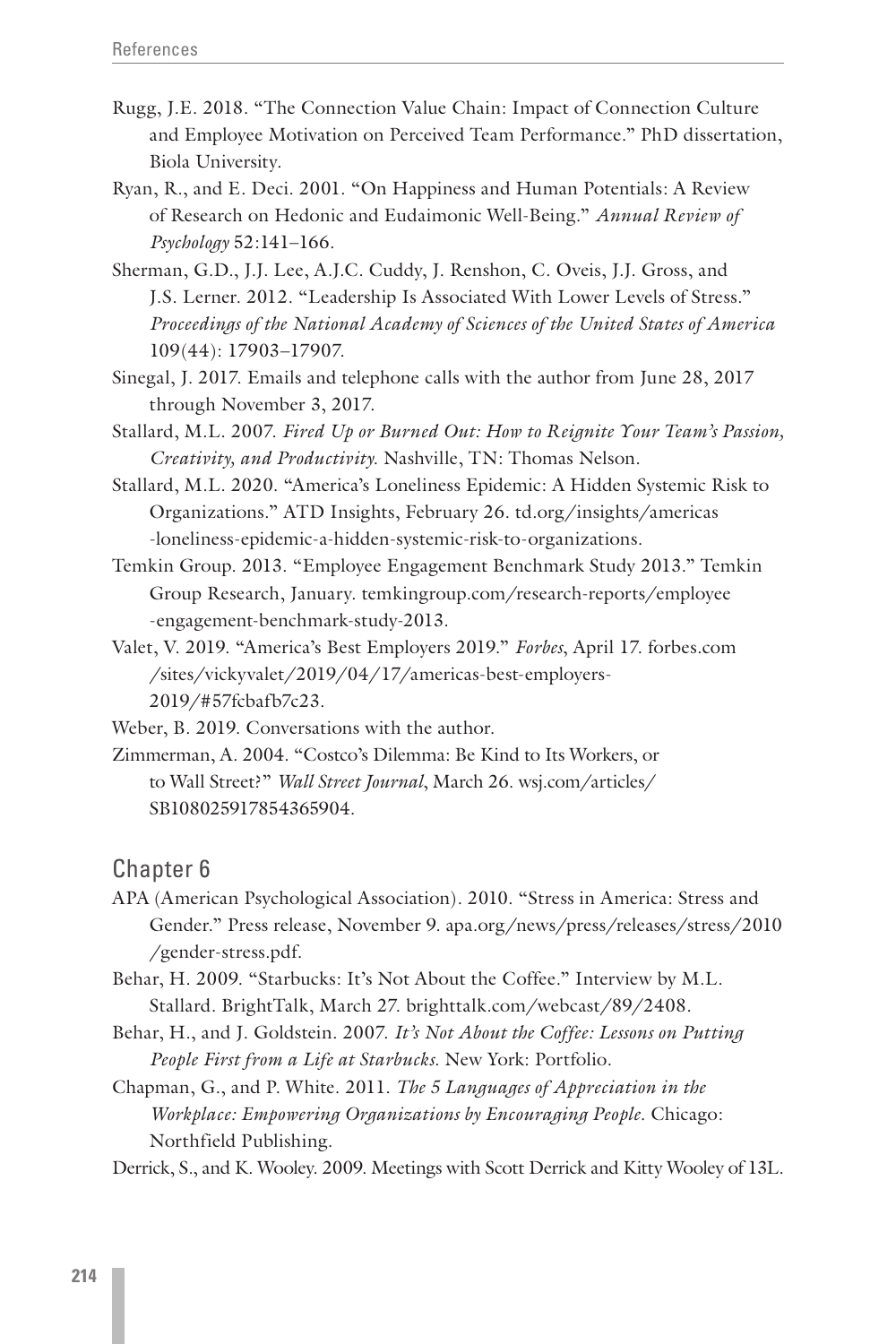Rugg, J.E. 2018. "The Connection Value Chain: Impact of Connection Culture and Employee Motivation on Perceived Team Performance." PhD dissertation, Biola University.

Ryan, R., and E. Deci. 2001. "On Happiness and Human Potentials: A Review of Research on Hedonic and Eudaimonic Well-Being." *Annual Review of Psychology* 52:141–166.

Sherman, G.D., J.J. Lee, A.J.C. Cuddy, J. Renshon, C. Oveis, J.J. Gross, and J.S. Lerner. 2012. "Leadership Is Associated With Lower Levels of Stress." *Proceedings of the National Academy of Sciences of the United States of America* 109(44): 17903–17907.

Sinegal, J. 2017. Emails and telephone calls with the author from June 28, 2017 through November 3, 2017.

Stallard, M.L. 2007. *Fired Up or Burned Out: How to Reignite Your Team's Passion, Creativity, and Productivity.* Nashville, TN: Thomas Nelson.

Stallard, M.L. 2020. "America's Loneliness Epidemic: A Hidden Systemic Risk to Organizations." ATD Insights, February 26. td.org/insights/americas-loneliness-epidemic-a-hidden-systemic-risk-to-organizations.

Temkin Group. 2013. "Employee Engagement Benchmark Study 2013." Temkin Group Research, January. temkingroup.com/research-reports/employee-engagement-benchmark-study-2013.

Valet, V. 2019. "America's Best Employers 2019." *Forbes*, April 17. forbes.com/sites/vickyvalet/2019/04/17/americas-best-employers-2019/#57fcbafb7c23.

Weber, B. 2019. Conversations with the author.

Zimmerman, A. 2004. "Costco's Dilemma: Be Kind to Its Workers, or to Wall Street?" *Wall Street Journal*, March 26. wsj.com/articles/SB108025917854365904.

## Chapter 6

APA (American Psychological Association). 2010. "Stress in America: Stress and Gender." Press release, November 9. apa.org/news/press/releases/stress/2010/gender-stress.pdf.

Behar, H. 2009. "Starbucks: It's Not About the Coffee." Interview by M.L. Stallard. BrightTalk, March 27. brighttalk.com/webcast/89/2408.

Behar, H., and J. Goldstein. 2007. *It's Not About the Coffee: Lessons on Putting People First from a Life at Starbucks.* New York: Portfolio.

Chapman, G., and P. White. 2011. *The 5 Languages of Appreciation in the Workplace: Empowering Organizations by Encouraging People.* Chicago: Northfield Publishing.

Derrick, S., and K. Wooley. 2009. Meetings with Scott Derrick and Kitty Wooley of 13L.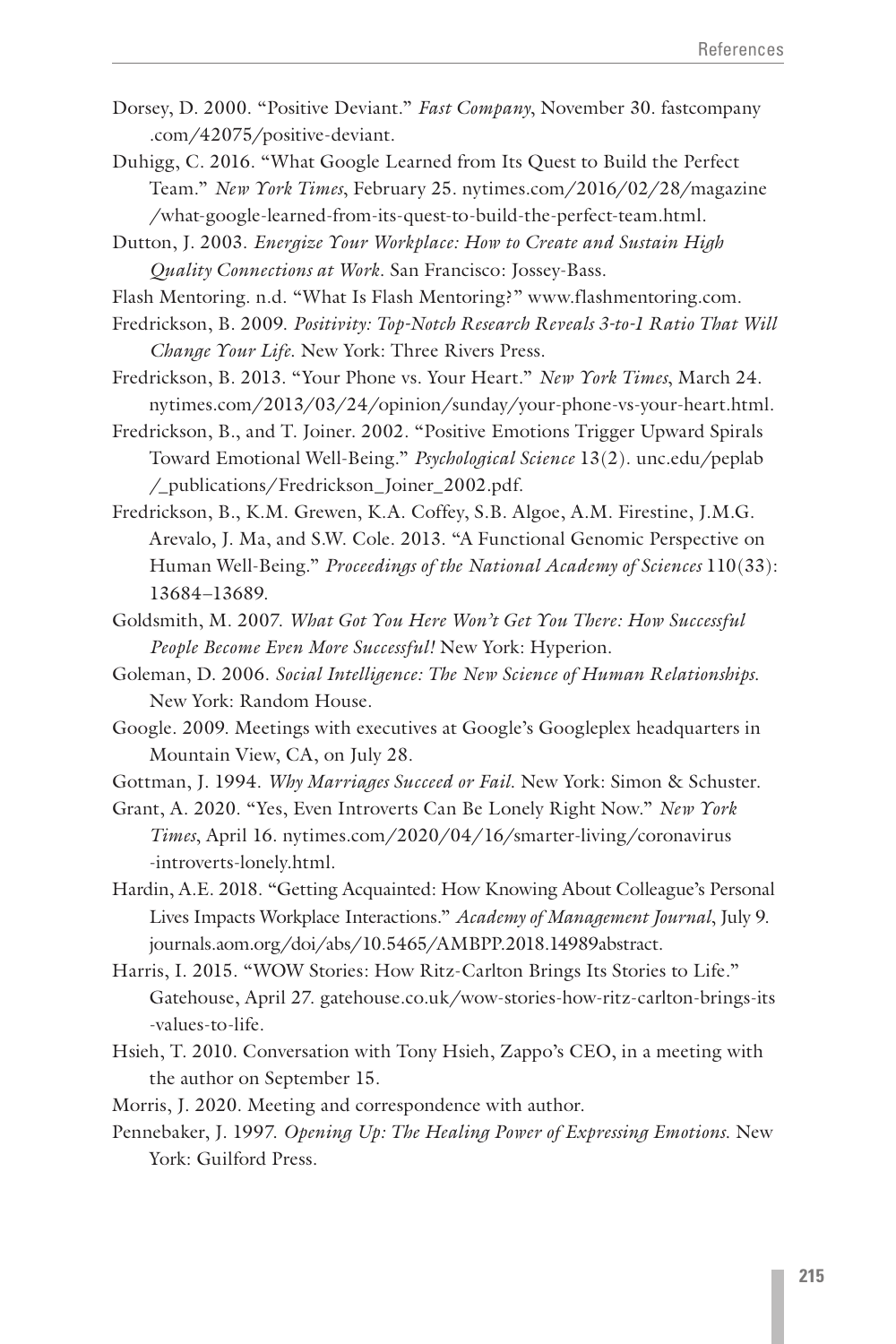Dorsey, D. 2000. "Positive Deviant." *Fast Company*, November 30. fastcompany.com/42075/positive-deviant.

Duhigg, C. 2016. "What Google Learned from Its Quest to Build the Perfect Team." *New York Times*, February 25. nytimes.com/2016/02/28/magazine/what-google-learned-from-its-quest-to-build-the-perfect-team.html.

Dutton, J. 2003. *Energize Your Workplace: How to Create and Sustain High Quality Connections at Work*. San Francisco: Jossey-Bass.

Flash Mentoring. n.d. "What Is Flash Mentoring?" www.flashmentoring.com.

Fredrickson, B. 2009. *Positivity: Top-Notch Research Reveals 3-to-1 Ratio That Will Change Your Life*. New York: Three Rivers Press.

Fredrickson, B. 2013. "Your Phone vs. Your Heart." *New York Times*, March 24. nytimes.com/2013/03/24/opinion/sunday/your-phone-vs-your-heart.html.

Fredrickson, B., and T. Joiner. 2002. "Positive Emotions Trigger Upward Spirals Toward Emotional Well-Being." *Psychological Science* 13(2). unc.edu/peplab/_publications/Fredrickson_Joiner_2002.pdf.

Fredrickson, B., K.M. Grewen, K.A. Coffey, S.B. Algoe, A.M. Firestine, J.M.G. Arevalo, J. Ma, and S.W. Cole. 2013. "A Functional Genomic Perspective on Human Well-Being." *Proceedings of the National Academy of Sciences* 110(33): 13684–13689.

Goldsmith, M. 2007. *What Got You Here Won't Get You There: How Successful People Become Even More Successful!* New York: Hyperion.

Goleman, D. 2006. *Social Intelligence: The New Science of Human Relationships*. New York: Random House.

Google. 2009. Meetings with executives at Google's Googleplex headquarters in Mountain View, CA, on July 28.

Gottman, J. 1994. *Why Marriages Succeed or Fail*. New York: Simon & Schuster.

Grant, A. 2020. "Yes, Even Introverts Can Be Lonely Right Now." *New York Times*, April 16. nytimes.com/2020/04/16/smarter-living/coronavirus-introverts-lonely.html.

Hardin, A.E. 2018. "Getting Acquainted: How Knowing About Colleague's Personal Lives Impacts Workplace Interactions." *Academy of Management Journal*, July 9. journals.aom.org/doi/abs/10.5465/AMBPP.2018.14989abstract.

Harris, I. 2015. "WOW Stories: How Ritz-Carlton Brings Its Stories to Life." Gatehouse, April 27. gatehouse.co.uk/wow-stories-how-ritz-carlton-brings-its-values-to-life.

Hsieh, T. 2010. Conversation with Tony Hsieh, Zappo's CEO, in a meeting with the author on September 15.

Morris, J. 2020. Meeting and correspondence with author.

Pennebaker, J. 1997. *Opening Up: The Healing Power of Expressing Emotions*. New York: Guilford Press.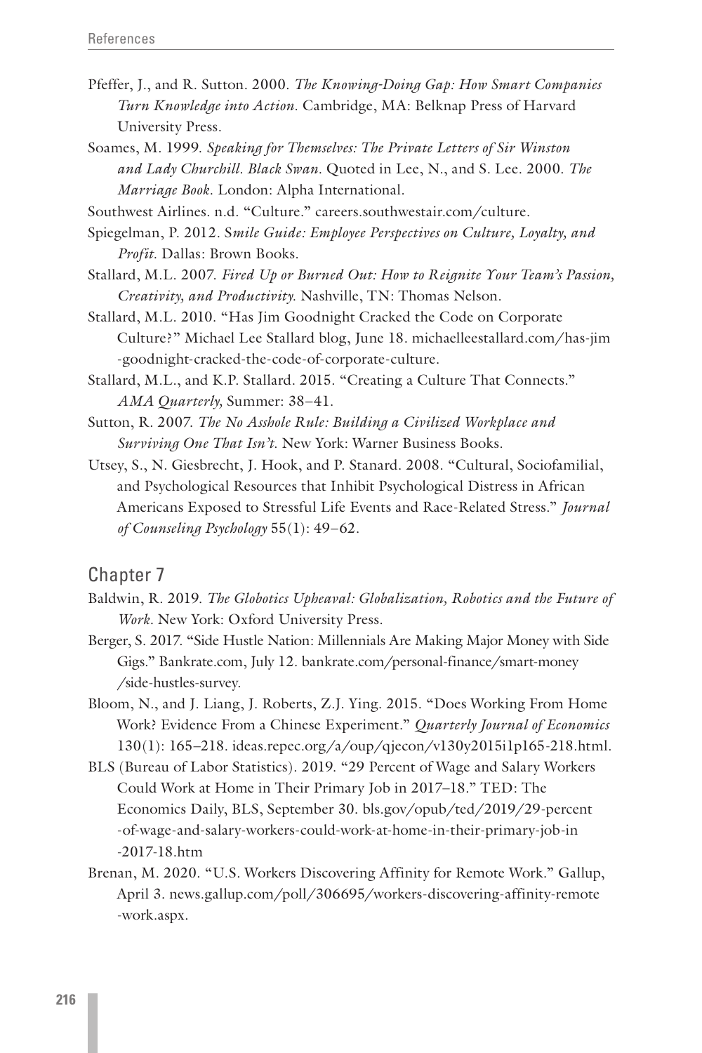Pfeffer, J., and R. Sutton. 2000. *The Knowing-Doing Gap: How Smart Companies Turn Knowledge into Action*. Cambridge, MA: Belknap Press of Harvard University Press.

Soames, M. 1999. *Speaking for Themselves: The Private Letters of Sir Winston and Lady Churchill. Black Swan*. Quoted in Lee, N., and S. Lee. 2000. *The Marriage Book*. London: Alpha International.

Southwest Airlines. n.d. "Culture." careers.southwestair.com/culture.

Spiegelman, P. 2012. S*mile Guide: Employee Perspectives on Culture, Loyalty, and Profit*. Dallas: Brown Books.

Stallard, M.L. 2007. *Fired Up or Burned Out: How to Reignite Your Team's Passion, Creativity, and Productivity*. Nashville, TN: Thomas Nelson.

Stallard, M.L. 2010. "Has Jim Goodnight Cracked the Code on Corporate Culture?" Michael Lee Stallard blog, June 18. michaelleestallard.com/has-jim-goodnight-cracked-the-code-of-corporate-culture.

Stallard, M.L., and K.P. Stallard. 2015. "Creating a Culture That Connects." *AMA Quarterly*, Summer: 38–41.

Sutton, R. 2007. *The No Asshole Rule: Building a Civilized Workplace and Surviving One That Isn't*. New York: Warner Business Books.

Utsey, S., N. Giesbrecht, J. Hook, and P. Stanard. 2008. "Cultural, Sociofamilial, and Psychological Resources that Inhibit Psychological Distress in African Americans Exposed to Stressful Life Events and Race-Related Stress." *Journal of Counseling Psychology* 55(1): 49–62.

## Chapter 7

Baldwin, R. 2019. *The Globotics Upheaval: Globalization, Robotics and the Future of Work*. New York: Oxford University Press.

Berger, S. 2017. "Side Hustle Nation: Millennials Are Making Major Money with Side Gigs." Bankrate.com, July 12. bankrate.com/personal-finance/smart-money/side-hustles-survey.

Bloom, N., and J. Liang, J. Roberts, Z.J. Ying. 2015. "Does Working From Home Work? Evidence From a Chinese Experiment." *Quarterly Journal of Economics* 130(1): 165–218. ideas.repec.org/a/oup/qjecon/v130y2015i1p165-218.html.

BLS (Bureau of Labor Statistics). 2019. "29 Percent of Wage and Salary Workers Could Work at Home in Their Primary Job in 2017–18." TED: The Economics Daily, BLS, September 30. bls.gov/opub/ted/2019/29-percent-of-wage-and-salary-workers-could-work-at-home-in-their-primary-job-in-2017-18.htm

Brenan, M. 2020. "U.S. Workers Discovering Affinity for Remote Work." Gallup, April 3. news.gallup.com/poll/306695/workers-discovering-affinity-remote-work.aspx.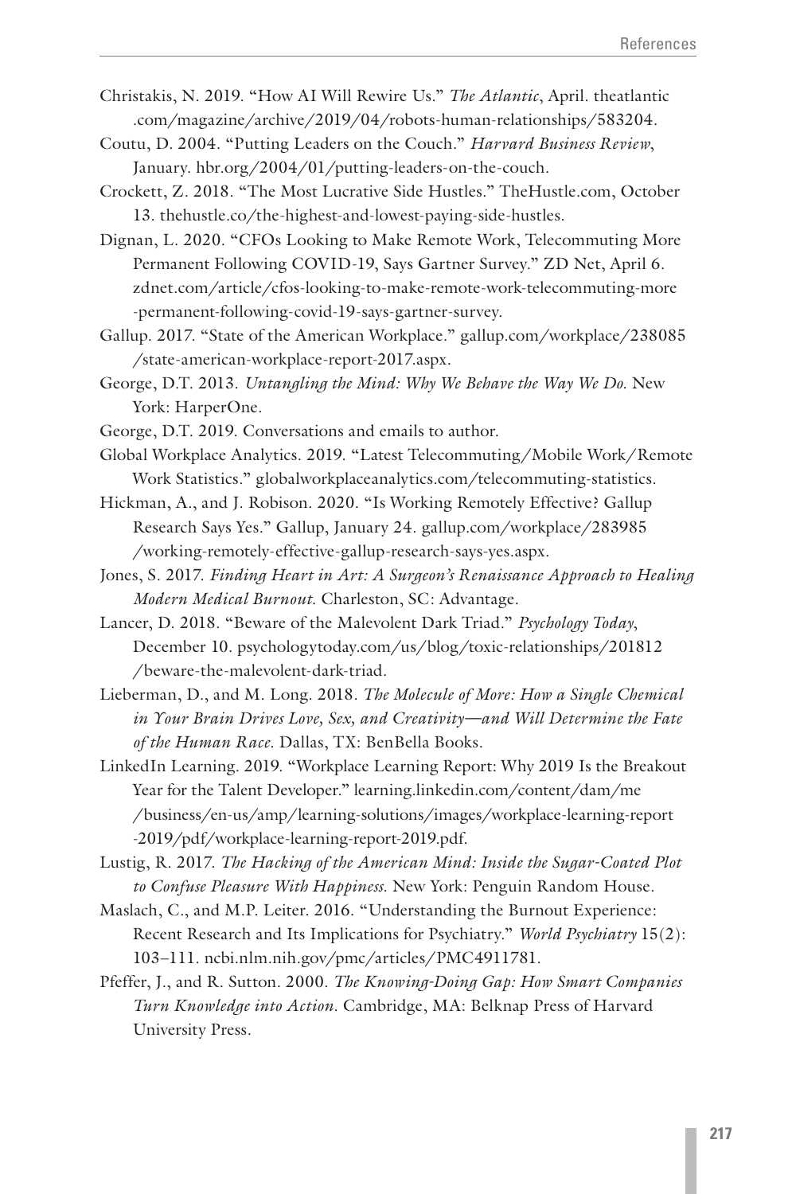Christakis, N. 2019. "How AI Will Rewire Us." *The Atlantic*, April. theatlantic.com/magazine/archive/2019/04/robots-human-relationships/583204.

Coutu, D. 2004. "Putting Leaders on the Couch." *Harvard Business Review*, January. hbr.org/2004/01/putting-leaders-on-the-couch.

Crockett, Z. 2018. "The Most Lucrative Side Hustles." TheHustle.com, October 13. thehustle.co/the-highest-and-lowest-paying-side-hustles.

Dignan, L. 2020. "CFOs Looking to Make Remote Work, Telecommuting More Permanent Following COVID-19, Says Gartner Survey." ZD Net, April 6. zdnet.com/article/cfos-looking-to-make-remote-work-telecommuting-more-permanent-following-covid-19-says-gartner-survey.

Gallup. 2017. "State of the American Workplace." gallup.com/workplace/238085/state-american-workplace-report-2017.aspx.

George, D.T. 2013. *Untangling the Mind: Why We Behave the Way We Do*. New York: HarperOne.

George, D.T. 2019. Conversations and emails to author.

Global Workplace Analytics. 2019. "Latest Telecommuting/Mobile Work/Remote Work Statistics." globalworkplaceanalytics.com/telecommuting-statistics.

Hickman, A., and J. Robison. 2020. "Is Working Remotely Effective? Gallup Research Says Yes." Gallup, January 24. gallup.com/workplace/283985/working-remotely-effective-gallup-research-says-yes.aspx.

Jones, S. 2017. *Finding Heart in Art: A Surgeon's Renaissance Approach to Healing Modern Medical Burnout*. Charleston, SC: Advantage.

Lancer, D. 2018. "Beware of the Malevolent Dark Triad." *Psychology Today*, December 10. psychologytoday.com/us/blog/toxic-relationships/201812/beware-the-malevolent-dark-triad.

Lieberman, D., and M. Long. 2018. *The Molecule of More: How a Single Chemical in Your Brain Drives Love, Sex, and Creativity—and Will Determine the Fate of the Human Race*. Dallas, TX: BenBella Books.

LinkedIn Learning. 2019. "Workplace Learning Report: Why 2019 Is the Breakout Year for the Talent Developer." learning.linkedin.com/content/dam/me/business/en-us/amp/learning-solutions/images/workplace-learning-report-2019/pdf/workplace-learning-report-2019.pdf.

Lustig, R. 2017. *The Hacking of the American Mind: Inside the Sugar-Coated Plot to Confuse Pleasure With Happiness*. New York: Penguin Random House.

Maslach, C., and M.P. Leiter. 2016. "Understanding the Burnout Experience: Recent Research and Its Implications for Psychiatry." *World Psychiatry* 15(2): 103–111. ncbi.nlm.nih.gov/pmc/articles/PMC4911781.

Pfeffer, J., and R. Sutton. 2000. *The Knowing-Doing Gap: How Smart Companies Turn Knowledge into Action*. Cambridge, MA: Belknap Press of Harvard University Press.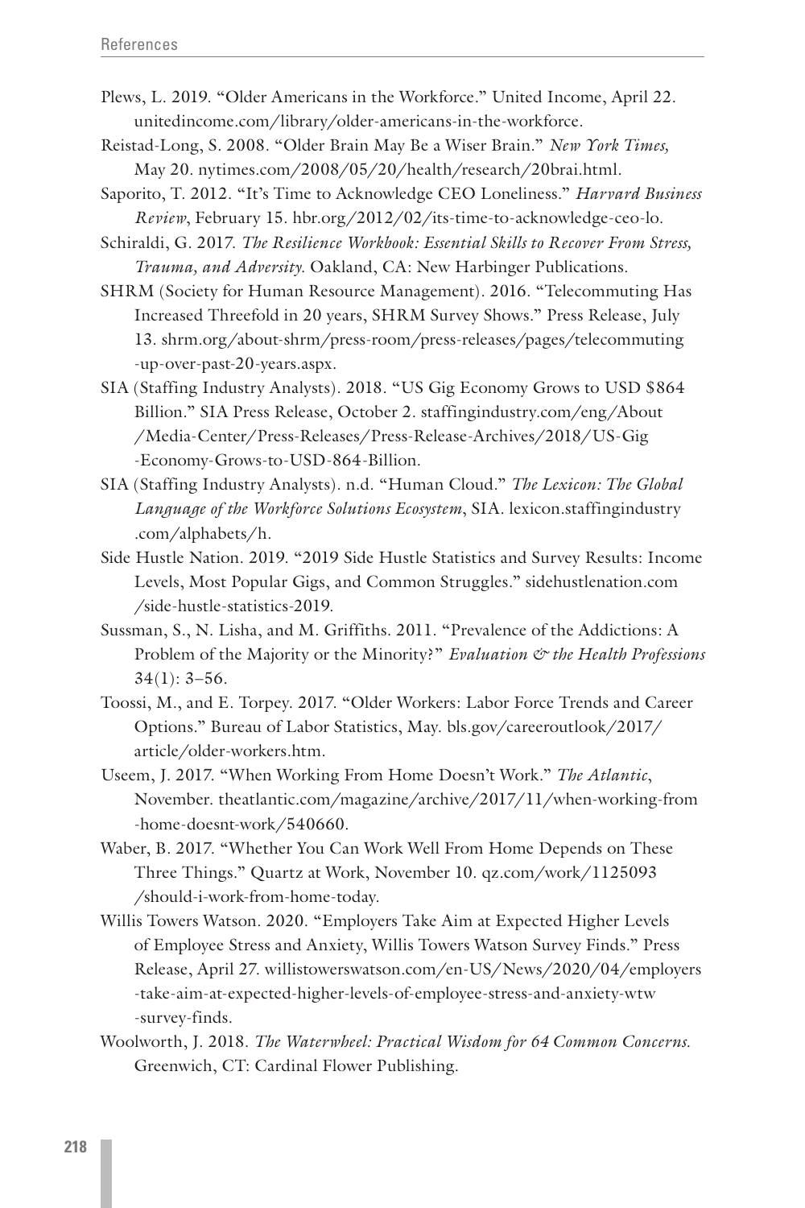Plews, L. 2019. "Older Americans in the Workforce." United Income, April 22. unitedincome.com/library/older-americans-in-the-workforce.

Reistad-Long, S. 2008. "Older Brain May Be a Wiser Brain." *New York Times,* May 20. nytimes.com/2008/05/20/health/research/20brai.html.

Saporito, T. 2012. "It's Time to Acknowledge CEO Loneliness." *Harvard Business Review*, February 15. hbr.org/2012/02/its-time-to-acknowledge-ceo-lo.

Schiraldi, G. 2017. *The Resilience Workbook: Essential Skills to Recover From Stress, Trauma, and Adversity.* Oakland, CA: New Harbinger Publications.

SHRM (Society for Human Resource Management). 2016. "Telecommuting Has Increased Threefold in 20 years, SHRM Survey Shows." Press Release, July 13. shrm.org/about-shrm/press-room/press-releases/pages/telecommuting-up-over-past-20-years.aspx.

SIA (Staffing Industry Analysts). 2018. "US Gig Economy Grows to USD $864 Billion." SIA Press Release, October 2. staffingindustry.com/eng/About/Media-Center/Press-Releases/Press-Release-Archives/2018/US-Gig-Economy-Grows-to-USD-864-Billion.

SIA (Staffing Industry Analysts). n.d. "Human Cloud." *The Lexicon: The Global Language of the Workforce Solutions Ecosystem*, SIA. lexicon.staffingindustry.com/alphabets/h.

Side Hustle Nation. 2019. "2019 Side Hustle Statistics and Survey Results: Income Levels, Most Popular Gigs, and Common Struggles." sidehustlenation.com/side-hustle-statistics-2019.

Sussman, S., N. Lisha, and M. Griffiths. 2011. "Prevalence of the Addictions: A Problem of the Majority or the Minority?" *Evaluation & the Health Professions* 34(1): 3–56.

Toossi, M., and E. Torpey. 2017. "Older Workers: Labor Force Trends and Career Options." Bureau of Labor Statistics, May. bls.gov/careeroutlook/2017/article/older-workers.htm.

Useem, J. 2017. "When Working From Home Doesn't Work." *The Atlantic*, November. theatlantic.com/magazine/archive/2017/11/when-working-from-home-doesnt-work/540660.

Waber, B. 2017. "Whether You Can Work Well From Home Depends on These Three Things." Quartz at Work, November 10. qz.com/work/1125093/should-i-work-from-home-today.

Willis Towers Watson. 2020. "Employers Take Aim at Expected Higher Levels of Employee Stress and Anxiety, Willis Towers Watson Survey Finds." Press Release, April 27. willistowerswatson.com/en-US/News/2020/04/employers-take-aim-at-expected-higher-levels-of-employee-stress-and-anxiety-wtw-survey-finds.

Woolworth, J. 2018. *The Waterwheel: Practical Wisdom for 64 Common Concerns.* Greenwich, CT: Cardinal Flower Publishing.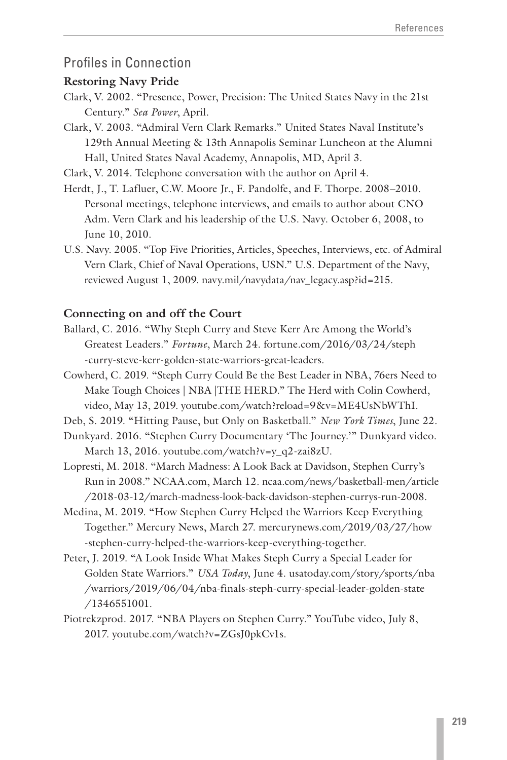## Profiles in Connection

### Restoring Navy Pride

Clark, V. 2002. "Presence, Power, Precision: The United States Navy in the 21st Century." *Sea Power*, April.

Clark, V. 2003. "Admiral Vern Clark Remarks." United States Naval Institute's 129th Annual Meeting & 13th Annapolis Seminar Luncheon at the Alumni Hall, United States Naval Academy, Annapolis, MD, April 3.

Clark, V. 2014. Telephone conversation with the author on April 4.

Herdt, J., T. Lafluer, C.W. Moore Jr., F. Pandolfe, and F. Thorpe. 2008–2010. Personal meetings, telephone interviews, and emails to author about CNO Adm. Vern Clark and his leadership of the U.S. Navy. October 6, 2008, to June 10, 2010.

U.S. Navy. 2005. "Top Five Priorities, Articles, Speeches, Interviews, etc. of Admiral Vern Clark, Chief of Naval Operations, USN." U.S. Department of the Navy, reviewed August 1, 2009. navy.mil/navydata/nav_legacy.asp?id=215.

### Connecting on and off the Court

Ballard, C. 2016. "Why Steph Curry and Steve Kerr Are Among the World's Greatest Leaders." *Fortune*, March 24. fortune.com/2016/03/24/steph-curry-steve-kerr-golden-state-warriors-great-leaders.

Cowherd, C. 2019. "Steph Curry Could Be the Best Leader in NBA, 76ers Need to Make Tough Choices | NBA |THE HERD." The Herd with Colin Cowherd, video, May 13, 2019. youtube.com/watch?reload=9&v=ME4UsNbWThI.

Deb, S. 2019. "Hitting Pause, but Only on Basketball." *New York Times*, June 22.

Dunkyard. 2016. "Stephen Curry Documentary 'The Journey.'" Dunkyard video. March 13, 2016. youtube.com/watch?v=y_q2-zai8zU.

Lopresti, M. 2018. "March Madness: A Look Back at Davidson, Stephen Curry's Run in 2008." NCAA.com, March 12. ncaa.com/news/basketball-men/article/2018-03-12/march-madness-look-back-davidson-stephen-currys-run-2008.

Medina, M. 2019. "How Stephen Curry Helped the Warriors Keep Everything Together." Mercury News, March 27. mercurynews.com/2019/03/27/how-stephen-curry-helped-the-warriors-keep-everything-together.

Peter, J. 2019. "A Look Inside What Makes Steph Curry a Special Leader for Golden State Warriors." *USA Today*, June 4. usatoday.com/story/sports/nba/warriors/2019/06/04/nba-finals-steph-curry-special-leader-golden-state/1346551001.

Piotrekzprod. 2017. "NBA Players on Stephen Curry." YouTube video, July 8, 2017. youtube.com/watch?v=ZGsJ0pkCv1s.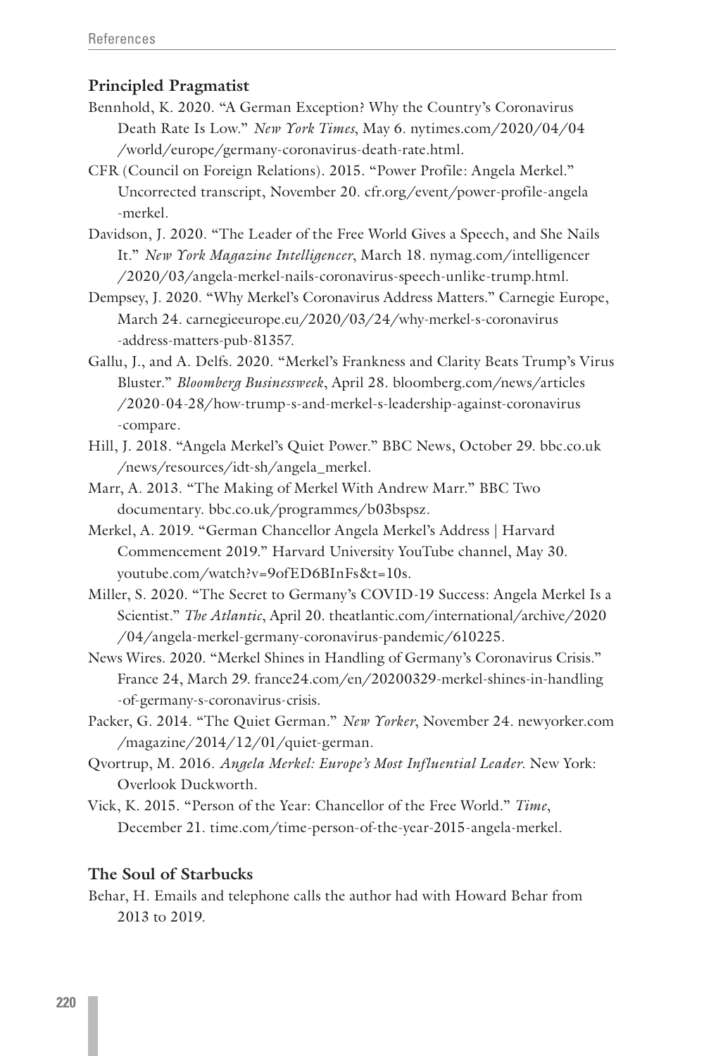### Principled Pragmatist

Bennhold, K. 2020. "A German Exception? Why the Country's Coronavirus Death Rate Is Low." *New York Times*, May 6. nytimes.com/2020/04/04/world/europe/germany-coronavirus-death-rate.html.

CFR (Council on Foreign Relations). 2015. "Power Profile: Angela Merkel." Uncorrected transcript, November 20. cfr.org/event/power-profile-angela-merkel.

Davidson, J. 2020. "The Leader of the Free World Gives a Speech, and She Nails It." *New York Magazine Intelligencer*, March 18. nymag.com/intelligencer/2020/03/angela-merkel-nails-coronavirus-speech-unlike-trump.html.

Dempsey, J. 2020. "Why Merkel's Coronavirus Address Matters." Carnegie Europe, March 24. carnegieeurope.eu/2020/03/24/why-merkel-s-coronavirus-address-matters-pub-81357.

Gallu, J., and A. Delfs. 2020. "Merkel's Frankness and Clarity Beats Trump's Virus Bluster." *Bloomberg Businessweek*, April 28. bloomberg.com/news/articles/2020-04-28/how-trump-s-and-merkel-s-leadership-against-coronavirus-compare.

Hill, J. 2018. "Angela Merkel's Quiet Power." BBC News, October 29. bbc.co.uk/news/resources/idt-sh/angela_merkel.

Marr, A. 2013. "The Making of Merkel With Andrew Marr." BBC Two documentary. bbc.co.uk/programmes/b03bspsz.

Merkel, A. 2019. "German Chancellor Angela Merkel's Address | Harvard Commencement 2019." Harvard University YouTube channel, May 30. youtube.com/watch?v=9ofED6BInFs&t=10s.

Miller, S. 2020. "The Secret to Germany's COVID-19 Success: Angela Merkel Is a Scientist." *The Atlantic*, April 20. theatlantic.com/international/archive/2020/04/angela-merkel-germany-coronavirus-pandemic/610225.

News Wires. 2020. "Merkel Shines in Handling of Germany's Coronavirus Crisis." France 24, March 29. france24.com/en/20200329-merkel-shines-in-handling-of-germany-s-coronavirus-crisis.

Packer, G. 2014. "The Quiet German." *New Yorker*, November 24. newyorker.com/magazine/2014/12/01/quiet-german.

Qvortrup, M. 2016. *Angela Merkel: Europe's Most Influential Leader*. New York: Overlook Duckworth.

Vick, K. 2015. "Person of the Year: Chancellor of the Free World." *Time*, December 21. time.com/time-person-of-the-year-2015-angela-merkel.

### The Soul of Starbucks

Behar, H. Emails and telephone calls the author had with Howard Behar from 2013 to 2019.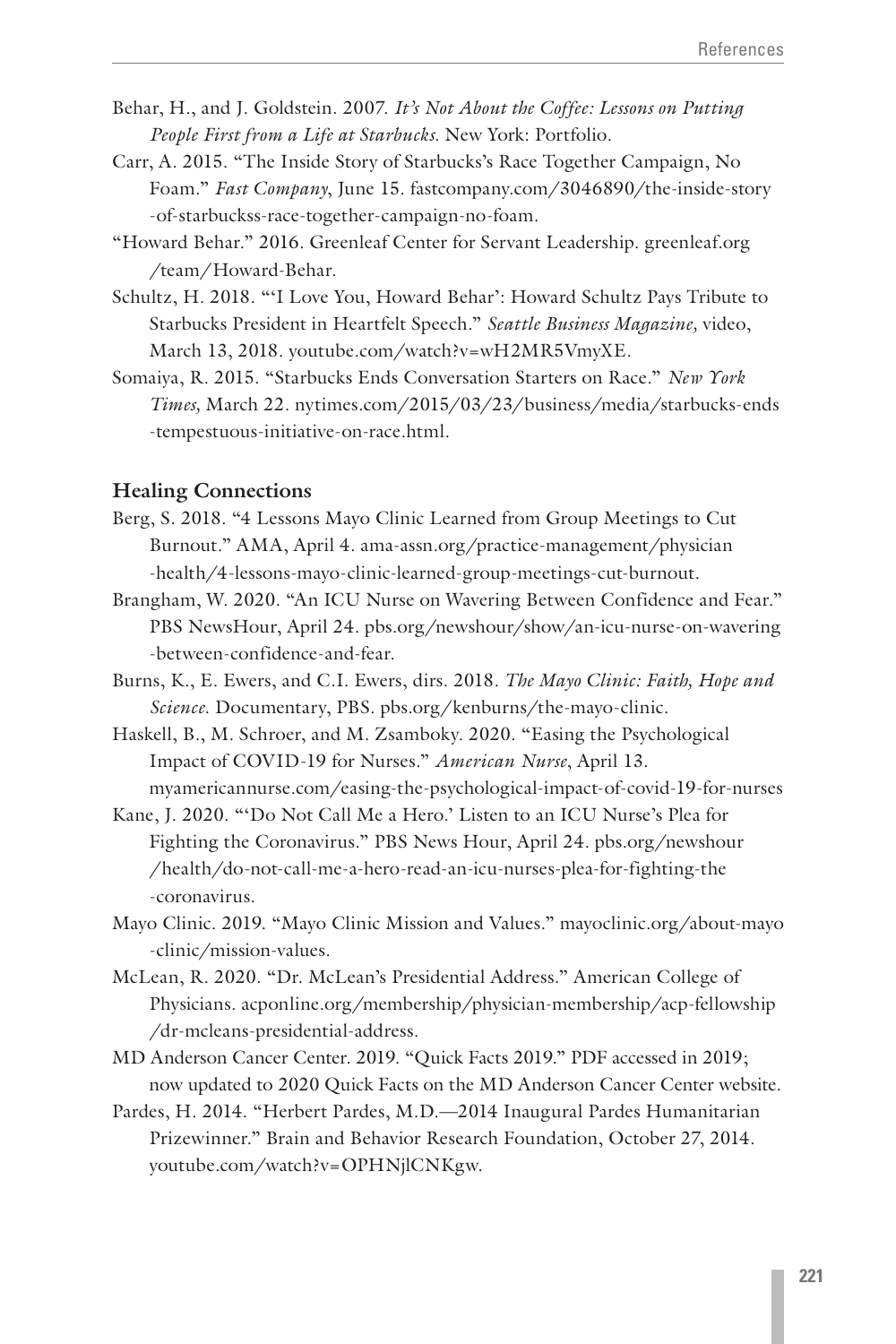Behar, H., and J. Goldstein. 2007. *It's Not About the Coffee: Lessons on Putting People First from a Life at Starbucks*. New York: Portfolio.

Carr, A. 2015. "The Inside Story of Starbucks's Race Together Campaign, No Foam." *Fast Company*, June 15. fastcompany.com/3046890/the-inside-story-of-starbuckss-race-together-campaign-no-foam.

"Howard Behar." 2016. Greenleaf Center for Servant Leadership. greenleaf.org/team/Howard-Behar.

Schultz, H. 2018. "'I Love You, Howard Behar': Howard Schultz Pays Tribute to Starbucks President in Heartfelt Speech." *Seattle Business Magazine,* video, March 13, 2018. youtube.com/watch?v=wH2MR5VmyXE.

Somaiya, R. 2015. "Starbucks Ends Conversation Starters on Race." *New York Times,* March 22. nytimes.com/2015/03/23/business/media/starbucks-ends-tempestuous-initiative-on-race.html.

### Healing Connections

Berg, S. 2018. "4 Lessons Mayo Clinic Learned from Group Meetings to Cut Burnout." AMA, April 4. ama-assn.org/practice-management/physician-health/4-lessons-mayo-clinic-learned-group-meetings-cut-burnout.

Brangham, W. 2020. "An ICU Nurse on Wavering Between Confidence and Fear." PBS NewsHour, April 24. pbs.org/newshour/show/an-icu-nurse-on-wavering-between-confidence-and-fear.

Burns, K., E. Ewers, and C.I. Ewers, dirs. 2018. *The Mayo Clinic: Faith, Hope and Science*. Documentary, PBS. pbs.org/kenburns/the-mayo-clinic.

Haskell, B., M. Schroer, and M. Zsamboky. 2020. "Easing the Psychological Impact of COVID-19 for Nurses." *American Nurse*, April 13. myamericannurse.com/easing-the-psychological-impact-of-covid-19-for-nurses

Kane, J. 2020. "'Do Not Call Me a Hero.' Listen to an ICU Nurse's Plea for Fighting the Coronavirus." PBS News Hour, April 24. pbs.org/newshour/health/do-not-call-me-a-hero-read-an-icu-nurses-plea-for-fighting-the-coronavirus.

Mayo Clinic. 2019. "Mayo Clinic Mission and Values." mayoclinic.org/about-mayo-clinic/mission-values.

McLean, R. 2020. "Dr. McLean's Presidential Address." American College of Physicians. acponline.org/membership/physician-membership/acp-fellowship/dr-mcleans-presidential-address.

MD Anderson Cancer Center. 2019. "Quick Facts 2019." PDF accessed in 2019; now updated to 2020 Quick Facts on the MD Anderson Cancer Center website.

Pardes, H. 2014. "Herbert Pardes, M.D.—2014 Inaugural Pardes Humanitarian Prizewinner." Brain and Behavior Research Foundation, October 27, 2014. youtube.com/watch?v=OPHNjlCNKgw.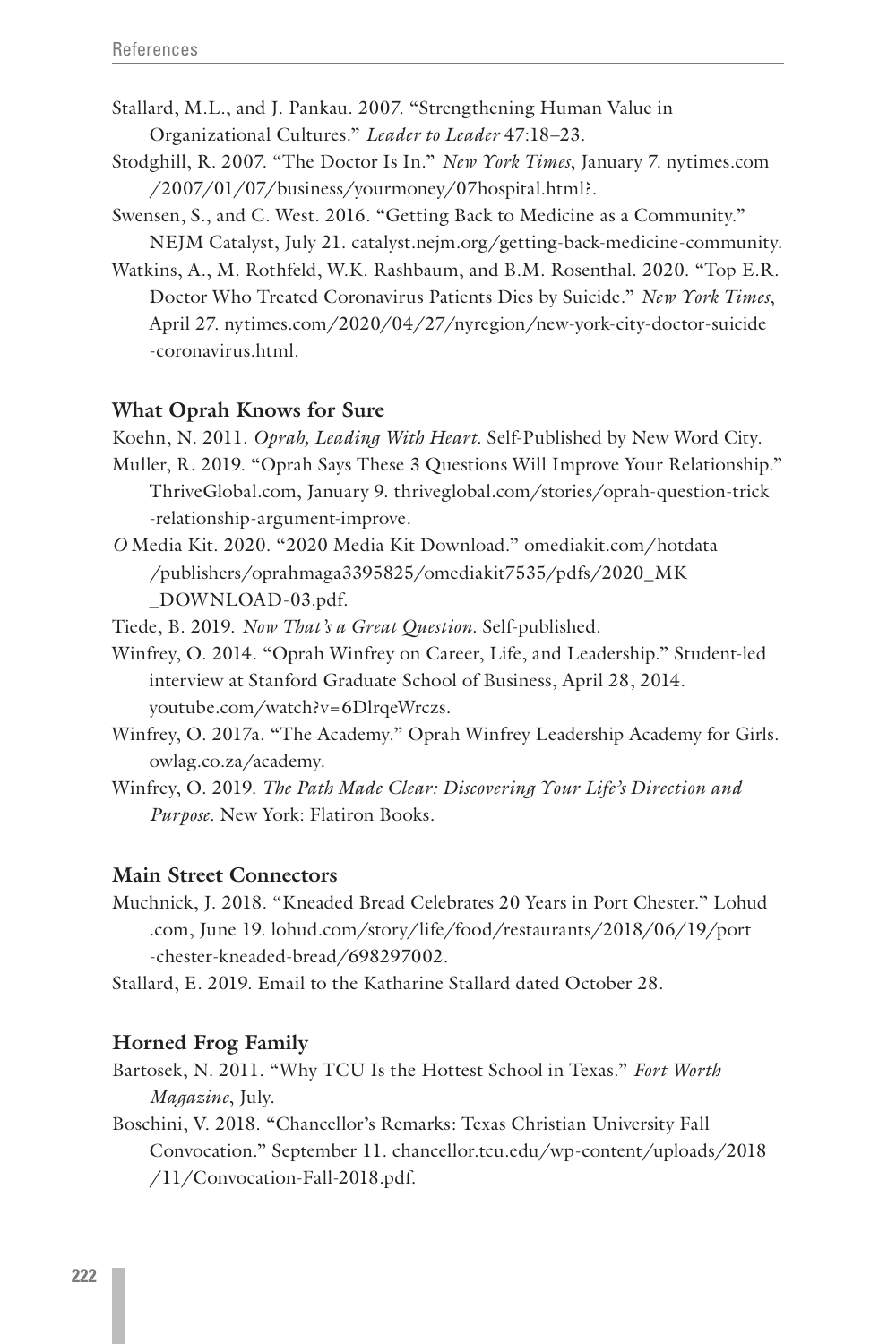Stallard, M.L., and J. Pankau. 2007. "Strengthening Human Value in Organizational Cultures." *Leader to Leader* 47:18–23.

Stodghill, R. 2007. "The Doctor Is In." *New York Times*, January 7. nytimes.com/2007/01/07/business/yourmoney/07hospital.html?.

Swensen, S., and C. West. 2016. "Getting Back to Medicine as a Community." NEJM Catalyst, July 21. catalyst.nejm.org/getting-back-medicine-community.

Watkins, A., M. Rothfeld, W.K. Rashbaum, and B.M. Rosenthal. 2020. "Top E.R. Doctor Who Treated Coronavirus Patients Dies by Suicide." *New York Times*, April 27. nytimes.com/2020/04/27/nyregion/new-york-city-doctor-suicide-coronavirus.html.

### What Oprah Knows for Sure

Koehn, N. 2011. *Oprah, Leading With Heart*. Self-Published by New Word City.

Muller, R. 2019. "Oprah Says These 3 Questions Will Improve Your Relationship." ThriveGlobal.com, January 9. thriveglobal.com/stories/oprah-question-trick-relationship-argument-improve.

*O* Media Kit. 2020. "2020 Media Kit Download." omediakit.com/hotdata/publishers/oprahmaga3395825/omediakit7535/pdfs/2020_MK_DOWNLOAD-03.pdf.

Tiede, B. 2019. *Now That's a Great Question*. Self-published.

Winfrey, O. 2014. "Oprah Winfrey on Career, Life, and Leadership." Student-led interview at Stanford Graduate School of Business, April 28, 2014. youtube.com/watch?v=6DlrqeWrczs.

Winfrey, O. 2017a. "The Academy." Oprah Winfrey Leadership Academy for Girls. owlag.co.za/academy.

Winfrey, O. 2019. *The Path Made Clear: Discovering Your Life's Direction and Purpose*. New York: Flatiron Books.

### Main Street Connectors

Muchnick, J. 2018. "Kneaded Bread Celebrates 20 Years in Port Chester." Lohud.com, June 19. lohud.com/story/life/food/restaurants/2018/06/19/port-chester-kneaded-bread/698297002.

Stallard, E. 2019. Email to the Katharine Stallard dated October 28.

### Horned Frog Family

Bartosek, N. 2011. "Why TCU Is the Hottest School in Texas." *Fort Worth Magazine*, July.

Boschini, V. 2018. "Chancellor's Remarks: Texas Christian University Fall Convocation." September 11. chancellor.tcu.edu/wp-content/uploads/2018/11/Convocation-Fall-2018.pdf.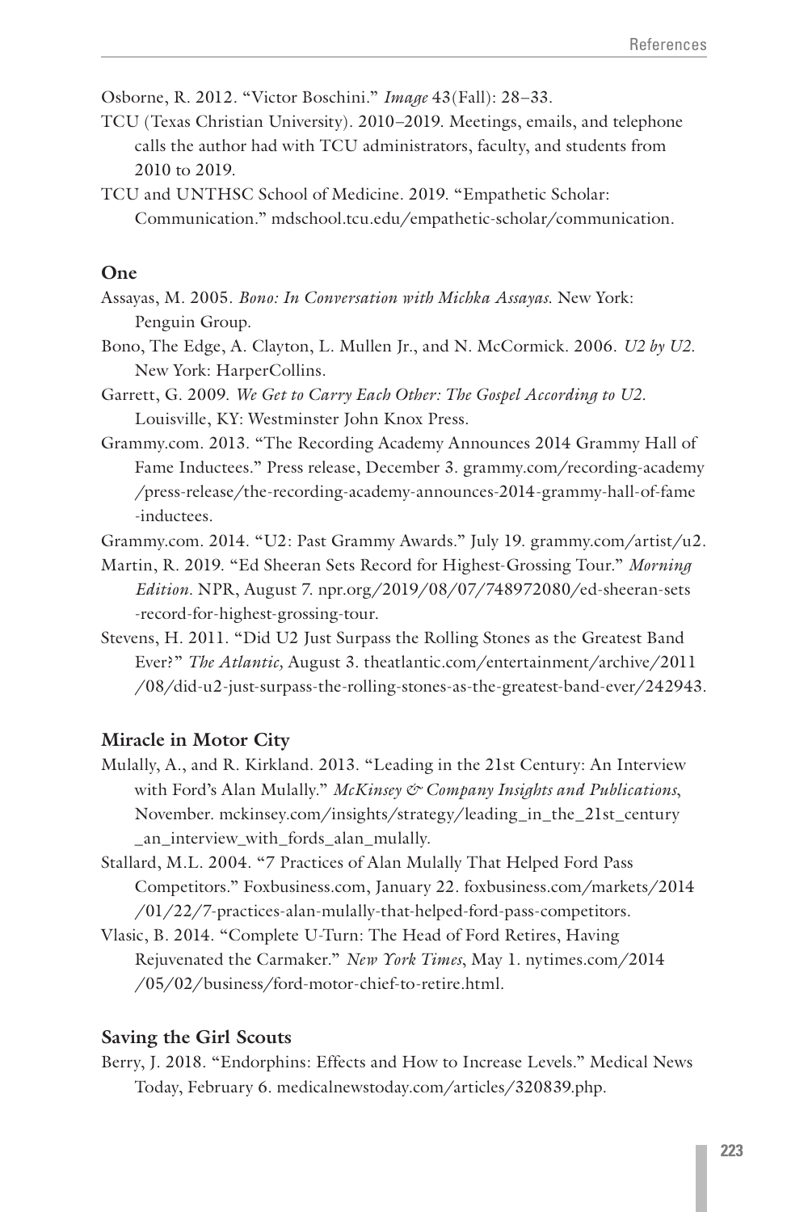Osborne, R. 2012. "Victor Boschini." *Image* 43(Fall): 28–33.

TCU (Texas Christian University). 2010–2019. Meetings, emails, and telephone calls the author had with TCU administrators, faculty, and students from 2010 to 2019.

TCU and UNTHSC School of Medicine. 2019. "Empathetic Scholar: Communication." mdschool.tcu.edu/empathetic-scholar/communication.

### One

Assayas, M. 2005. *Bono: In Conversation with Michka Assayas*. New York: Penguin Group.

Bono, The Edge, A. Clayton, L. Mullen Jr., and N. McCormick. 2006. *U2 by U2*. New York: HarperCollins.

Garrett, G. 2009. *We Get to Carry Each Other: The Gospel According to U2*. Louisville, KY: Westminster John Knox Press.

Grammy.com. 2013. "The Recording Academy Announces 2014 Grammy Hall of Fame Inductees." Press release, December 3. grammy.com/recording-academy/press-release/the-recording-academy-announces-2014-grammy-hall-of-fame-inductees.

Grammy.com. 2014. "U2: Past Grammy Awards." July 19. grammy.com/artist/u2.

Martin, R. 2019. "Ed Sheeran Sets Record for Highest-Grossing Tour." *Morning Edition*. NPR, August 7. npr.org/2019/08/07/748972080/ed-sheeran-sets-record-for-highest-grossing-tour.

Stevens, H. 2011. "Did U2 Just Surpass the Rolling Stones as the Greatest Band Ever?" *The Atlantic,* August 3. theatlantic.com/entertainment/archive/2011/08/did-u2-just-surpass-the-rolling-stones-as-the-greatest-band-ever/242943.

### Miracle in Motor City

Mulally, A., and R. Kirkland. 2013. "Leading in the 21st Century: An Interview with Ford's Alan Mulally." *McKinsey & Company Insights and Publications*, November. mckinsey.com/insights/strategy/leading_in_the_21st_century_an_interview_with_fords_alan_mulally.

Stallard, M.L. 2004. "7 Practices of Alan Mulally That Helped Ford Pass Competitors." Foxbusiness.com, January 22. foxbusiness.com/markets/2014/01/22/7-practices-alan-mulally-that-helped-ford-pass-competitors.

Vlasic, B. 2014. "Complete U-Turn: The Head of Ford Retires, Having Rejuvenated the Carmaker." *New York Times*, May 1. nytimes.com/2014/05/02/business/ford-motor-chief-to-retire.html.

### Saving the Girl Scouts

Berry, J. 2018. "Endorphins: Effects and How to Increase Levels." Medical News Today, February 6. medicalnewstoday.com/articles/320839.php.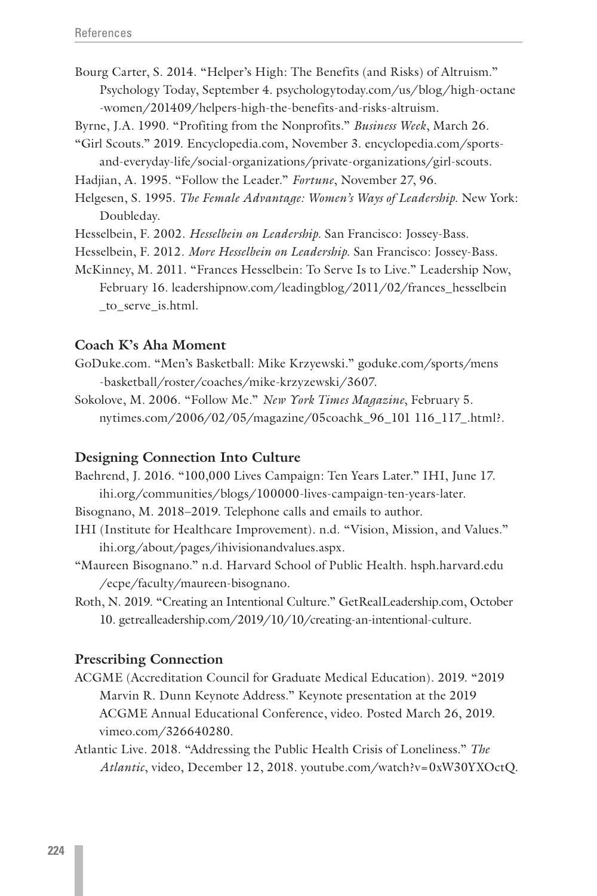Bourg Carter, S. 2014. "Helper's High: The Benefits (and Risks) of Altruism." Psychology Today, September 4. psychologytoday.com/us/blog/high-octane-women/201409/helpers-high-the-benefits-and-risks-altruism.

Byrne, J.A. 1990. "Profiting from the Nonprofits." *Business Week*, March 26.

"Girl Scouts." 2019. Encyclopedia.com, November 3. encyclopedia.com/sports-and-everyday-life/social-organizations/private-organizations/girl-scouts.

Hadjian, A. 1995. "Follow the Leader." *Fortune*, November 27, 96.

Helgesen, S. 1995. *The Female Advantage: Women's Ways of Leadership.* New York: Doubleday.

Hesselbein, F. 2002. *Hesselbein on Leadership.* San Francisco: Jossey-Bass.

Hesselbein, F. 2012. *More Hesselbein on Leadership.* San Francisco: Jossey-Bass.

McKinney, M. 2011. "Frances Hesselbein: To Serve Is to Live." Leadership Now, February 16. leadershipnow.com/leadingblog/2011/02/frances_hesselbein_to_serve_is.html.

### Coach K's Aha Moment

GoDuke.com. "Men's Basketball: Mike Krzyewski." goduke.com/sports/mens-basketball/roster/coaches/mike-krzyzewski/3607.

Sokolove, M. 2006. "Follow Me." *New York Times Magazine*, February 5. nytimes.com/2006/02/05/magazine/05coachk_96_101 116_117_.html?.

### Designing Connection Into Culture

Baehrend, J. 2016. "100,000 Lives Campaign: Ten Years Later." IHI, June 17. ihi.org/communities/blogs/100000-lives-campaign-ten-years-later.

Bisognano, M. 2018–2019. Telephone calls and emails to author.

IHI (Institute for Healthcare Improvement). n.d. "Vision, Mission, and Values." ihi.org/about/pages/ihivisionandvalues.aspx.

"Maureen Bisognano." n.d. Harvard School of Public Health. hsph.harvard.edu/ecpe/faculty/maureen-bisognano.

Roth, N. 2019. "Creating an Intentional Culture." GetRealLeadership.com, October 10. getrealleadership.com/2019/10/10/creating-an-intentional-culture.

### Prescribing Connection

ACGME (Accreditation Council for Graduate Medical Education). 2019. "2019 Marvin R. Dunn Keynote Address." Keynote presentation at the 2019 ACGME Annual Educational Conference, video. Posted March 26, 2019. vimeo.com/326640280.

Atlantic Live. 2018. "Addressing the Public Health Crisis of Loneliness." *The Atlantic*, video, December 12, 2018. youtube.com/watch?v=0xW30YXOctQ.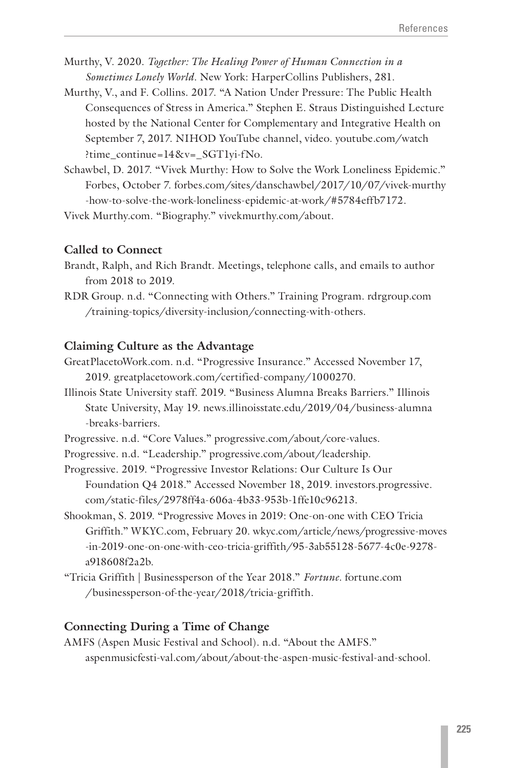Murthy, V. 2020. *Together: The Healing Power of Human Connection in a Sometimes Lonely World*. New York: HarperCollins Publishers, 281.

Murthy, V., and F. Collins. 2017. "A Nation Under Pressure: The Public Health Consequences of Stress in America." Stephen E. Straus Distinguished Lecture hosted by the National Center for Complementary and Integrative Health on September 7, 2017. NIHOD YouTube channel, video. youtube.com/watch?time_continue=14&v=_SGT1yi-fNo.

Schawbel, D. 2017. "Vivek Murthy: How to Solve the Work Loneliness Epidemic." Forbes, October 7. forbes.com/sites/danschawbel/2017/10/07/vivek-murthy-how-to-solve-the-work-loneliness-epidemic-at-work/#5784effb7172.

Vivek Murthy.com. "Biography." vivekmurthy.com/about.

### Called to Connect

Brandt, Ralph, and Rich Brandt. Meetings, telephone calls, and emails to author from 2018 to 2019.

RDR Group. n.d. "Connecting with Others." Training Program. rdrgroup.com/training-topics/diversity-inclusion/connecting-with-others.

### Claiming Culture as the Advantage

GreatPlacetoWork.com. n.d. "Progressive Insurance." Accessed November 17, 2019. greatplacetowork.com/certified-company/1000270.

Illinois State University staff. 2019. "Business Alumna Breaks Barriers." Illinois State University, May 19. news.illinoisstate.edu/2019/04/business-alumna-breaks-barriers.

Progressive. n.d. "Core Values." progressive.com/about/core-values.

Progressive. n.d. "Leadership." progressive.com/about/leadership.

Progressive. 2019. "Progressive Investor Relations: Our Culture Is Our Foundation Q4 2018." Accessed November 18, 2019. investors.progressive.com/static-files/2978ff4a-606a-4b33-953b-1ffe10c96213.

Shookman, S. 2019. "Progressive Moves in 2019: One-on-one with CEO Tricia Griffith." WKYC.com, February 20. wkyc.com/article/news/progressive-moves-in-2019-one-on-one-with-ceo-tricia-griffith/95-3ab55128-5677-4c0e-9278-a918608f2a2b.

"Tricia Griffith | Businessperson of the Year 2018." *Fortune*. fortune.com/businessperson-of-the-year/2018/tricia-griffith.

### Connecting During a Time of Change

AMFS (Aspen Music Festival and School). n.d. "About the AMFS." aspenmusicfesti-val.com/about/about-the-aspen-music-festival-and-school.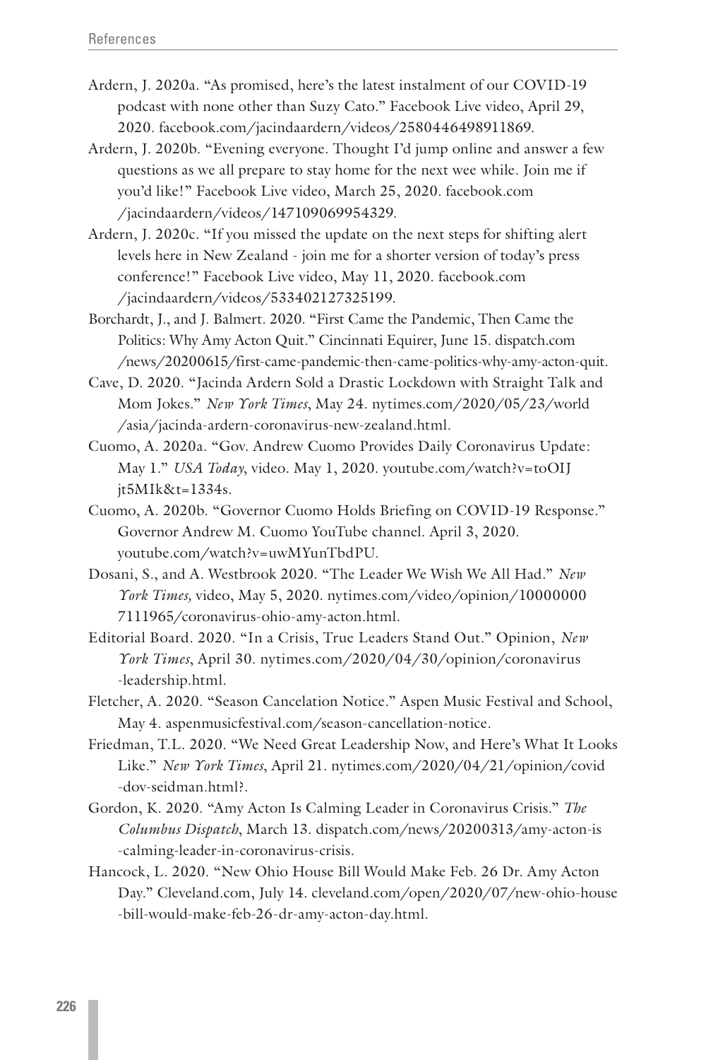Ardern, J. 2020a. "As promised, here's the latest instalment of our COVID-19 podcast with none other than Suzy Cato." Facebook Live video, April 29, 2020. facebook.com/jacindaardern/videos/2580446498911869.

Ardern, J. 2020b. "Evening everyone. Thought I'd jump online and answer a few questions as we all prepare to stay home for the next wee while. Join me if you'd like!" Facebook Live video, March 25, 2020. facebook.com/jacindaardern/videos/147109069954329.

Ardern, J. 2020c. "If you missed the update on the next steps for shifting alert levels here in New Zealand - join me for a shorter version of today's press conference!" Facebook Live video, May 11, 2020. facebook.com/jacindaardern/videos/533402127325199.

Borchardt, J., and J. Balmert. 2020. "First Came the Pandemic, Then Came the Politics: Why Amy Acton Quit." Cincinnati Equirer, June 15. dispatch.com/news/20200615/first-came-pandemic-then-came-politics-why-amy-acton-quit.

Cave, D. 2020. "Jacinda Ardern Sold a Drastic Lockdown with Straight Talk and Mom Jokes." *New York Times*, May 24. nytimes.com/2020/05/23/world/asia/jacinda-ardern-coronavirus-new-zealand.html.

Cuomo, A. 2020a. "Gov. Andrew Cuomo Provides Daily Coronavirus Update: May 1." *USA Today*, video. May 1, 2020. youtube.com/watch?v=toOIJjt5MIk&t=1334s.

Cuomo, A. 2020b. "Governor Cuomo Holds Briefing on COVID-19 Response." Governor Andrew M. Cuomo YouTube channel. April 3, 2020. youtube.com/watch?v=uwMYunTbdPU.

Dosani, S., and A. Westbrook 2020. "The Leader We Wish We All Had." *New York Times,* video, May 5, 2020. nytimes.com/video/opinion/100000007111965/coronavirus-ohio-amy-acton.html.

Editorial Board. 2020. "In a Crisis, True Leaders Stand Out." Opinion, *New York Times*, April 30. nytimes.com/2020/04/30/opinion/coronavirus-leadership.html.

Fletcher, A. 2020. "Season Cancelation Notice." Aspen Music Festival and School, May 4. aspenmusicfestival.com/season-cancellation-notice.

Friedman, T.L. 2020. "We Need Great Leadership Now, and Here's What It Looks Like." *New York Times*, April 21. nytimes.com/2020/04/21/opinion/covid-dov-seidman.html?.

Gordon, K. 2020. "Amy Acton Is Calming Leader in Coronavirus Crisis." *The Columbus Dispatch*, March 13. dispatch.com/news/20200313/amy-acton-is-calming-leader-in-coronavirus-crisis.

Hancock, L. 2020. "New Ohio House Bill Would Make Feb. 26 Dr. Amy Acton Day." Cleveland.com, July 14. cleveland.com/open/2020/07/new-ohio-house-bill-would-make-feb-26-dr-amy-acton-day.html.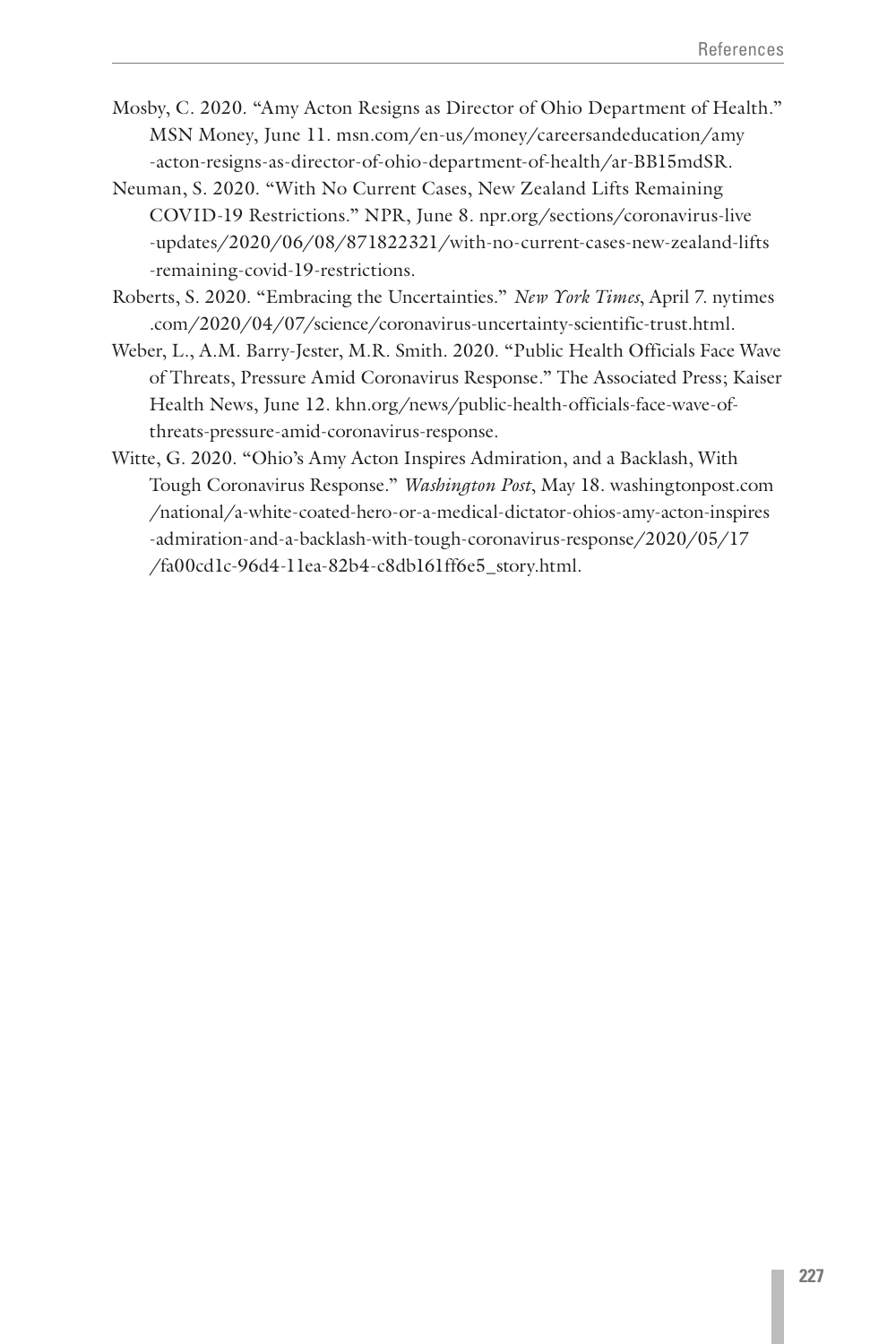Mosby, C. 2020. "Amy Acton Resigns as Director of Ohio Department of Health." MSN Money, June 11. msn.com/en-us/money/careersandeducation/amy-acton-resigns-as-director-of-ohio-department-of-health/ar-BB15mdSR.

Neuman, S. 2020. "With No Current Cases, New Zealand Lifts Remaining COVID-19 Restrictions." NPR, June 8. npr.org/sections/coronavirus-live-updates/2020/06/08/871822321/with-no-current-cases-new-zealand-lifts-remaining-covid-19-restrictions.

Roberts, S. 2020. "Embracing the Uncertainties." *New York Times*, April 7. nytimes.com/2020/04/07/science/coronavirus-uncertainty-scientific-trust.html.

Weber, L., A.M. Barry-Jester, M.R. Smith. 2020. "Public Health Officials Face Wave of Threats, Pressure Amid Coronavirus Response." The Associated Press; Kaiser Health News, June 12. khn.org/news/public-health-officials-face-wave-of-threats-pressure-amid-coronavirus-response.

Witte, G. 2020. "Ohio's Amy Acton Inspires Admiration, and a Backlash, With Tough Coronavirus Response." *Washington Post*, May 18. washingtonpost.com/national/a-white-coated-hero-or-a-medical-dictator-ohios-amy-acton-inspires-admiration-and-a-backlash-with-tough-coronavirus-response/2020/05/17/fa00cd1c-96d4-11ea-82b4-c8db161ff6e5_story.html.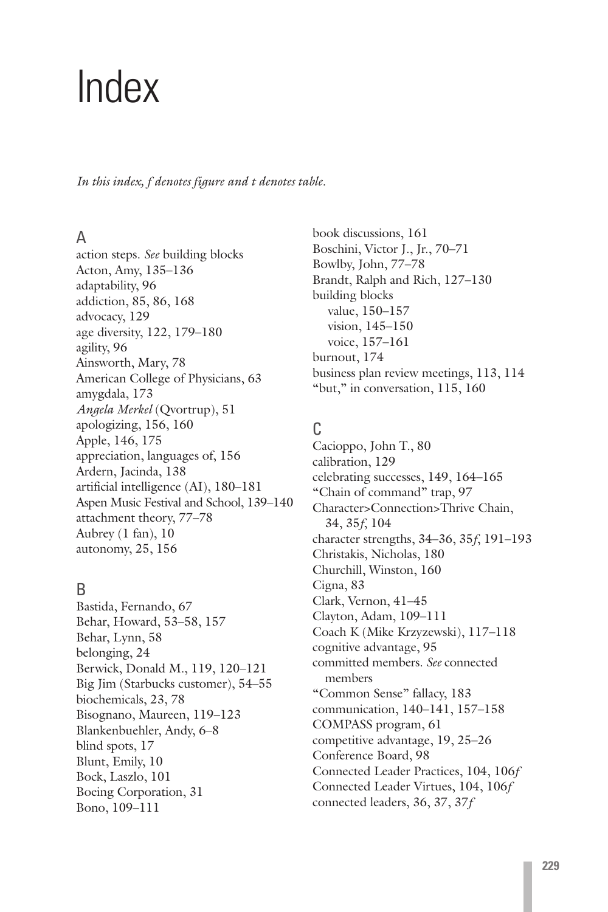# Index

*In this index, f denotes figure and t denotes table.*

## A

action steps. *See* building blocks
Acton, Amy, 135–136
adaptability, 96
addiction, 85, 86, 168
advocacy, 129
age diversity, 122, 179–180
agility, 96
Ainsworth, Mary, 78
American College of Physicians, 63
amygdala, 173
*Angela Merkel* (Qvortrup), 51
apologizing, 156, 160
Apple, 146, 175
appreciation, languages of, 156
Ardern, Jacinda, 138
artificial intelligence (AI), 180–181
Aspen Music Festival and School, 139–140
attachment theory, 77–78
Aubrey (1 fan), 10
autonomy, 25, 156

## B

Bastida, Fernando, 67
Behar, Howard, 53–58, 157
Behar, Lynn, 58
belonging, 24
Berwick, Donald M., 119, 120–121
Big Jim (Starbucks customer), 54–55
biochemicals, 23, 78
Bisognano, Maureen, 119–123
Blankenbuehler, Andy, 6–8
blind spots, 17
Blunt, Emily, 10
Bock, Laszlo, 101
Boeing Corporation, 31
Bono, 109–111
book discussions, 161
Boschini, Victor J., Jr., 70–71
Bowlby, John, 77–78
Brandt, Ralph and Rich, 127–130
building blocks
  value, 150–157
  vision, 145–150
  voice, 157–161
burnout, 174
business plan review meetings, 113, 114
"but," in conversation, 115, 160

## C

Cacioppo, John T., 80
calibration, 129
celebrating successes, 149, 164–165
"Chain of command" trap, 97
Character>Connection>Thrive Chain, 34, 35*f*, 104
character strengths, 34–36, 35*f*, 191–193
Christakis, Nicholas, 180
Churchill, Winston, 160
Cigna, 83
Clark, Vernon, 41–45
Clayton, Adam, 109–111
Coach K (Mike Krzyzewski), 117–118
cognitive advantage, 95
committed members. *See* connected members
"Common Sense" fallacy, 183
communication, 140–141, 157–158
COMPASS program, 61
competitive advantage, 19, 25–26
Conference Board, 98
Connected Leader Practices, 104, 106*f*
Connected Leader Virtues, 104, 106*f*
connected leaders, 36, 37, 37*f*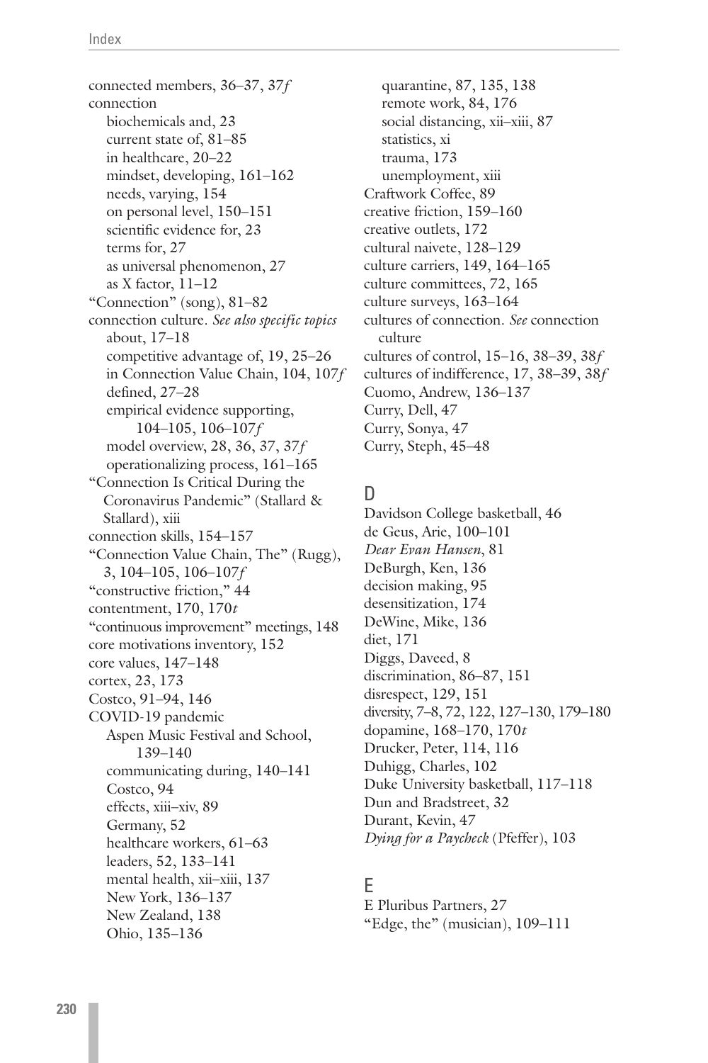connected members, 36–37, 37*f*
connection
  biochemicals and, 23
  current state of, 81–85
  in healthcare, 20–22
  mindset, developing, 161–162
  needs, varying, 154
  on personal level, 150–151
  scientific evidence for, 23
  terms for, 27
  as universal phenomenon, 27
  as X factor, 11–12
"Connection" (song), 81–82
connection culture. *See also specific topics*
  about, 17–18
  competitive advantage of, 19, 25–26
  in Connection Value Chain, 104, 107*f*
  defined, 27–28
  empirical evidence supporting, 104–105, 106–107*f*
  model overview, 28, 36, 37, 37*f*
  operationalizing process, 161–165
"Connection Is Critical During the Coronavirus Pandemic" (Stallard & Stallard), xiii
connection skills, 154–157
"Connection Value Chain, The" (Rugg), 3, 104–105, 106–107*f*
"constructive friction," 44
contentment, 170, 170*t*
"continuous improvement" meetings, 148
core motivations inventory, 152
core values, 147–148
cortex, 23, 173
Costco, 91–94, 146
COVID-19 pandemic
  Aspen Music Festival and School, 139–140
  communicating during, 140–141
  Costco, 94
  effects, xiii–xiv, 89
  Germany, 52
  healthcare workers, 61–63
  leaders, 52, 133–141
  mental health, xii–xiii, 137
  New York, 136–137
  New Zealand, 138
  Ohio, 135–136
  quarantine, 87, 135, 138
  remote work, 84, 176
  social distancing, xii–xiii, 87
  statistics, xi
  trauma, 173
  unemployment, xiii
Craftwork Coffee, 89
creative friction, 159–160
creative outlets, 172
cultural naivete, 128–129
culture carriers, 149, 164–165
culture committees, 72, 165
culture surveys, 163–164
cultures of connection. *See* connection culture
cultures of control, 15–16, 38–39, 38*f*
cultures of indifference, 17, 38–39, 38*f*
Cuomo, Andrew, 136–137
Curry, Dell, 47
Curry, Sonya, 47
Curry, Steph, 45–48

## D

Davidson College basketball, 46
de Geus, Arie, 100–101
*Dear Evan Hansen*, 81
DeBurgh, Ken, 136
decision making, 95
desensitization, 174
DeWine, Mike, 136
diet, 171
Diggs, Daveed, 8
discrimination, 86–87, 151
disrespect, 129, 151
diversity, 7–8, 72, 122, 127–130, 179–180
dopamine, 168–170, 170*t*
Drucker, Peter, 114, 116
Duhigg, Charles, 102
Duke University basketball, 117–118
Dun and Bradstreet, 32
Durant, Kevin, 47
*Dying for a Paycheck* (Pfeffer), 103

## E

E Pluribus Partners, 27
"Edge, the" (musician), 109–111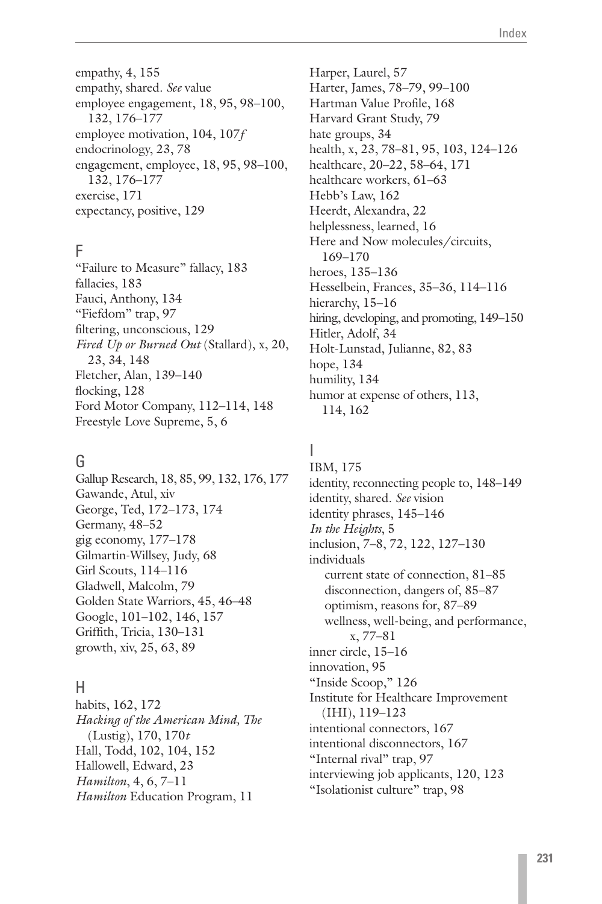empathy, 4, 155
empathy, shared. *See* value
employee engagement, 18, 95, 98–100, 132, 176–177
employee motivation, 104, 107*f*
endocrinology, 23, 78
engagement, employee, 18, 95, 98–100, 132, 176–177
exercise, 171
expectancy, positive, 129

## F

"Failure to Measure" fallacy, 183
fallacies, 183
Fauci, Anthony, 134
"Fiefdom" trap, 97
filtering, unconscious, 129
*Fired Up or Burned Out* (Stallard), x, 20, 23, 34, 148
Fletcher, Alan, 139–140
flocking, 128
Ford Motor Company, 112–114, 148
Freestyle Love Supreme, 5, 6

## G

Gallup Research, 18, 85, 99, 132, 176, 177
Gawande, Atul, xiv
George, Ted, 172–173, 174
Germany, 48–52
gig economy, 177–178
Gilmartin-Willsey, Judy, 68
Girl Scouts, 114–116
Gladwell, Malcolm, 79
Golden State Warriors, 45, 46–48
Google, 101–102, 146, 157
Griffith, Tricia, 130–131
growth, xiv, 25, 63, 89

## H

habits, 162, 172
*Hacking of the American Mind, The* (Lustig), 170, 170*t*
Hall, Todd, 102, 104, 152
Hallowell, Edward, 23
*Hamilton*, 4, 6, 7–11
*Hamilton* Education Program, 11
Harper, Laurel, 57
Harter, James, 78–79, 99–100
Hartman Value Profile, 168
Harvard Grant Study, 79
hate groups, 34
health, x, 23, 78–81, 95, 103, 124–126
healthcare, 20–22, 58–64, 171
healthcare workers, 61–63
Hebb's Law, 162
Heerdt, Alexandra, 22
helplessness, learned, 16
Here and Now molecules/circuits, 169–170
heroes, 135–136
Hesselbein, Frances, 35–36, 114–116
hierarchy, 15–16
hiring, developing, and promoting, 149–150
Hitler, Adolf, 34
Holt-Lunstad, Julianne, 82, 83
hope, 134
humility, 134
humor at expense of others, 113, 114, 162

## I

IBM, 175
identity, reconnecting people to, 148–149
identity, shared. *See* vision
identity phrases, 145–146
*In the Heights*, 5
inclusion, 7–8, 72, 122, 127–130
individuals
- current state of connection, 81–85
- disconnection, dangers of, 85–87
- optimism, reasons for, 87–89
- wellness, well-being, and performance, x, 77–81

inner circle, 15–16
innovation, 95
"Inside Scoop," 126
Institute for Healthcare Improvement (IHI), 119–123
intentional connectors, 167
intentional disconnectors, 167
"Internal rival" trap, 97
interviewing job applicants, 120, 123
"Isolationist culture" trap, 98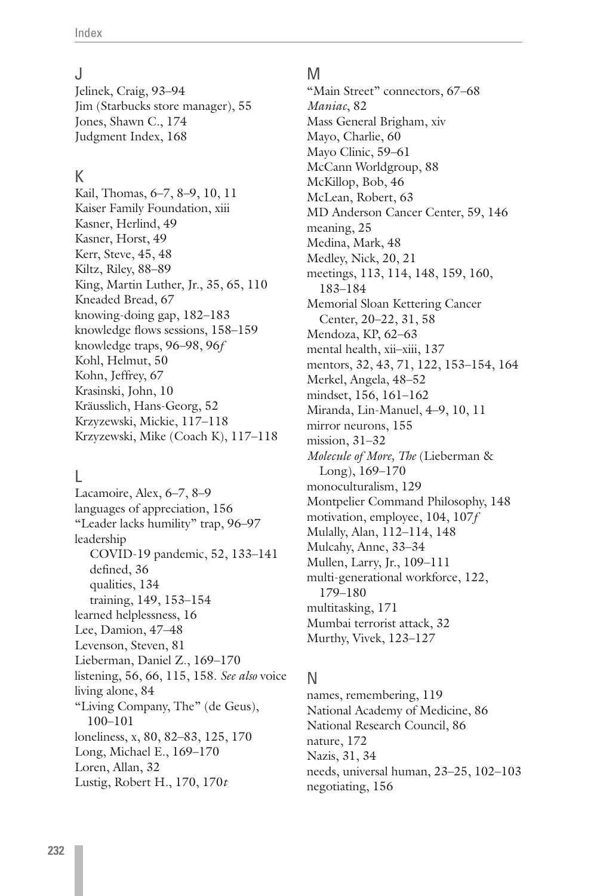## J

Jelinek, Craig, 93–94
Jim (Starbucks store manager), 55
Jones, Shawn C., 174
Judgment Index, 168

## K

Kail, Thomas, 6–7, 8–9, 10, 11
Kaiser Family Foundation, xiii
Kasner, Herlind, 49
Kasner, Horst, 49
Kerr, Steve, 45, 48
Kiltz, Riley, 88–89
King, Martin Luther, Jr., 35, 65, 110
Kneaded Bread, 67
knowing-doing gap, 182–183
knowledge flows sessions, 158–159
knowledge traps, 96–98, 96*f*
Kohl, Helmut, 50
Kohn, Jeffrey, 67
Krasinski, John, 10
Kräusslich, Hans-Georg, 52
Krzyzewski, Mickie, 117–118
Krzyzewski, Mike (Coach K), 117–118

## L

Lacamoire, Alex, 6–7, 8–9
languages of appreciation, 156
"Leader lacks humility" trap, 96–97
leadership
  COVID-19 pandemic, 52, 133–141
  defined, 36
  qualities, 134
  training, 149, 153–154
learned helplessness, 16
Lee, Damion, 47–48
Levenson, Steven, 81
Lieberman, Daniel Z., 169–170
listening, 56, 66, 115, 158. *See also* voice
living alone, 84
"Living Company, The" (de Geus), 100–101
loneliness, x, 80, 82–83, 125, 170
Long, Michael E., 169–170
Loren, Allan, 32
Lustig, Robert H., 170, 170*t*

## M

"Main Street" connectors, 67–68
*Maniac*, 82
Mass General Brigham, xiv
Mayo, Charlie, 60
Mayo Clinic, 59–61
McCann Worldgroup, 88
McKillop, Bob, 46
McLean, Robert, 63
MD Anderson Cancer Center, 59, 146
meaning, 25
Medina, Mark, 48
Medley, Nick, 20, 21
meetings, 113, 114, 148, 159, 160, 183–184
Memorial Sloan Kettering Cancer Center, 20–22, 31, 58
Mendoza, KP, 62–63
mental health, xii–xiii, 137
mentors, 32, 43, 71, 122, 153–154, 164
Merkel, Angela, 48–52
mindset, 156, 161–162
Miranda, Lin-Manuel, 4–9, 10, 11
mirror neurons, 155
mission, 31–32
*Molecule of More, The* (Lieberman & Long), 169–170
monoculturalism, 129
Montpelier Command Philosophy, 148
motivation, employee, 104, 107*f*
Mulally, Alan, 112–114, 148
Mulcahy, Anne, 33–34
Mullen, Larry, Jr., 109–111
multi-generational workforce, 122, 179–180
multitasking, 171
Mumbai terrorist attack, 32
Murthy, Vivek, 123–127

## N

names, remembering, 119
National Academy of Medicine, 86
National Research Council, 86
nature, 172
Nazis, 31, 34
needs, universal human, 23–25, 102–103
negotiating, 156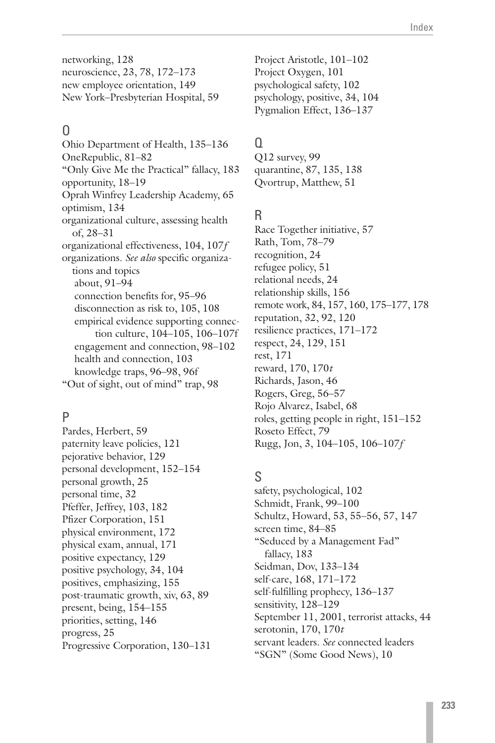networking, 128
neuroscience, 23, 78, 172–173
new employee orientation, 149
New York–Presbyterian Hospital, 59

## O

Ohio Department of Health, 135–136
OneRepublic, 81–82
"Only Give Me the Practical" fallacy, 183
opportunity, 18–19
Oprah Winfrey Leadership Academy, 65
optimism, 134
organizational culture, assessing health of, 28–31
organizational effectiveness, 104, 107*f*
organizations. *See also* specific organizations and topics
- about, 91–94
- connection benefits for, 95–96
- disconnection as risk to, 105, 108
- empirical evidence supporting connection culture, 104–105, 106–107f
- engagement and connection, 98–102
- health and connection, 103
- knowledge traps, 96–98, 96f

"Out of sight, out of mind" trap, 98

## P

Pardes, Herbert, 59
paternity leave policies, 121
pejorative behavior, 129
personal development, 152–154
personal growth, 25
personal time, 32
Pfeffer, Jeffrey, 103, 182
Pfizer Corporation, 151
physical environment, 172
physical exam, annual, 171
positive expectancy, 129
positive psychology, 34, 104
positives, emphasizing, 155
post-traumatic growth, xiv, 63, 89
present, being, 154–155
priorities, setting, 146
progress, 25
Progressive Corporation, 130–131
Project Aristotle, 101–102
Project Oxygen, 101
psychological safety, 102
psychology, positive, 34, 104
Pygmalion Effect, 136–137

## Q

Q12 survey, 99
quarantine, 87, 135, 138
Qvortrup, Matthew, 51

## R

Race Together initiative, 57
Rath, Tom, 78–79
recognition, 24
refugee policy, 51
relational needs, 24
relationship skills, 156
remote work, 84, 157, 160, 175–177, 178
reputation, 32, 92, 120
resilience practices, 171–172
respect, 24, 129, 151
rest, 171
reward, 170, 170*t*
Richards, Jason, 46
Rogers, Greg, 56–57
Rojo Alvarez, Isabel, 68
roles, getting people in right, 151–152
Roseto Effect, 79
Rugg, Jon, 3, 104–105, 106–107*f*

## S

safety, psychological, 102
Schmidt, Frank, 99–100
Schultz, Howard, 53, 55–56, 57, 147
screen time, 84–85
"Seduced by a Management Fad" fallacy, 183
Seidman, Dov, 133–134
self-care, 168, 171–172
self-fulfilling prophecy, 136–137
sensitivity, 128–129
September 11, 2001, terrorist attacks, 44
serotonin, 170, 170*t*
servant leaders. *See* connected leaders
"SGN" (Some Good News), 10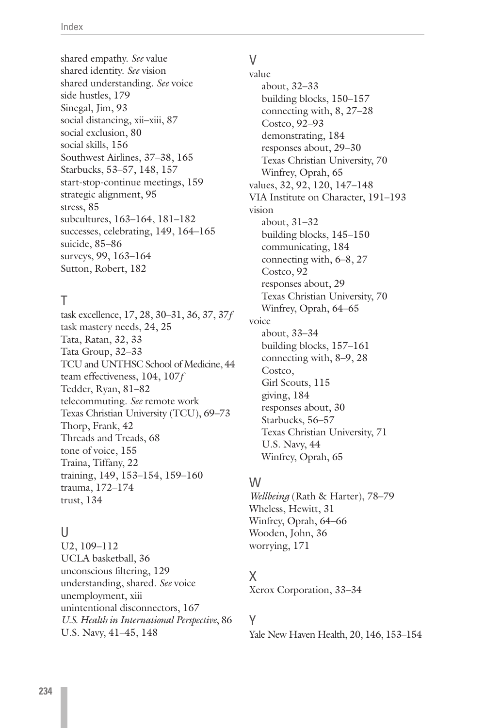shared empathy. *See* value
shared identity. *See* vision
shared understanding. *See* voice
side hustles, 179
Sinegal, Jim, 93
social distancing, xii–xiii, 87
social exclusion, 80
social skills, 156
Southwest Airlines, 37–38, 165
Starbucks, 53–57, 148, 157
start-stop-continue meetings, 159
strategic alignment, 95
stress, 85
subcultures, 163–164, 181–182
successes, celebrating, 149, 164–165
suicide, 85–86
surveys, 99, 163–164
Sutton, Robert, 182

## T

task excellence, 17, 28, 30–31, 36, 37, 37*f*
task mastery needs, 24, 25
Tata, Ratan, 32, 33
Tata Group, 32–33
TCU and UNTHSC School of Medicine, 44
team effectiveness, 104, 107*f*
Tedder, Ryan, 81–82
telecommuting. *See* remote work
Texas Christian University (TCU), 69–73
Thorp, Frank, 42
Threads and Treads, 68
tone of voice, 155
Traina, Tiffany, 22
training, 149, 153–154, 159–160
trauma, 172–174
trust, 134

## U

U2, 109–112
UCLA basketball, 36
unconscious filtering, 129
understanding, shared. *See* voice
unemployment, xiii
unintentional disconnectors, 167
*U.S. Health in International Perspective*, 86
U.S. Navy, 41–45, 148

## V

value
 about, 32–33
 building blocks, 150–157
 connecting with, 8, 27–28
 Costco, 92–93
 demonstrating, 184
 responses about, 29–30
 Texas Christian University, 70
 Winfrey, Oprah, 65
values, 32, 92, 120, 147–148
VIA Institute on Character, 191–193
vision
 about, 31–32
 building blocks, 145–150
 communicating, 184
 connecting with, 6–8, 27
 Costco, 92
 responses about, 29
 Texas Christian University, 70
 Winfrey, Oprah, 64–65
voice
 about, 33–34
 building blocks, 157–161
 connecting with, 8–9, 28
 Costco,
 Girl Scouts, 115
 giving, 184
 responses about, 30
 Starbucks, 56–57
 Texas Christian University, 71
 U.S. Navy, 44
 Winfrey, Oprah, 65

## W

*Wellbeing* (Rath & Harter), 78–79
Wheless, Hewitt, 31
Winfrey, Oprah, 64–66
Wooden, John, 36
worrying, 171

## X

Xerox Corporation, 33–34

## Y

Yale New Haven Health, 20, 146, 153–154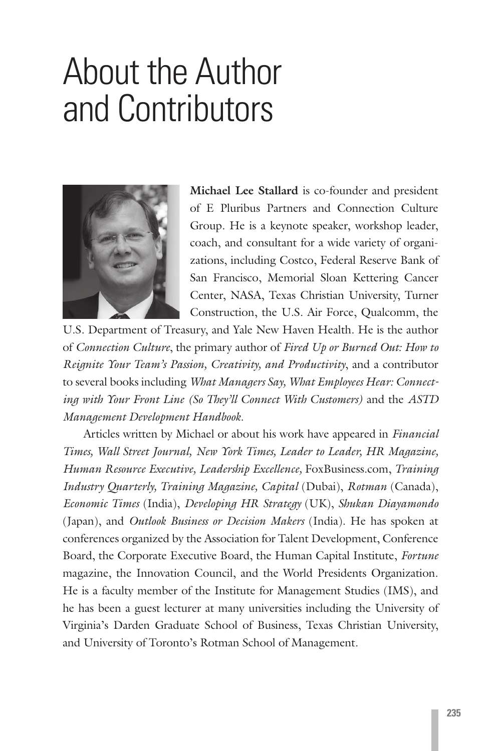# About the Author and Contributors

**Michael Lee Stallard** is co-founder and president of E Pluribus Partners and Connection Culture Group. He is a keynote speaker, workshop leader, coach, and consultant for a wide variety of organizations, including Costco, Federal Reserve Bank of San Francisco, Memorial Sloan Kettering Cancer Center, NASA, Texas Christian University, Turner Construction, the U.S. Air Force, Qualcomm, the U.S. Department of Treasury, and Yale New Haven Health. He is the author of *Connection Culture*, the primary author of *Fired Up or Burned Out: How to Reignite Your Team's Passion, Creativity, and Productivity*, and a contributor to several books including *What Managers Say, What Employees Hear: Connecting with Your Front Line (So They'll Connect With Customers)* and the *ASTD Management Development Handbook*.

Articles written by Michael or about his work have appeared in *Financial Times, Wall Street Journal, New York Times, Leader to Leader, HR Magazine, Human Resource Executive, Leadership Excellence,* FoxBusiness.com, *Training Industry Quarterly, Training Magazine, Capital* (Dubai), *Rotman* (Canada), *Economic Times* (India), *Developing HR Strategy* (UK), *Shukan Diayamondo* (Japan), and *Outlook Business or Decision Makers* (India). He has spoken at conferences organized by the Association for Talent Development, Conference Board, the Corporate Executive Board, the Human Capital Institute, *Fortune* magazine, the Innovation Council, and the World Presidents Organization. He is a faculty member of the Institute for Management Studies (IMS), and he has been a guest lecturer at many universities including the University of Virginia's Darden Graduate School of Business, Texas Christian University, and University of Toronto's Rotman School of Management.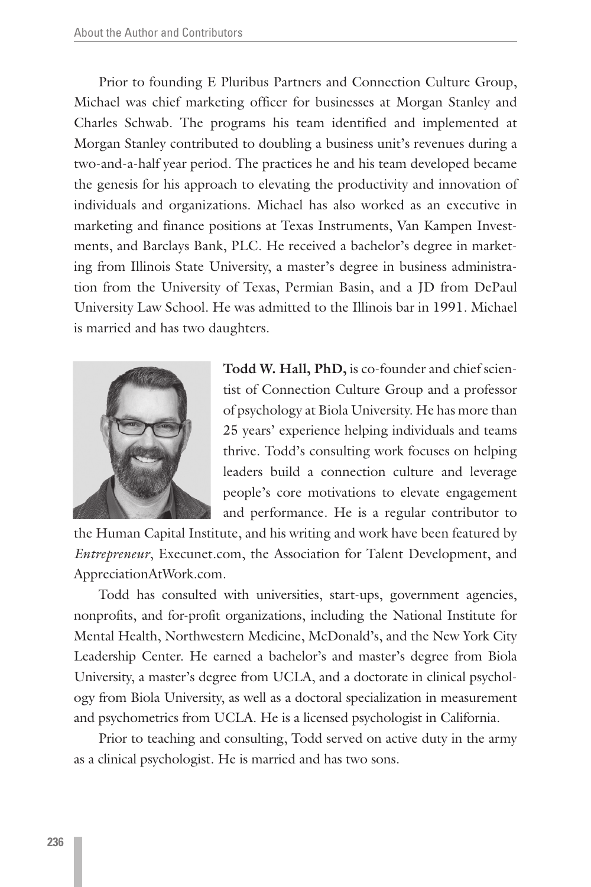Prior to founding E Pluribus Partners and Connection Culture Group, Michael was chief marketing officer for businesses at Morgan Stanley and Charles Schwab. The programs his team identified and implemented at Morgan Stanley contributed to doubling a business unit's revenues during a two-and-a-half year period. The practices he and his team developed became the genesis for his approach to elevating the productivity and innovation of individuals and organizations. Michael has also worked as an executive in marketing and finance positions at Texas Instruments, Van Kampen Investments, and Barclays Bank, PLC. He received a bachelor's degree in marketing from Illinois State University, a master's degree in business administration from the University of Texas, Permian Basin, and a JD from DePaul University Law School. He was admitted to the Illinois bar in 1991. Michael is married and has two daughters.

**Todd W. Hall, PhD,** is co-founder and chief scientist of Connection Culture Group and a professor of psychology at Biola University. He has more than 25 years' experience helping individuals and teams thrive. Todd's consulting work focuses on helping leaders build a connection culture and leverage people's core motivations to elevate engagement and performance. He is a regular contributor to the Human Capital Institute, and his writing and work have been featured by *Entrepreneur*, Execunet.com, the Association for Talent Development, and AppreciationAtWork.com.

Todd has consulted with universities, start-ups, government agencies, nonprofits, and for-profit organizations, including the National Institute for Mental Health, Northwestern Medicine, McDonald's, and the New York City Leadership Center. He earned a bachelor's and master's degree from Biola University, a master's degree from UCLA, and a doctorate in clinical psychology from Biola University, as well as a doctoral specialization in measurement and psychometrics from UCLA. He is a licensed psychologist in California.

Prior to teaching and consulting, Todd served on active duty in the army as a clinical psychologist. He is married and has two sons.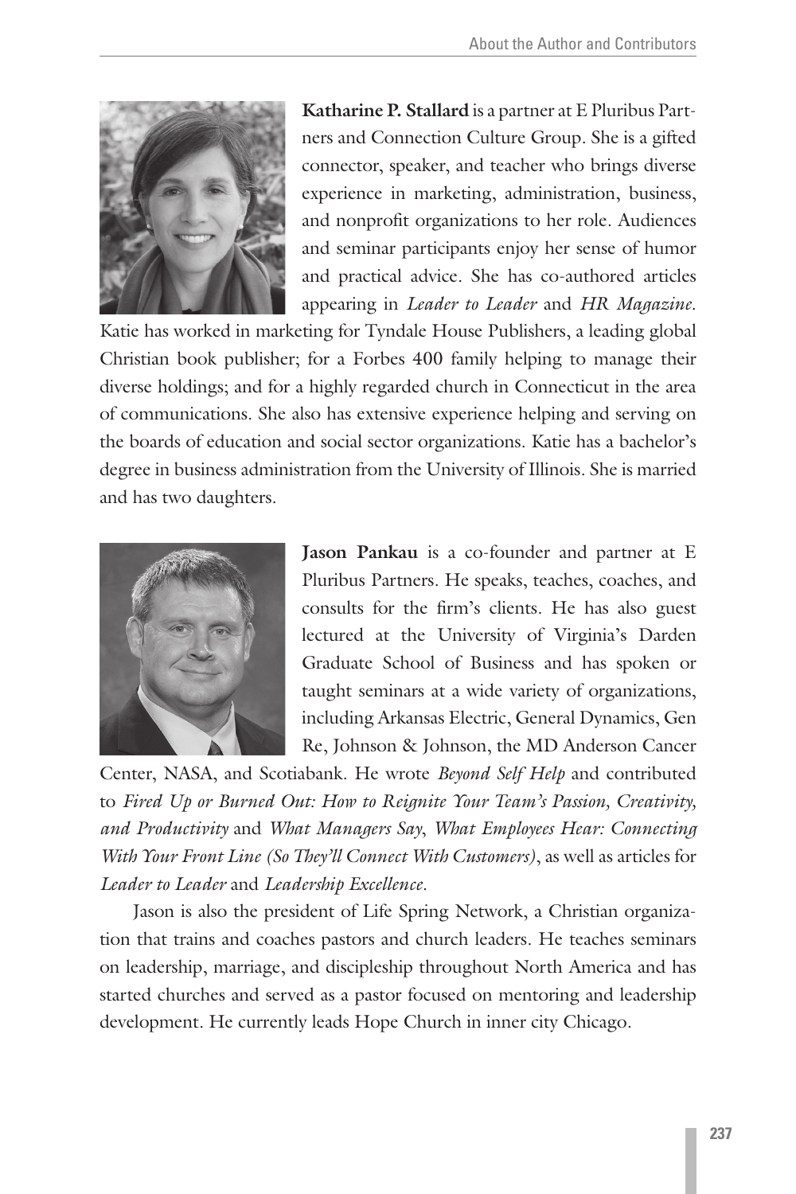**Katharine P. Stallard** is a partner at E Pluribus Partners and Connection Culture Group. She is a gifted connector, speaker, and teacher who brings diverse experience in marketing, administration, business, and nonprofit organizations to her role. Audiences and seminar participants enjoy her sense of humor and practical advice. She has co-authored articles appearing in *Leader to Leader* and *HR Magazine*. Katie has worked in marketing for Tyndale House Publishers, a leading global Christian book publisher; for a Forbes 400 family helping to manage their diverse holdings; and for a highly regarded church in Connecticut in the area of communications. She also has extensive experience helping and serving on the boards of education and social sector organizations. Katie has a bachelor's degree in business administration from the University of Illinois. She is married and has two daughters.

**Jason Pankau** is a co-founder and partner at E Pluribus Partners. He speaks, teaches, coaches, and consults for the firm's clients. He has also guest lectured at the University of Virginia's Darden Graduate School of Business and has spoken or taught seminars at a wide variety of organizations, including Arkansas Electric, General Dynamics, Gen Re, Johnson & Johnson, the MD Anderson Cancer Center, NASA, and Scotiabank. He wrote *Beyond Self Help* and contributed to *Fired Up or Burned Out: How to Reignite Your Team's Passion, Creativity, and Productivity* and *What Managers Say, What Employees Hear: Connecting With Your Front Line (So They'll Connect With Customers)*, as well as articles for *Leader to Leader* and *Leadership Excellence*.

Jason is also the president of Life Spring Network, a Christian organization that trains and coaches pastors and church leaders. He teaches seminars on leadership, marriage, and discipleship throughout North America and has started churches and served as a pastor focused on mentoring and leadership development. He currently leads Hope Church in inner city Chicago.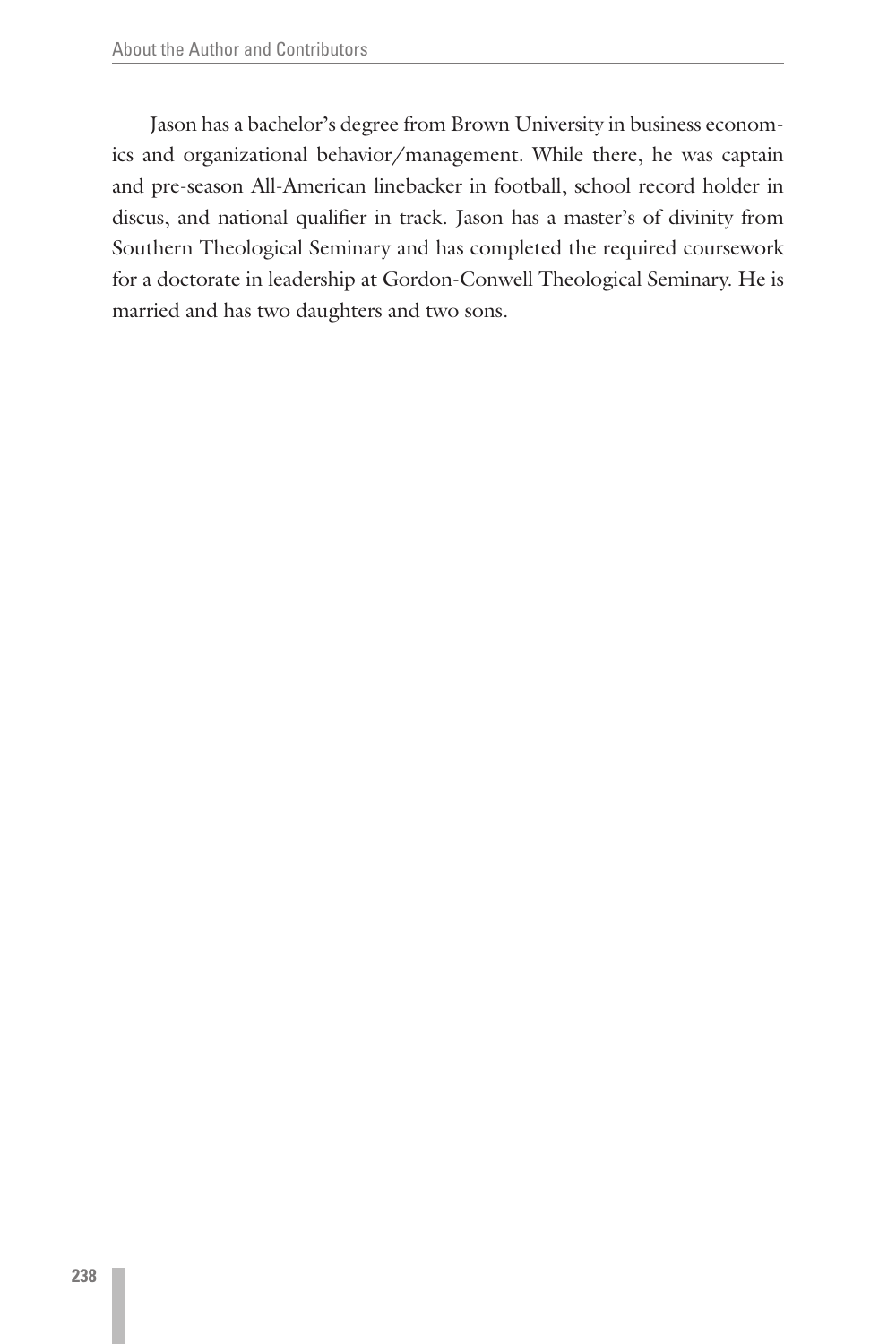Jason has a bachelor's degree from Brown University in business economics and organizational behavior/management. While there, he was captain and pre-season All-American linebacker in football, school record holder in discus, and national qualifier in track. Jason has a master's of divinity from Southern Theological Seminary and has completed the required coursework for a doctorate in leadership at Gordon-Conwell Theological Seminary. He is married and has two daughters and two sons.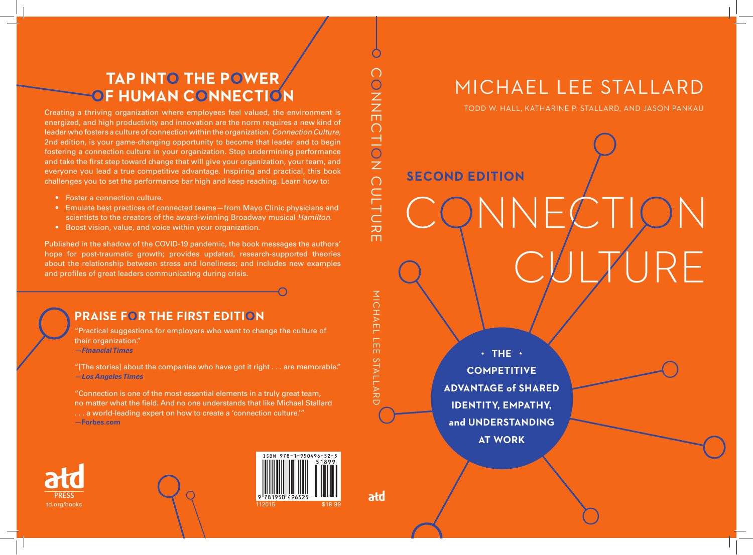# TAP INTO THE POWER OF HUMAN CONNECTION

Creating a thriving organization where employees feel valued, the environment is energized, and high productivity and innovation are the norm requires a new kind of leader who fosters a culture of connection within the organization. *Connection Culture,* 2nd edition, is your game-changing opportunity to become that leader and to begin fostering a connection culture in your organization. Stop undermining performance and take the first step toward change that will give your organization, your team, and everyone you lead a true competitive advantage. Inspiring and practical, this book challenges you to set the performance bar high and keep reaching. Learn how to:

- Foster a connection culture.
- Emulate best practices of connected teams—from Mayo Clinic physicians and scientists to the creators of the award-winning Broadway musical *Hamilton.*
- Boost vision, value, and voice within your organization.

Published in the shadow of the COVID-19 pandemic, the book messages the authors' hope for post-traumatic growth; provides updated, research-supported theories about the relationship between stress and loneliness; and includes new examples and profiles of great leaders communicating during crisis.

## PRAISE FOR THE FIRST EDITION

"Practical suggestions for employers who want to change the culture of their organization."
***—Financial Times***

"[The stories] about the companies who have got it right . . . are memorable."
***—Los Angeles Times***

"Connection is one of the most essential elements in a truly great team, no matter what the field. And no one understands that like Michael Stallard . . . a world-leading expert on how to create a 'connection culture.'"
**—Forbes.com**

atd PRESS
td.org/books

ISBN 978-1-950496-52-5
51899
9 781950 496525
112015
$18.99

CONNECTION CULTURE

MICHAEL LEE STALLARD

atd

# MICHAEL LEE STALLARD

TODD W. HALL, KATHARINE P. STALLARD, AND JASON PANKAU

**SECOND EDITION**

# CONNECTION CULTURE

**• THE • COMPETITIVE ADVANTAGE of SHARED IDENTITY, EMPATHY, and UNDERSTANDING AT WORK**